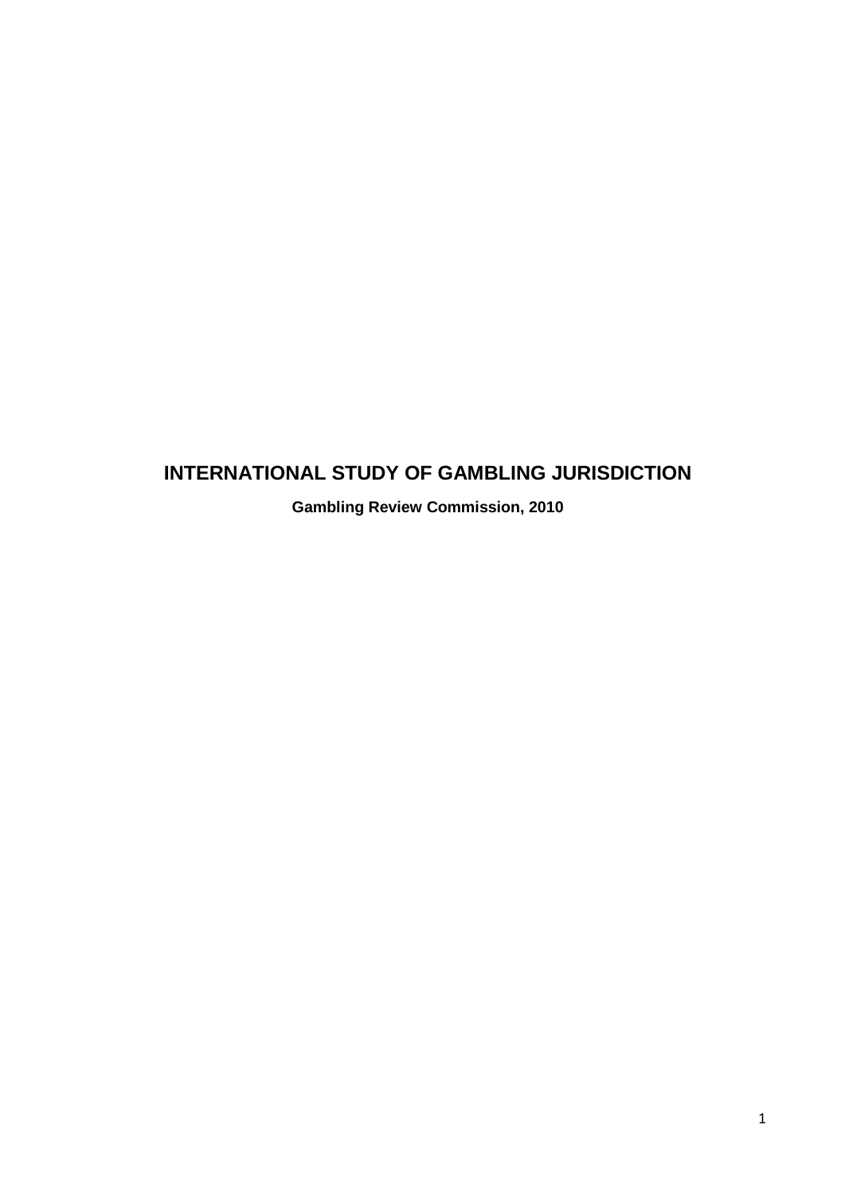# INTERNATIONAL STUDY OF GAMBLING JURISDICTION

**Gambling Review Commission, 2010**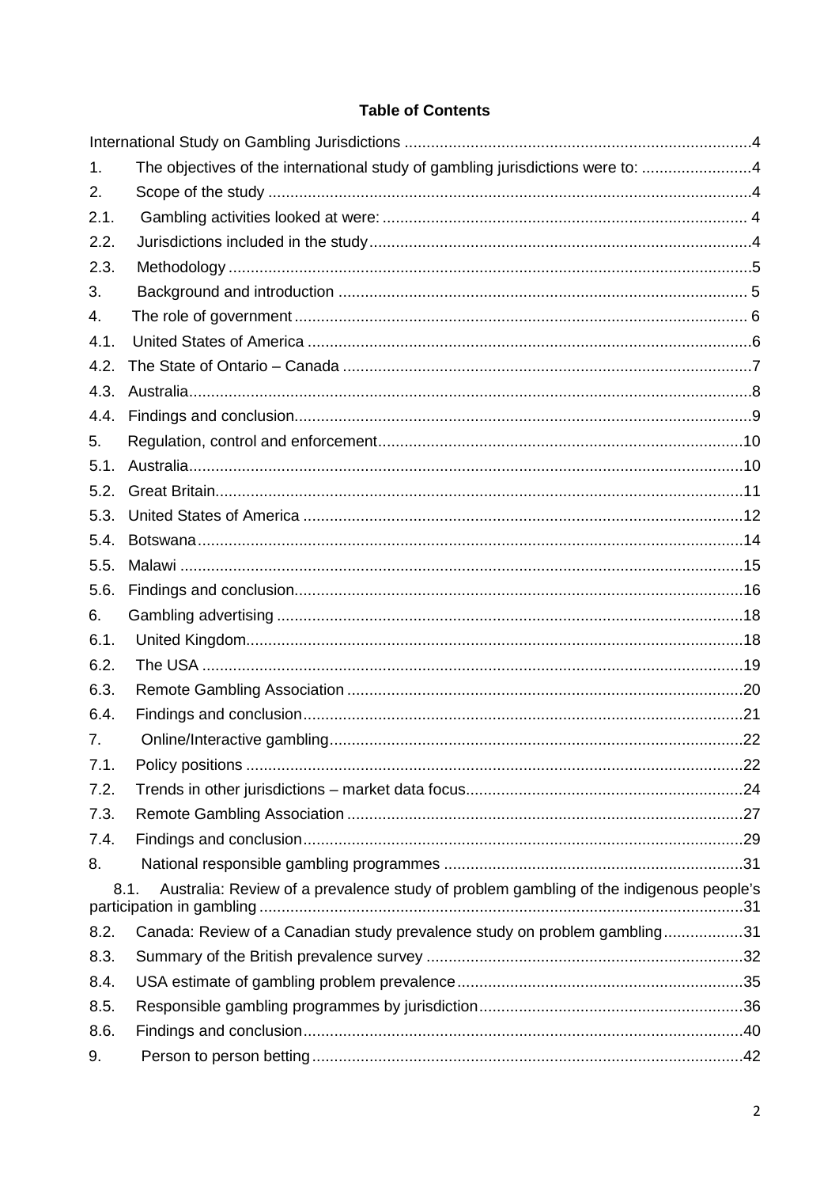**Table of Contents**

International Study on Gambling Jurisdictions ....................................................................................4

1. The objectives of the international study of gambling jurisdictions were to: .........................4
2. Scope of the study ............................................................................................................4
2.1. Gambling activities looked at were: .................................................................................. 4
2.2. Jurisdictions included in the study.....................................................................................4
2.3. Methodology .....................................................................................................................5
3. Background and introduction ........................................................................................... 5
4. The role of government ..................................................................................................... 6
4.1. United States of America ...................................................................................................6
4.2. The State of Ontario – Canada ...........................................................................................7
4.3. Australia.............................................................................................................................8
4.4. Findings and conclusion......................................................................................................9
5. Regulation, control and enforcement.................................................................................10
5.1. Australia............................................................................................................................10
5.2. Great Britain......................................................................................................................11
5.3. United States of America ..................................................................................................12
5.4. Botswana..........................................................................................................................14
5.5. Malawi ..............................................................................................................................15
5.6. Findings and conclusion....................................................................................................16
6. Gambling advertising ........................................................................................................18
6.1. United Kingdom................................................................................................................18
6.2. The USA ..........................................................................................................................19
6.3. Remote Gambling Association .........................................................................................20
6.4. Findings and conclusion...................................................................................................21
7. Online/Interactive gambling.............................................................................................22
7.1. Policy positions ................................................................................................................22
7.2. Trends in other jurisdictions – market data focus..............................................................24
7.3. Remote Gambling Association .........................................................................................27
7.4. Findings and conclusion...................................................................................................29
8. National responsible gambling programmes ...................................................................31
8.1. Australia: Review of a prevalence study of problem gambling of the indigenous people's participation in gambling ............................................................................................................31
8.2. Canada: Review of a Canadian study prevalence study on problem gambling..................31
8.3. Summary of the British prevalence survey .......................................................................32
8.4. USA estimate of gambling problem prevalence................................................................35
8.5. Responsible gambling programmes by jurisdiction...........................................................36
8.6. Findings and conclusion...................................................................................................40
9. Person to person betting.................................................................................................42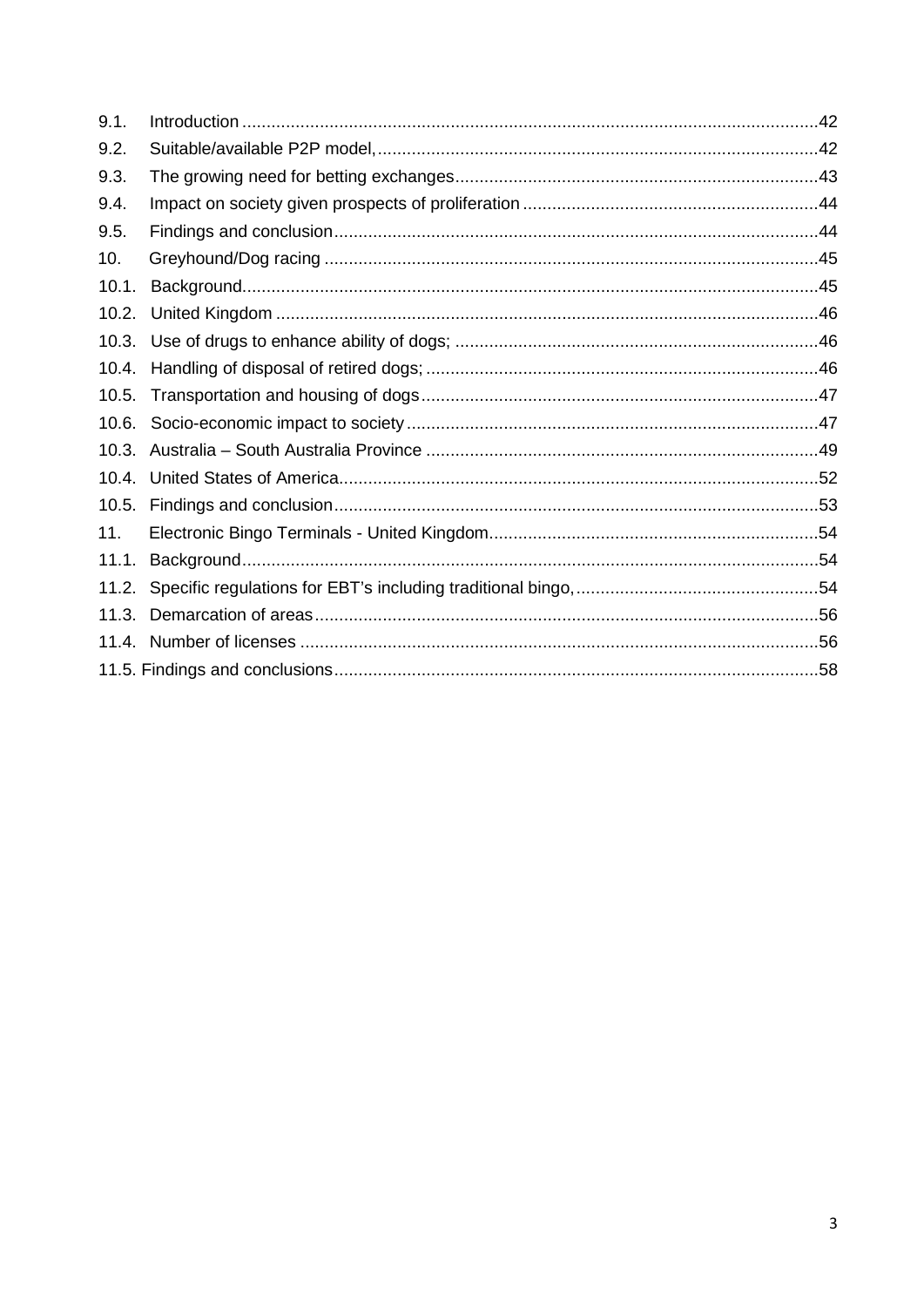9.1. Introduction ....................................................................................................................42

9.2. Suitable/available P2P model, ..........................................................................................42

9.3. The growing need for betting exchanges ..........................................................................43

9.4. Impact on society given prospects of proliferation ............................................................44

9.5. Findings and conclusion ...................................................................................................44

10. Greyhound/Dog racing ......................................................................................................45

10.1. Background.....................................................................................................................45

10.2. United Kingdom ..............................................................................................................46

10.3. Use of drugs to enhance ability of dogs; ..........................................................................46

10.4. Handling of disposal of retired dogs; ................................................................................46

10.5. Transportation and housing of dogs .................................................................................47

10.6. Socio-economic impact to society ....................................................................................47

10.3. Australia – South Australia Province ................................................................................49

10.4. United States of America..................................................................................................52

10.5. Findings and conclusion ...................................................................................................53

11. Electronic Bingo Terminals - United Kingdom...................................................................54

11.1. Background.....................................................................................................................54

11.2. Specific regulations for EBT's including traditional bingo, .................................................54

11.3. Demarcation of areas .......................................................................................................56

11.4. Number of licenses ..........................................................................................................56

11.5. Findings and conclusions ..................................................................................................58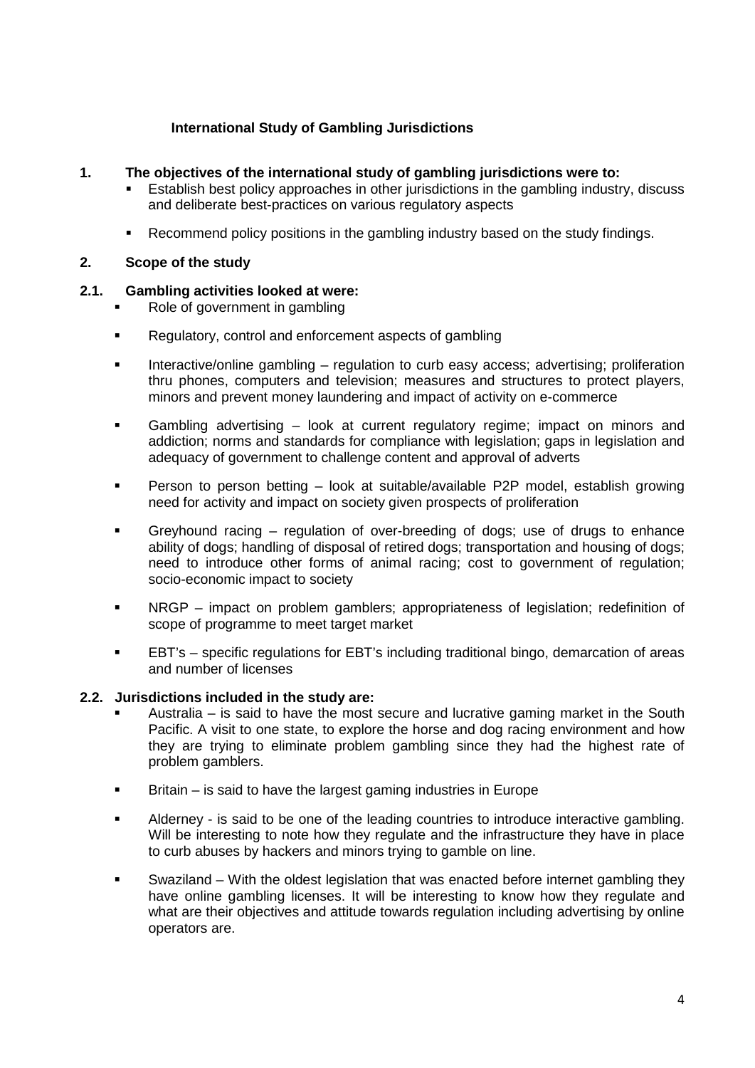## International Study of Gambling Jurisdictions

**1. The objectives of the international study of gambling jurisdictions were to:**

- Establish best policy approaches in other jurisdictions in the gambling industry, discuss and deliberate best-practices on various regulatory aspects
- Recommend policy positions in the gambling industry based on the study findings.

**2. Scope of the study**

**2.1. Gambling activities looked at were:**

- Role of government in gambling
- Regulatory, control and enforcement aspects of gambling
- Interactive/online gambling – regulation to curb easy access; advertising; proliferation thru phones, computers and television; measures and structures to protect players, minors and prevent money laundering and impact of activity on e-commerce
- Gambling advertising – look at current regulatory regime; impact on minors and addiction; norms and standards for compliance with legislation; gaps in legislation and adequacy of government to challenge content and approval of adverts
- Person to person betting – look at suitable/available P2P model, establish growing need for activity and impact on society given prospects of proliferation
- Greyhound racing – regulation of over-breeding of dogs; use of drugs to enhance ability of dogs; handling of disposal of retired dogs; transportation and housing of dogs; need to introduce other forms of animal racing; cost to government of regulation; socio-economic impact to society
- NRGP – impact on problem gamblers; appropriateness of legislation; redefinition of scope of programme to meet target market
- EBT's – specific regulations for EBT's including traditional bingo, demarcation of areas and number of licenses

**2.2. Jurisdictions included in the study are:**

- Australia – is said to have the most secure and lucrative gaming market in the South Pacific. A visit to one state, to explore the horse and dog racing environment and how they are trying to eliminate problem gambling since they had the highest rate of problem gamblers.
- Britain – is said to have the largest gaming industries in Europe
- Alderney - is said to be one of the leading countries to introduce interactive gambling. Will be interesting to note how they regulate and the infrastructure they have in place to curb abuses by hackers and minors trying to gamble on line.
- Swaziland – With the oldest legislation that was enacted before internet gambling they have online gambling licenses. It will be interesting to know how they regulate and what are their objectives and attitude towards regulation including advertising by online operators are.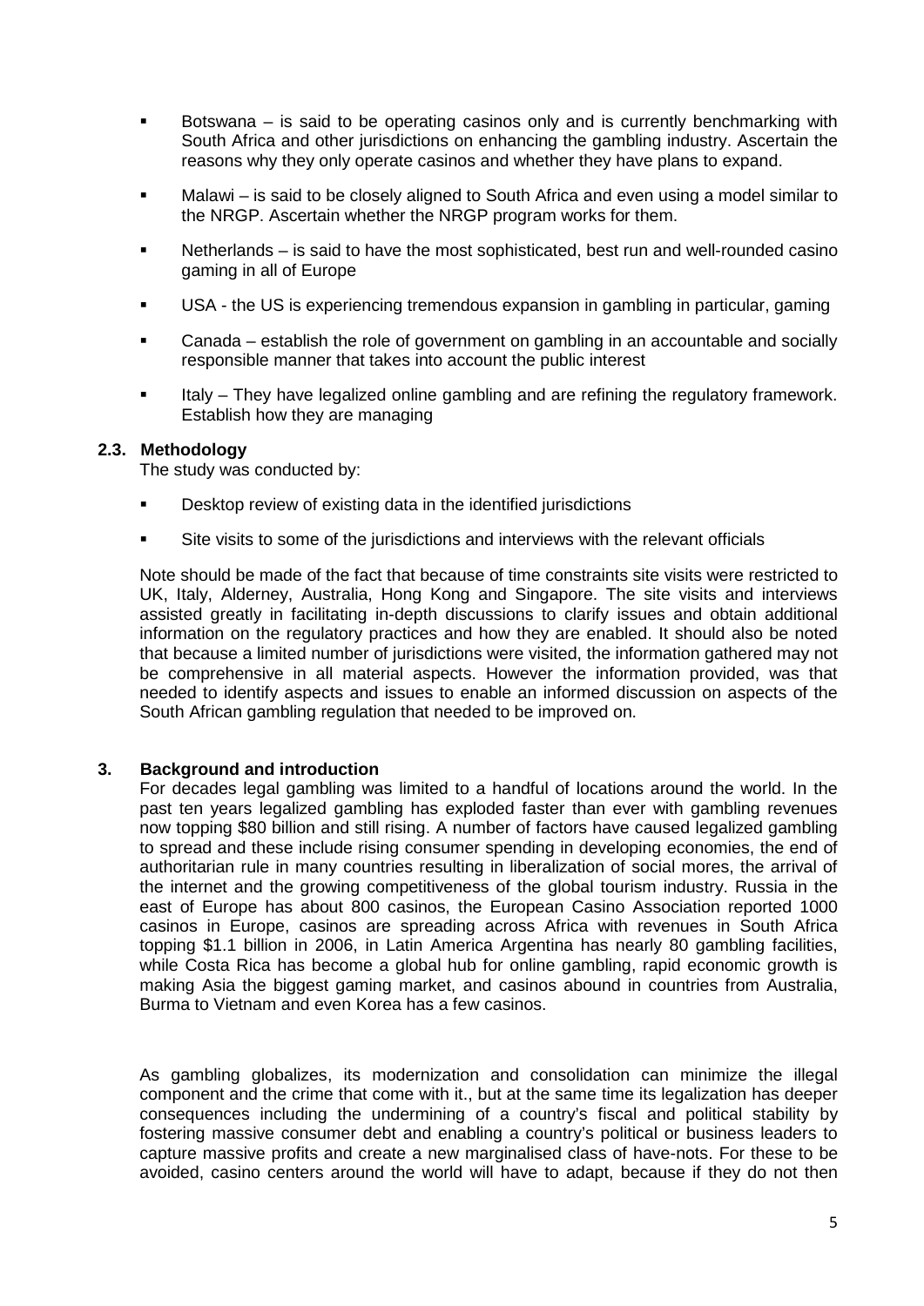- Botswana – is said to be operating casinos only and is currently benchmarking with South Africa and other jurisdictions on enhancing the gambling industry. Ascertain the reasons why they only operate casinos and whether they have plans to expand.
- Malawi – is said to be closely aligned to South Africa and even using a model similar to the NRGP. Ascertain whether the NRGP program works for them.
- Netherlands – is said to have the most sophisticated, best run and well-rounded casino gaming in all of Europe
- USA - the US is experiencing tremendous expansion in gambling in particular, gaming
- Canada – establish the role of government on gambling in an accountable and socially responsible manner that takes into account the public interest
- Italy – They have legalized online gambling and are refining the regulatory framework. Establish how they are managing

### 2.3. Methodology

The study was conducted by:

- Desktop review of existing data in the identified jurisdictions
- Site visits to some of the jurisdictions and interviews with the relevant officials

Note should be made of the fact that because of time constraints site visits were restricted to UK, Italy, Alderney, Australia, Hong Kong and Singapore. The site visits and interviews assisted greatly in facilitating in-depth discussions to clarify issues and obtain additional information on the regulatory practices and how they are enabled. It should also be noted that because a limited number of jurisdictions were visited, the information gathered may not be comprehensive in all material aspects. However the information provided, was that needed to identify aspects and issues to enable an informed discussion on aspects of the South African gambling regulation that needed to be improved on.

## 3. Background and introduction

For decades legal gambling was limited to a handful of locations around the world. In the past ten years legalized gambling has exploded faster than ever with gambling revenues now topping $80 billion and still rising. A number of factors have caused legalized gambling to spread and these include rising consumer spending in developing economies, the end of authoritarian rule in many countries resulting in liberalization of social mores, the arrival of the internet and the growing competitiveness of the global tourism industry. Russia in the east of Europe has about 800 casinos, the European Casino Association reported 1000 casinos in Europe, casinos are spreading across Africa with revenues in South Africa topping $1.1 billion in 2006, in Latin America Argentina has nearly 80 gambling facilities, while Costa Rica has become a global hub for online gambling, rapid economic growth is making Asia the biggest gaming market, and casinos abound in countries from Australia, Burma to Vietnam and even Korea has a few casinos.

As gambling globalizes, its modernization and consolidation can minimize the illegal component and the crime that come with it., but at the same time its legalization has deeper consequences including the undermining of a country's fiscal and political stability by fostering massive consumer debt and enabling a country's political or business leaders to capture massive profits and create a new marginalised class of have-nots. For these to be avoided, casino centers around the world will have to adapt, because if they do not then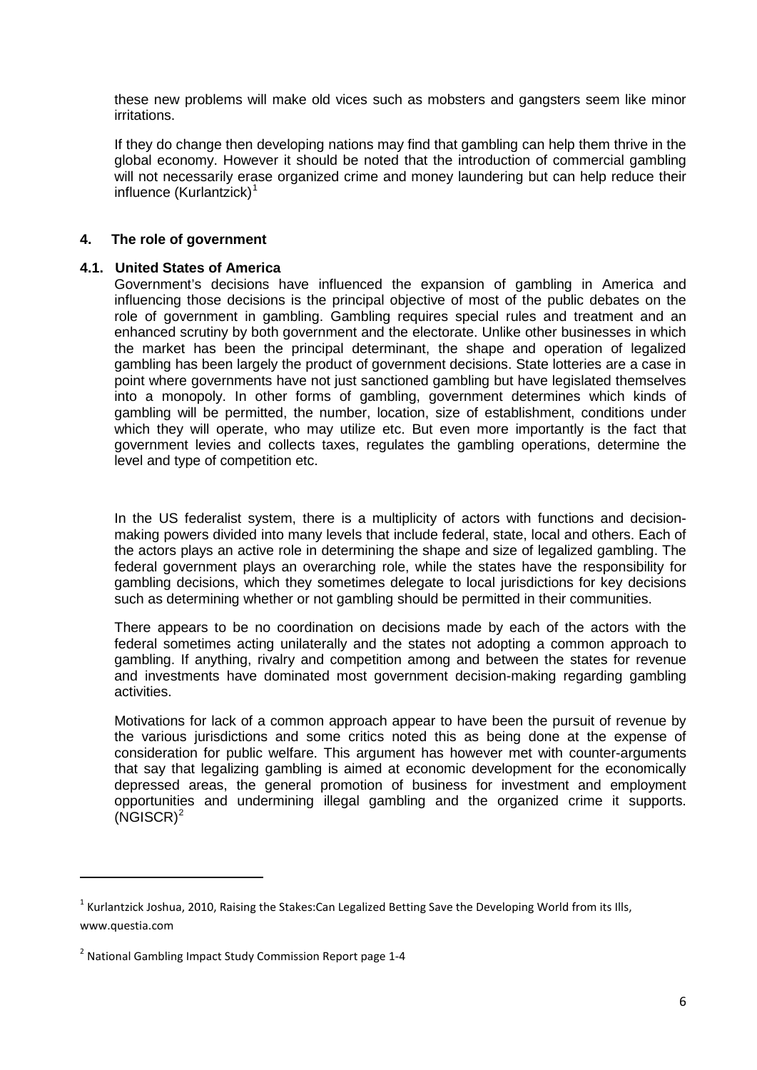these new problems will make old vices such as mobsters and gangsters seem like minor irritations.

If they do change then developing nations may find that gambling can help them thrive in the global economy. However it should be noted that the introduction of commercial gambling will not necessarily erase organized crime and money laundering but can help reduce their influence (Kurlantzick)[1]

## 4. The role of government

### 4.1. United States of America

Government's decisions have influenced the expansion of gambling in America and influencing those decisions is the principal objective of most of the public debates on the role of government in gambling. Gambling requires special rules and treatment and an enhanced scrutiny by both government and the electorate. Unlike other businesses in which the market has been the principal determinant, the shape and operation of legalized gambling has been largely the product of government decisions. State lotteries are a case in point where governments have not just sanctioned gambling but have legislated themselves into a monopoly. In other forms of gambling, government determines which kinds of gambling will be permitted, the number, location, size of establishment, conditions under which they will operate, who may utilize etc. But even more importantly is the fact that government levies and collects taxes, regulates the gambling operations, determine the level and type of competition etc.

In the US federalist system, there is a multiplicity of actors with functions and decision-making powers divided into many levels that include federal, state, local and others. Each of the actors plays an active role in determining the shape and size of legalized gambling. The federal government plays an overarching role, while the states have the responsibility for gambling decisions, which they sometimes delegate to local jurisdictions for key decisions such as determining whether or not gambling should be permitted in their communities.

There appears to be no coordination on decisions made by each of the actors with the federal sometimes acting unilaterally and the states not adopting a common approach to gambling. If anything, rivalry and competition among and between the states for revenue and investments have dominated most government decision-making regarding gambling activities.

Motivations for lack of a common approach appear to have been the pursuit of revenue by the various jurisdictions and some critics noted this as being done at the expense of consideration for public welfare. This argument has however met with counter-arguments that say that legalizing gambling is aimed at economic development for the economically depressed areas, the general promotion of business for investment and employment opportunities and undermining illegal gambling and the organized crime it supports. (NGISCR)[2]

---

[1] Kurlantzick Joshua, 2010, Raising the Stakes:Can Legalized Betting Save the Developing World from its Ills, www.questia.com

[2] National Gambling Impact Study Commission Report page 1-4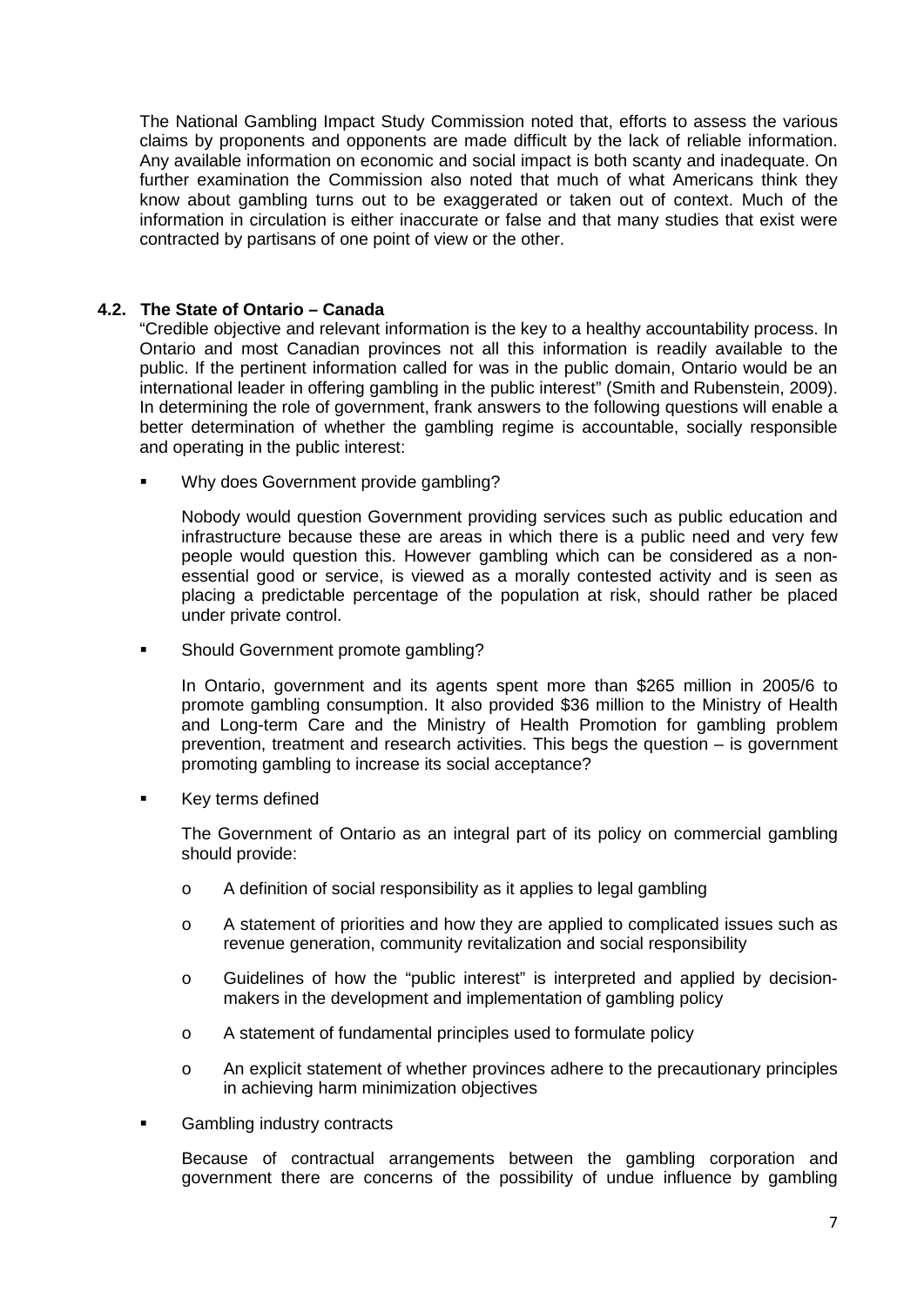The National Gambling Impact Study Commission noted that, efforts to assess the various claims by proponents and opponents are made difficult by the lack of reliable information. Any available information on economic and social impact is both scanty and inadequate. On further examination the Commission also noted that much of what Americans think they know about gambling turns out to be exaggerated or taken out of context. Much of the information in circulation is either inaccurate or false and that many studies that exist were contracted by partisans of one point of view or the other.

### 4.2. The State of Ontario – Canada

"Credible objective and relevant information is the key to a healthy accountability process. In Ontario and most Canadian provinces not all this information is readily available to the public. If the pertinent information called for was in the public domain, Ontario would be an international leader in offering gambling in the public interest" (Smith and Rubenstein, 2009). In determining the role of government, frank answers to the following questions will enable a better determination of whether the gambling regime is accountable, socially responsible and operating in the public interest:

- Why does Government provide gambling?

  Nobody would question Government providing services such as public education and infrastructure because these are areas in which there is a public need and very few people would question this. However gambling which can be considered as a non-essential good or service, is viewed as a morally contested activity and is seen as placing a predictable percentage of the population at risk, should rather be placed under private control.

- Should Government promote gambling?

  In Ontario, government and its agents spent more than $265 million in 2005/6 to promote gambling consumption. It also provided $36 million to the Ministry of Health and Long-term Care and the Ministry of Health Promotion for gambling problem prevention, treatment and research activities. This begs the question – is government promoting gambling to increase its social acceptance?

- Key terms defined

  The Government of Ontario as an integral part of its policy on commercial gambling should provide:

  - A definition of social responsibility as it applies to legal gambling
  - A statement of priorities and how they are applied to complicated issues such as revenue generation, community revitalization and social responsibility
  - Guidelines of how the "public interest" is interpreted and applied by decision-makers in the development and implementation of gambling policy
  - A statement of fundamental principles used to formulate policy
  - An explicit statement of whether provinces adhere to the precautionary principles in achieving harm minimization objectives

- Gambling industry contracts

  Because of contractual arrangements between the gambling corporation and government there are concerns of the possibility of undue influence by gambling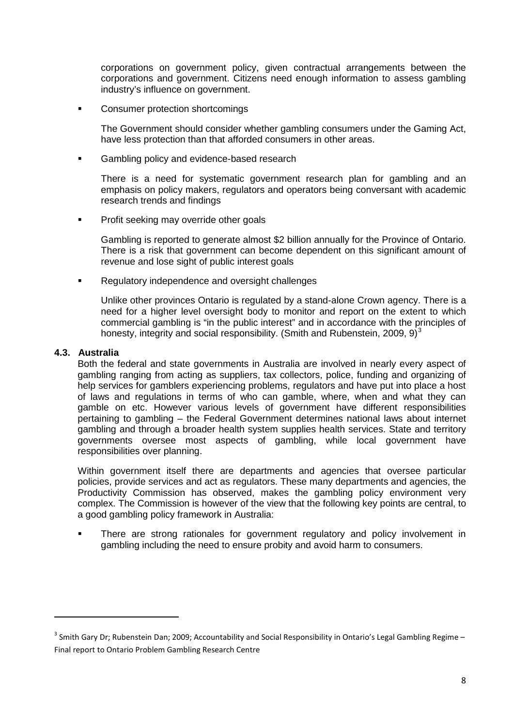corporations on government policy, given contractual arrangements between the corporations and government. Citizens need enough information to assess gambling industry's influence on government.

- Consumer protection shortcomings

  The Government should consider whether gambling consumers under the Gaming Act, have less protection than that afforded consumers in other areas.

- Gambling policy and evidence-based research

  There is a need for systematic government research plan for gambling and an emphasis on policy makers, regulators and operators being conversant with academic research trends and findings

- Profit seeking may override other goals

  Gambling is reported to generate almost $2 billion annually for the Province of Ontario. There is a risk that government can become dependent on this significant amount of revenue and lose sight of public interest goals

- Regulatory independence and oversight challenges

  Unlike other provinces Ontario is regulated by a stand-alone Crown agency. There is a need for a higher level oversight body to monitor and report on the extent to which commercial gambling is "in the public interest" and in accordance with the principles of honesty, integrity and social responsibility. (Smith and Rubenstein, 2009, 9)[3]

### 4.3. Australia

Both the federal and state governments in Australia are involved in nearly every aspect of gambling ranging from acting as suppliers, tax collectors, police, funding and organizing of help services for gamblers experiencing problems, regulators and have put into place a host of laws and regulations in terms of who can gamble, where, when and what they can gamble on etc. However various levels of government have different responsibilities pertaining to gambling – the Federal Government determines national laws about internet gambling and through a broader health system supplies health services. State and territory governments oversee most aspects of gambling, while local government have responsibilities over planning.

Within government itself there are departments and agencies that oversee particular policies, provide services and act as regulators. These many departments and agencies, the Productivity Commission has observed, makes the gambling policy environment very complex. The Commission is however of the view that the following key points are central, to a good gambling policy framework in Australia:

- There are strong rationales for government regulatory and policy involvement in gambling including the need to ensure probity and avoid harm to consumers.

---

[3] Smith Gary Dr; Rubenstein Dan; 2009; Accountability and Social Responsibility in Ontario's Legal Gambling Regime – Final report to Ontario Problem Gambling Research Centre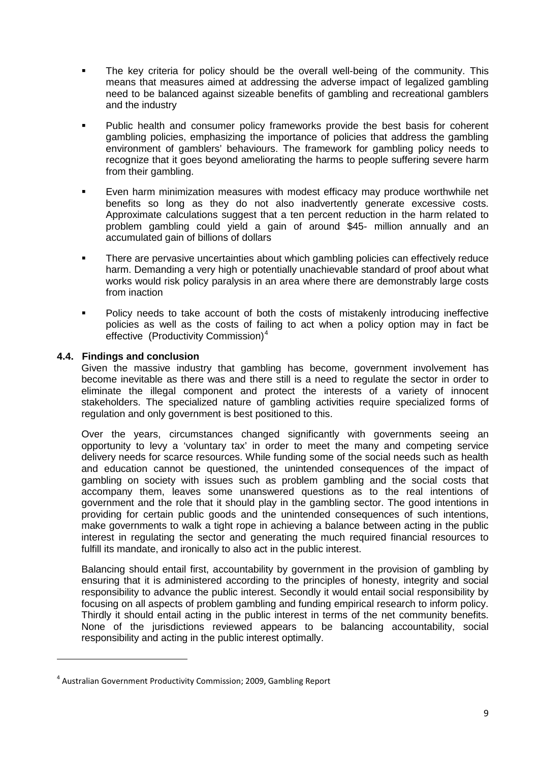- The key criteria for policy should be the overall well-being of the community. This means that measures aimed at addressing the adverse impact of legalized gambling need to be balanced against sizeable benefits of gambling and recreational gamblers and the industry

- Public health and consumer policy frameworks provide the best basis for coherent gambling policies, emphasizing the importance of policies that address the gambling environment of gamblers' behaviours. The framework for gambling policy needs to recognize that it goes beyond ameliorating the harms to people suffering severe harm from their gambling.

- Even harm minimization measures with modest efficacy may produce worthwhile net benefits so long as they do not also inadvertently generate excessive costs. Approximate calculations suggest that a ten percent reduction in the harm related to problem gambling could yield a gain of around $45- million annually and an accumulated gain of billions of dollars

- There are pervasive uncertainties about which gambling policies can effectively reduce harm. Demanding a very high or potentially unachievable standard of proof about what works would risk policy paralysis in an area where there are demonstrably large costs from inaction

- Policy needs to take account of both the costs of mistakenly introducing ineffective policies as well as the costs of failing to act when a policy option may in fact be effective (Productivity Commission)[4]

### 4.4. Findings and conclusion

Given the massive industry that gambling has become, government involvement has become inevitable as there was and there still is a need to regulate the sector in order to eliminate the illegal component and protect the interests of a variety of innocent stakeholders. The specialized nature of gambling activities require specialized forms of regulation and only government is best positioned to this.

Over the years, circumstances changed significantly with governments seeing an opportunity to levy a 'voluntary tax' in order to meet the many and competing service delivery needs for scarce resources. While funding some of the social needs such as health and education cannot be questioned, the unintended consequences of the impact of gambling on society with issues such as problem gambling and the social costs that accompany them, leaves some unanswered questions as to the real intentions of government and the role that it should play in the gambling sector. The good intentions in providing for certain public goods and the unintended consequences of such intentions, make governments to walk a tight rope in achieving a balance between acting in the public interest in regulating the sector and generating the much required financial resources to fulfill its mandate, and ironically to also act in the public interest.

Balancing should entail first, accountability by government in the provision of gambling by ensuring that it is administered according to the principles of honesty, integrity and social responsibility to advance the public interest. Secondly it would entail social responsibility by focusing on all aspects of problem gambling and funding empirical research to inform policy. Thirdly it should entail acting in the public interest in terms of the net community benefits. None of the jurisdictions reviewed appears to be balancing accountability, social responsibility and acting in the public interest optimally.

---

[4] Australian Government Productivity Commission; 2009, Gambling Report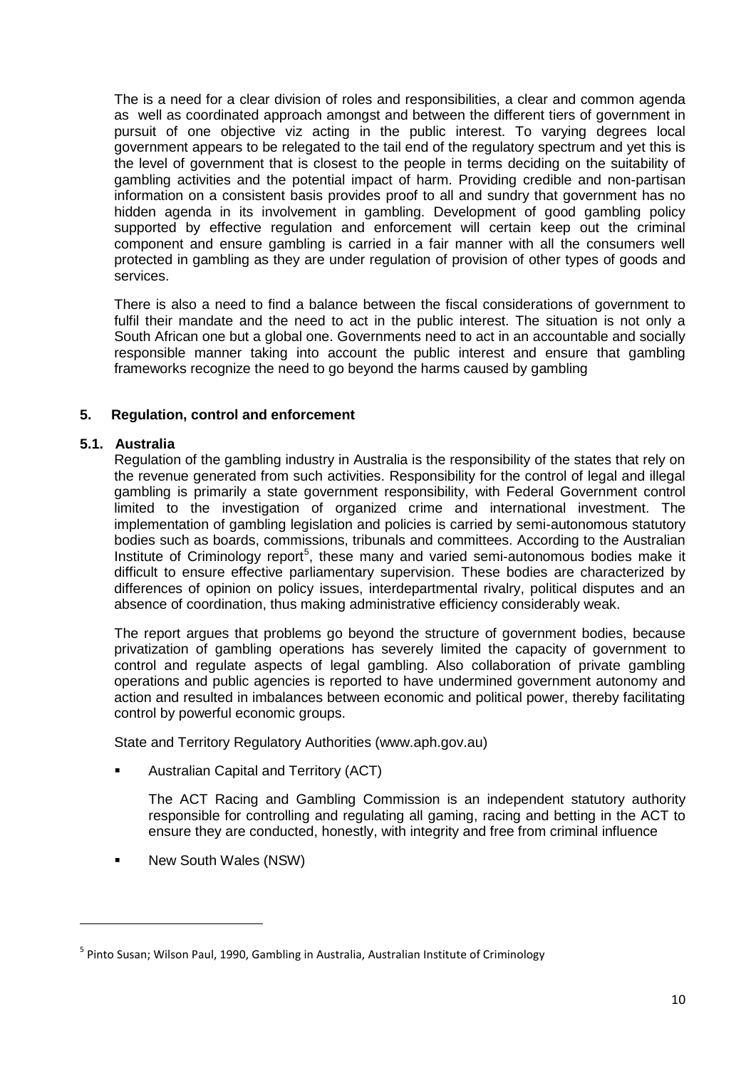The is a need for a clear division of roles and responsibilities, a clear and common agenda as well as coordinated approach amongst and between the different tiers of government in pursuit of one objective viz acting in the public interest. To varying degrees local government appears to be relegated to the tail end of the regulatory spectrum and yet this is the level of government that is closest to the people in terms deciding on the suitability of gambling activities and the potential impact of harm. Providing credible and non-partisan information on a consistent basis provides proof to all and sundry that government has no hidden agenda in its involvement in gambling. Development of good gambling policy supported by effective regulation and enforcement will certain keep out the criminal component and ensure gambling is carried in a fair manner with all the consumers well protected in gambling as they are under regulation of provision of other types of goods and services.

There is also a need to find a balance between the fiscal considerations of government to fulfil their mandate and the need to act in the public interest. The situation is not only a South African one but a global one. Governments need to act in an accountable and socially responsible manner taking into account the public interest and ensure that gambling frameworks recognize the need to go beyond the harms caused by gambling

## 5. Regulation, control and enforcement

### 5.1. Australia

Regulation of the gambling industry in Australia is the responsibility of the states that rely on the revenue generated from such activities. Responsibility for the control of legal and illegal gambling is primarily a state government responsibility, with Federal Government control limited to the investigation of organized crime and international investment. The implementation of gambling legislation and policies is carried by semi-autonomous statutory bodies such as boards, commissions, tribunals and committees. According to the Australian Institute of Criminology report[5], these many and varied semi-autonomous bodies make it difficult to ensure effective parliamentary supervision. These bodies are characterized by differences of opinion on policy issues, interdepartmental rivalry, political disputes and an absence of coordination, thus making administrative efficiency considerably weak.

The report argues that problems go beyond the structure of government bodies, because privatization of gambling operations has severely limited the capacity of government to control and regulate aspects of legal gambling. Also collaboration of private gambling operations and public agencies is reported to have undermined government autonomy and action and resulted in imbalances between economic and political power, thereby facilitating control by powerful economic groups.

State and Territory Regulatory Authorities (www.aph.gov.au)

- Australian Capital and Territory (ACT)

  The ACT Racing and Gambling Commission is an independent statutory authority responsible for controlling and regulating all gaming, racing and betting in the ACT to ensure they are conducted, honestly, with integrity and free from criminal influence

- New South Wales (NSW)

[5] Pinto Susan; Wilson Paul, 1990, Gambling in Australia, Australian Institute of Criminology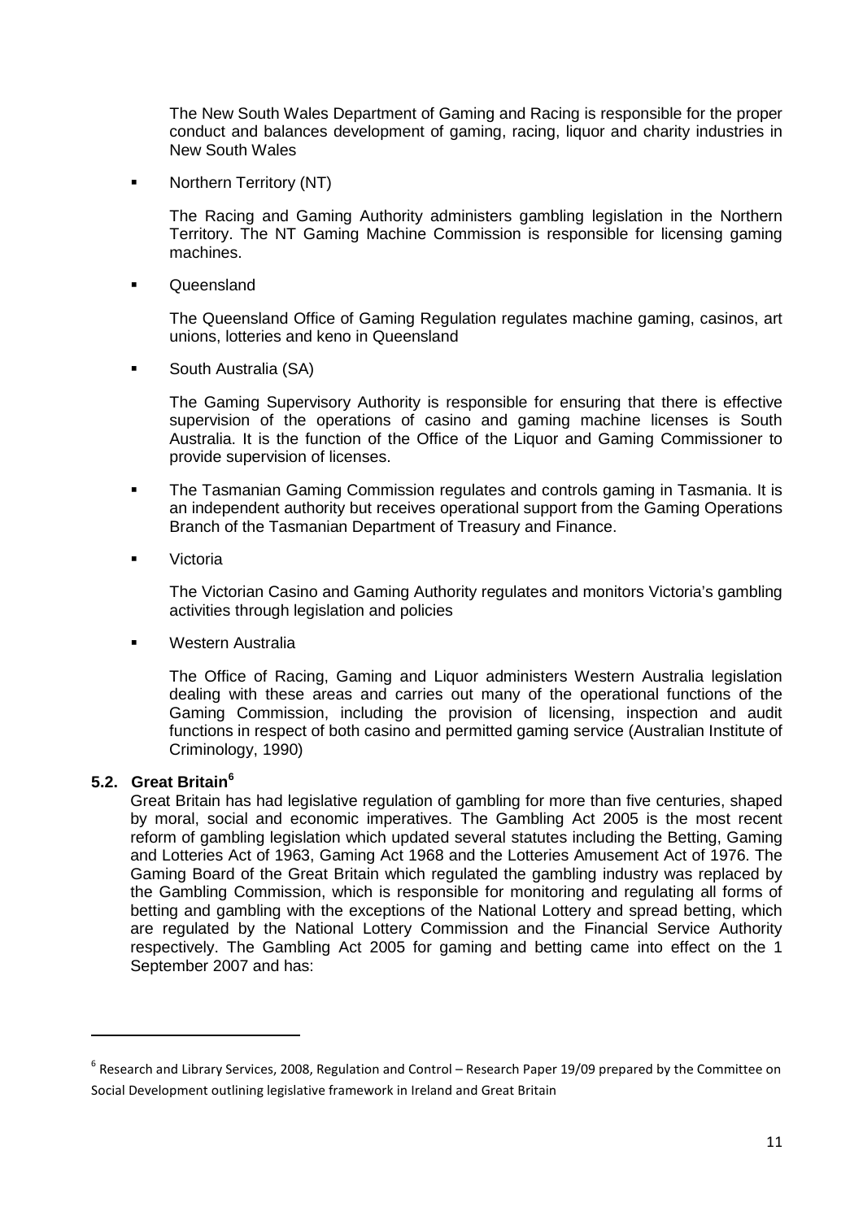The New South Wales Department of Gaming and Racing is responsible for the proper conduct and balances development of gaming, racing, liquor and charity industries in New South Wales

- Northern Territory (NT)

  The Racing and Gaming Authority administers gambling legislation in the Northern Territory. The NT Gaming Machine Commission is responsible for licensing gaming machines.

- Queensland

  The Queensland Office of Gaming Regulation regulates machine gaming, casinos, art unions, lotteries and keno in Queensland

- South Australia (SA)

  The Gaming Supervisory Authority is responsible for ensuring that there is effective supervision of the operations of casino and gaming machine licenses is South Australia. It is the function of the Office of the Liquor and Gaming Commissioner to provide supervision of licenses.

- The Tasmanian Gaming Commission regulates and controls gaming in Tasmania. It is an independent authority but receives operational support from the Gaming Operations Branch of the Tasmanian Department of Treasury and Finance.

- Victoria

  The Victorian Casino and Gaming Authority regulates and monitors Victoria's gambling activities through legislation and policies

- Western Australia

  The Office of Racing, Gaming and Liquor administers Western Australia legislation dealing with these areas and carries out many of the operational functions of the Gaming Commission, including the provision of licensing, inspection and audit functions in respect of both casino and permitted gaming service (Australian Institute of Criminology, 1990)

### 5.2. Great Britain[6]

Great Britain has had legislative regulation of gambling for more than five centuries, shaped by moral, social and economic imperatives. The Gambling Act 2005 is the most recent reform of gambling legislation which updated several statutes including the Betting, Gaming and Lotteries Act of 1963, Gaming Act 1968 and the Lotteries Amusement Act of 1976. The Gaming Board of the Great Britain which regulated the gambling industry was replaced by the Gambling Commission, which is responsible for monitoring and regulating all forms of betting and gambling with the exceptions of the National Lottery and spread betting, which are regulated by the National Lottery Commission and the Financial Service Authority respectively. The Gambling Act 2005 for gaming and betting came into effect on the 1 September 2007 and has:

---

[6] Research and Library Services, 2008, Regulation and Control – Research Paper 19/09 prepared by the Committee on Social Development outlining legislative framework in Ireland and Great Britain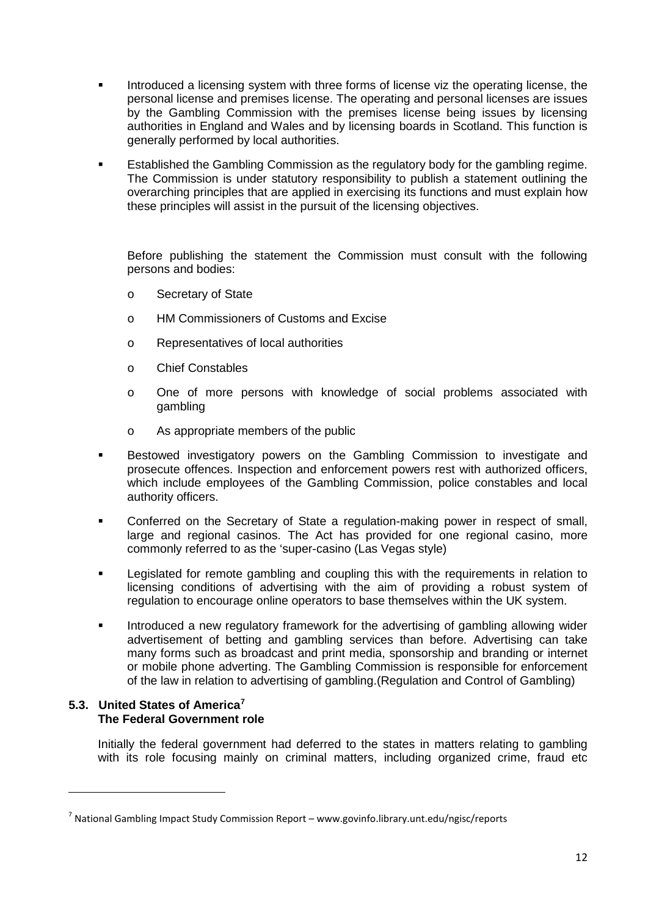- Introduced a licensing system with three forms of license viz the operating license, the personal license and premises license. The operating and personal licenses are issues by the Gambling Commission with the premises license being issues by licensing authorities in England and Wales and by licensing boards in Scotland. This function is generally performed by local authorities.

- Established the Gambling Commission as the regulatory body for the gambling regime. The Commission is under statutory responsibility to publish a statement outlining the overarching principles that are applied in exercising its functions and must explain how these principles will assist in the pursuit of the licensing objectives.

  Before publishing the statement the Commission must consult with the following persons and bodies:

  - Secretary of State
  - HM Commissioners of Customs and Excise
  - Representatives of local authorities
  - Chief Constables
  - One of more persons with knowledge of social problems associated with gambling
  - As appropriate members of the public

- Bestowed investigatory powers on the Gambling Commission to investigate and prosecute offences. Inspection and enforcement powers rest with authorized officers, which include employees of the Gambling Commission, police constables and local authority officers.

- Conferred on the Secretary of State a regulation-making power in respect of small, large and regional casinos. The Act has provided for one regional casino, more commonly referred to as the 'super-casino (Las Vegas style)

- Legislated for remote gambling and coupling this with the requirements in relation to licensing conditions of advertising with the aim of providing a robust system of regulation to encourage online operators to base themselves within the UK system.

- Introduced a new regulatory framework for the advertising of gambling allowing wider advertisement of betting and gambling services than before. Advertising can take many forms such as broadcast and print media, sponsorship and branding or internet or mobile phone adverting. The Gambling Commission is responsible for enforcement of the law in relation to advertising of gambling.(Regulation and Control of Gambling)

### 5.3. United States of America[7]

**The Federal Government role**

Initially the federal government had deferred to the states in matters relating to gambling with its role focusing mainly on criminal matters, including organized crime, fraud etc

[7] National Gambling Impact Study Commission Report – www.govinfo.library.unt.edu/ngisc/reports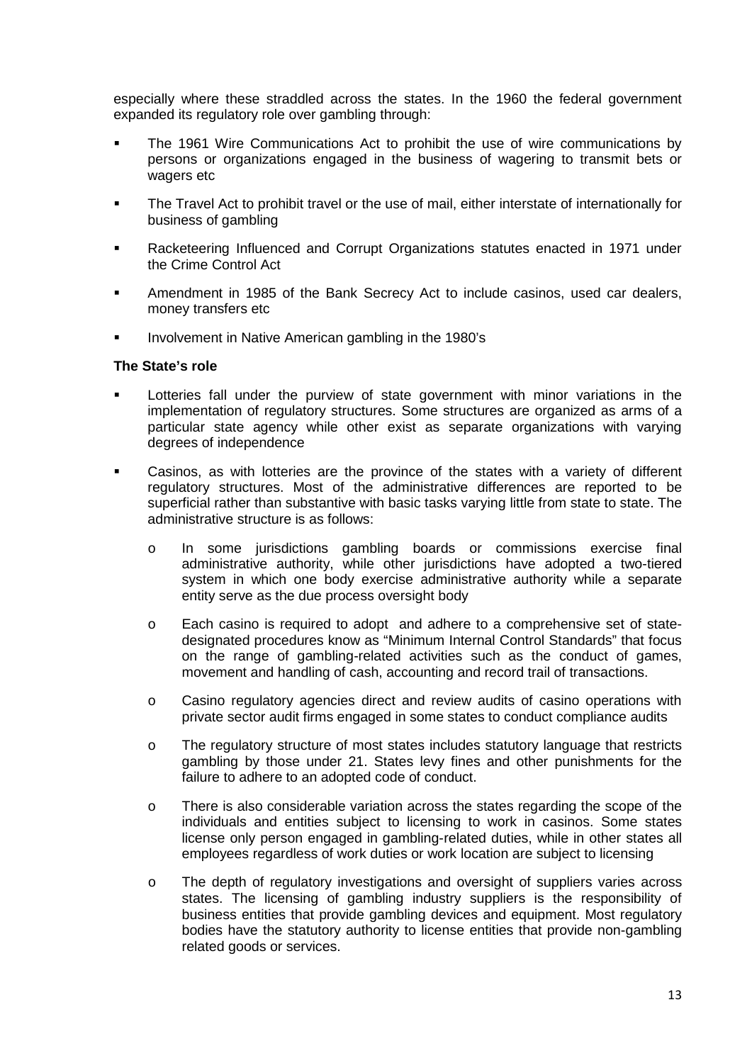especially where these straddled across the states. In the 1960 the federal government expanded its regulatory role over gambling through:

- The 1961 Wire Communications Act to prohibit the use of wire communications by persons or organizations engaged in the business of wagering to transmit bets or wagers etc
- The Travel Act to prohibit travel or the use of mail, either interstate of internationally for business of gambling
- Racketeering Influenced and Corrupt Organizations statutes enacted in 1971 under the Crime Control Act
- Amendment in 1985 of the Bank Secrecy Act to include casinos, used car dealers, money transfers etc
- Involvement in Native American gambling in the 1980's

**The State's role**

- Lotteries fall under the purview of state government with minor variations in the implementation of regulatory structures. Some structures are organized as arms of a particular state agency while other exist as separate organizations with varying degrees of independence
- Casinos, as with lotteries are the province of the states with a variety of different regulatory structures. Most of the administrative differences are reported to be superficial rather than substantive with basic tasks varying little from state to state. The administrative structure is as follows:
  - In some jurisdictions gambling boards or commissions exercise final administrative authority, while other jurisdictions have adopted a two-tiered system in which one body exercise administrative authority while a separate entity serve as the due process oversight body
  - Each casino is required to adopt and adhere to a comprehensive set of state-designated procedures know as "Minimum Internal Control Standards" that focus on the range of gambling-related activities such as the conduct of games, movement and handling of cash, accounting and record trail of transactions.
  - Casino regulatory agencies direct and review audits of casino operations with private sector audit firms engaged in some states to conduct compliance audits
  - The regulatory structure of most states includes statutory language that restricts gambling by those under 21. States levy fines and other punishments for the failure to adhere to an adopted code of conduct.
  - There is also considerable variation across the states regarding the scope of the individuals and entities subject to licensing to work in casinos. Some states license only person engaged in gambling-related duties, while in other states all employees regardless of work duties or work location are subject to licensing
  - The depth of regulatory investigations and oversight of suppliers varies across states. The licensing of gambling industry suppliers is the responsibility of business entities that provide gambling devices and equipment. Most regulatory bodies have the statutory authority to license entities that provide non-gambling related goods or services.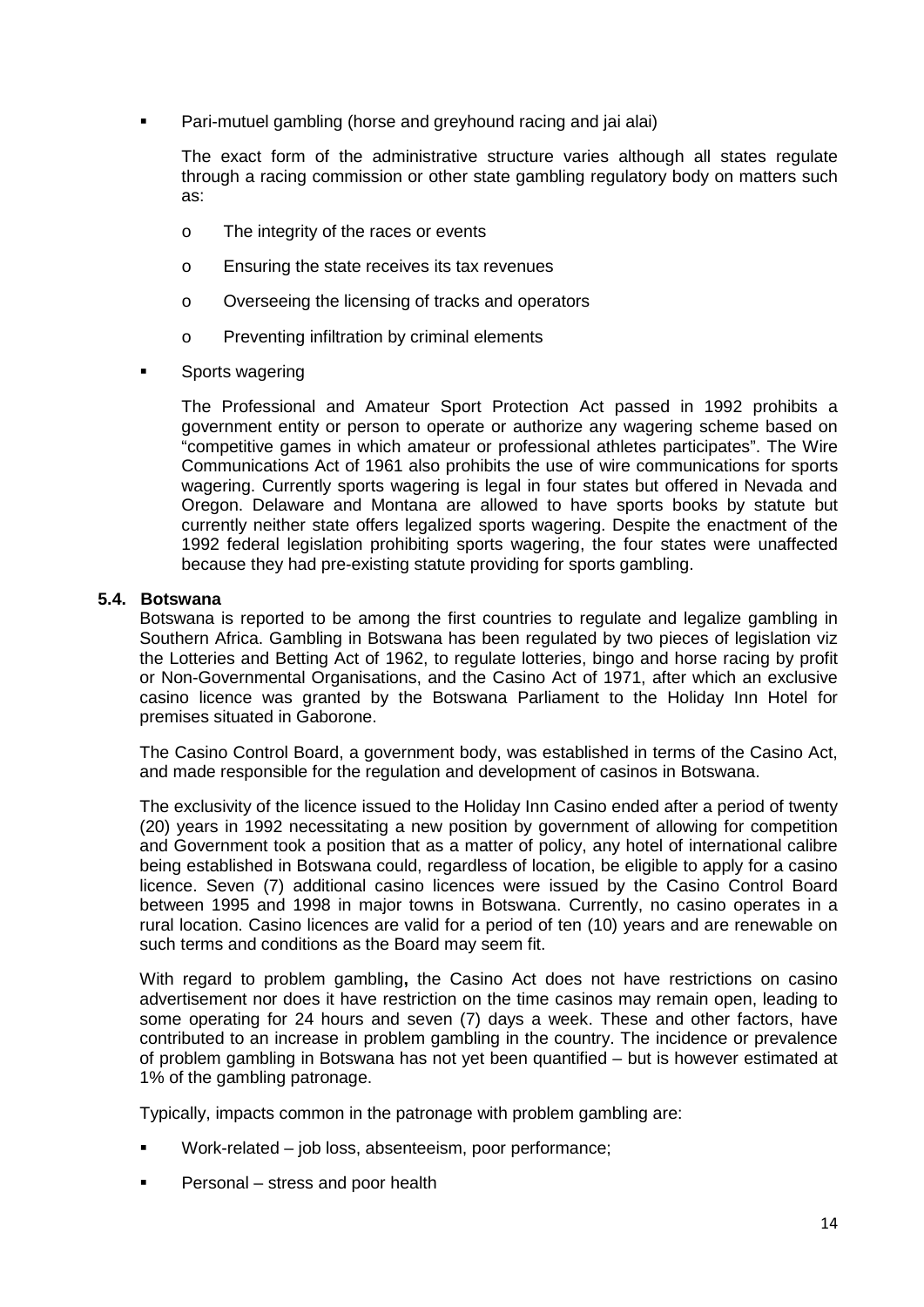- Pari-mutuel gambling (horse and greyhound racing and jai alai)

  The exact form of the administrative structure varies although all states regulate through a racing commission or other state gambling regulatory body on matters such as:

  - The integrity of the races or events
  - Ensuring the state receives its tax revenues
  - Overseeing the licensing of tracks and operators
  - Preventing infiltration by criminal elements

- Sports wagering

  The Professional and Amateur Sport Protection Act passed in 1992 prohibits a government entity or person to operate or authorize any wagering scheme based on "competitive games in which amateur or professional athletes participates". The Wire Communications Act of 1961 also prohibits the use of wire communications for sports wagering. Currently sports wagering is legal in four states but offered in Nevada and Oregon. Delaware and Montana are allowed to have sports books by statute but currently neither state offers legalized sports wagering. Despite the enactment of the 1992 federal legislation prohibiting sports wagering, the four states were unaffected because they had pre-existing statute providing for sports gambling.

### 5.4. Botswana

Botswana is reported to be among the first countries to regulate and legalize gambling in Southern Africa. Gambling in Botswana has been regulated by two pieces of legislation viz the Lotteries and Betting Act of 1962, to regulate lotteries, bingo and horse racing by profit or Non-Governmental Organisations, and the Casino Act of 1971, after which an exclusive casino licence was granted by the Botswana Parliament to the Holiday Inn Hotel for premises situated in Gaborone.

The Casino Control Board, a government body, was established in terms of the Casino Act, and made responsible for the regulation and development of casinos in Botswana.

The exclusivity of the licence issued to the Holiday Inn Casino ended after a period of twenty (20) years in 1992 necessitating a new position by government of allowing for competition and Government took a position that as a matter of policy, any hotel of international calibre being established in Botswana could, regardless of location, be eligible to apply for a casino licence. Seven (7) additional casino licences were issued by the Casino Control Board between 1995 and 1998 in major towns in Botswana. Currently, no casino operates in a rural location. Casino licences are valid for a period of ten (10) years and are renewable on such terms and conditions as the Board may seem fit.

With regard to problem gambling**,** the Casino Act does not have restrictions on casino advertisement nor does it have restriction on the time casinos may remain open, leading to some operating for 24 hours and seven (7) days a week. These and other factors, have contributed to an increase in problem gambling in the country. The incidence or prevalence of problem gambling in Botswana has not yet been quantified – but is however estimated at 1% of the gambling patronage.

Typically, impacts common in the patronage with problem gambling are:

- Work-related – job loss, absenteeism, poor performance;
- Personal – stress and poor health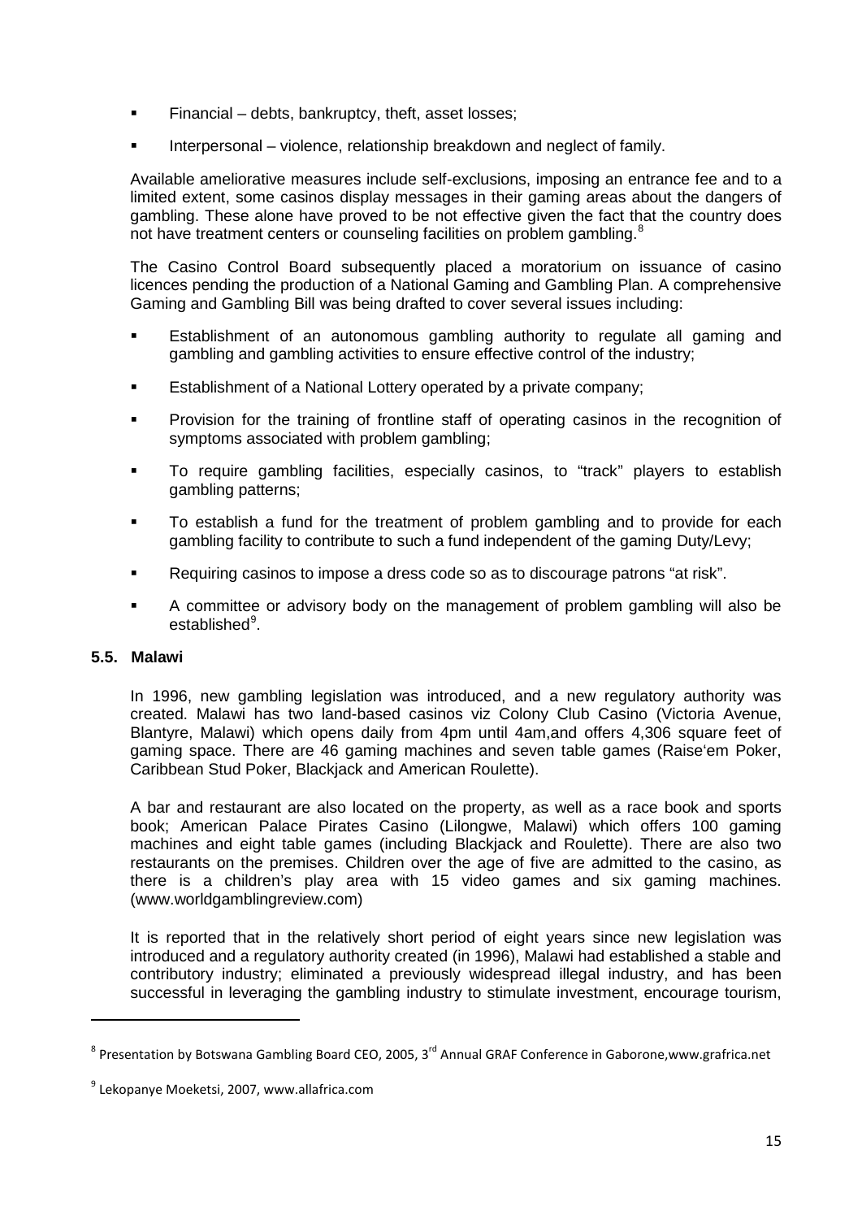- Financial – debts, bankruptcy, theft, asset losses;
- Interpersonal – violence, relationship breakdown and neglect of family.

Available ameliorative measures include self-exclusions, imposing an entrance fee and to a limited extent, some casinos display messages in their gaming areas about the dangers of gambling. These alone have proved to be not effective given the fact that the country does not have treatment centers or counseling facilities on problem gambling.[8]

The Casino Control Board subsequently placed a moratorium on issuance of casino licences pending the production of a National Gaming and Gambling Plan. A comprehensive Gaming and Gambling Bill was being drafted to cover several issues including:

- Establishment of an autonomous gambling authority to regulate all gaming and gambling and gambling activities to ensure effective control of the industry;
- Establishment of a National Lottery operated by a private company;
- Provision for the training of frontline staff of operating casinos in the recognition of symptoms associated with problem gambling;
- To require gambling facilities, especially casinos, to "track" players to establish gambling patterns;
- To establish a fund for the treatment of problem gambling and to provide for each gambling facility to contribute to such a fund independent of the gaming Duty/Levy;
- Requiring casinos to impose a dress code so as to discourage patrons "at risk".
- A committee or advisory body on the management of problem gambling will also be established[9].

### 5.5. Malawi

In 1996, new gambling legislation was introduced, and a new regulatory authority was created. Malawi has two land-based casinos viz Colony Club Casino (Victoria Avenue, Blantyre, Malawi) which opens daily from 4pm until 4am,and offers 4,306 square feet of gaming space. There are 46 gaming machines and seven table games (Raise'em Poker, Caribbean Stud Poker, Blackjack and American Roulette).

A bar and restaurant are also located on the property, as well as a race book and sports book; American Palace Pirates Casino (Lilongwe, Malawi) which offers 100 gaming machines and eight table games (including Blackjack and Roulette). There are also two restaurants on the premises. Children over the age of five are admitted to the casino, as there is a children's play area with 15 video games and six gaming machines. (www.worldgamblingreview.com)

It is reported that in the relatively short period of eight years since new legislation was introduced and a regulatory authority created (in 1996), Malawi had established a stable and contributory industry; eliminated a previously widespread illegal industry, and has been successful in leveraging the gambling industry to stimulate investment, encourage tourism,

---

[8] Presentation by Botswana Gambling Board CEO, 2005, 3rd Annual GRAF Conference in Gaborone,www.grafrica.net

[9] Lekopanye Moeketsi, 2007, www.allafrica.com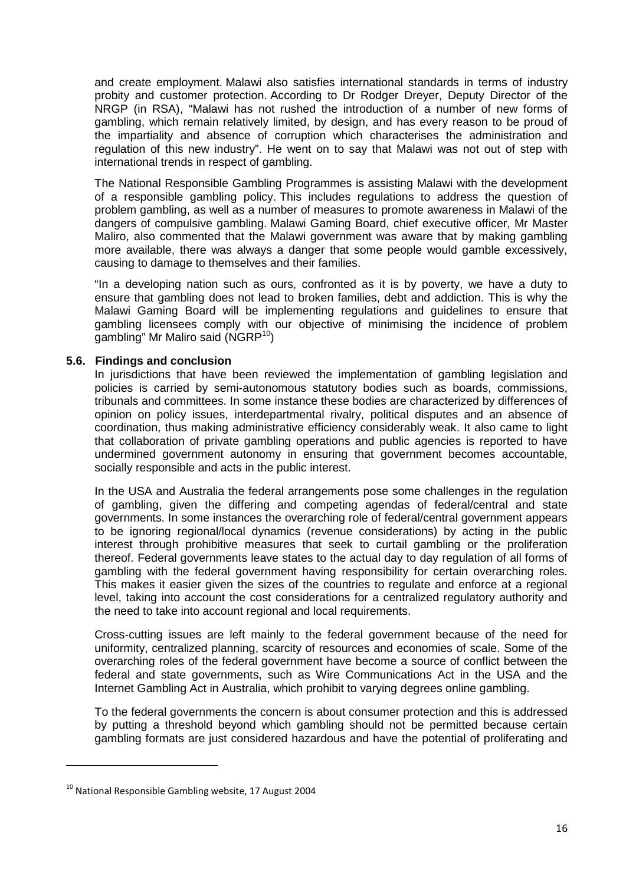and create employment. Malawi also satisfies international standards in terms of industry probity and customer protection. According to Dr Rodger Dreyer, Deputy Director of the NRGP (in RSA), "Malawi has not rushed the introduction of a number of new forms of gambling, which remain relatively limited, by design, and has every reason to be proud of the impartiality and absence of corruption which characterises the administration and regulation of this new industry". He went on to say that Malawi was not out of step with international trends in respect of gambling.

The National Responsible Gambling Programmes is assisting Malawi with the development of a responsible gambling policy. This includes regulations to address the question of problem gambling, as well as a number of measures to promote awareness in Malawi of the dangers of compulsive gambling. Malawi Gaming Board, chief executive officer, Mr Master Maliro, also commented that the Malawi government was aware that by making gambling more available, there was always a danger that some people would gamble excessively, causing to damage to themselves and their families.

"In a developing nation such as ours, confronted as it is by poverty, we have a duty to ensure that gambling does not lead to broken families, debt and addiction. This is why the Malawi Gaming Board will be implementing regulations and guidelines to ensure that gambling licensees comply with our objective of minimising the incidence of problem gambling" Mr Maliro said (NGRP[10])

### 5.6. Findings and conclusion

In jurisdictions that have been reviewed the implementation of gambling legislation and policies is carried by semi-autonomous statutory bodies such as boards, commissions, tribunals and committees. In some instance these bodies are characterized by differences of opinion on policy issues, interdepartmental rivalry, political disputes and an absence of coordination, thus making administrative efficiency considerably weak. It also came to light that collaboration of private gambling operations and public agencies is reported to have undermined government autonomy in ensuring that government becomes accountable, socially responsible and acts in the public interest.

In the USA and Australia the federal arrangements pose some challenges in the regulation of gambling, given the differing and competing agendas of federal/central and state governments. In some instances the overarching role of federal/central government appears to be ignoring regional/local dynamics (revenue considerations) by acting in the public interest through prohibitive measures that seek to curtail gambling or the proliferation thereof. Federal governments leave states to the actual day to day regulation of all forms of gambling with the federal government having responsibility for certain overarching roles. This makes it easier given the sizes of the countries to regulate and enforce at a regional level, taking into account the cost considerations for a centralized regulatory authority and the need to take into account regional and local requirements.

Cross-cutting issues are left mainly to the federal government because of the need for uniformity, centralized planning, scarcity of resources and economies of scale. Some of the overarching roles of the federal government have become a source of conflict between the federal and state governments, such as Wire Communications Act in the USA and the Internet Gambling Act in Australia, which prohibit to varying degrees online gambling.

To the federal governments the concern is about consumer protection and this is addressed by putting a threshold beyond which gambling should not be permitted because certain gambling formats are just considered hazardous and have the potential of proliferating and

[10] National Responsible Gambling website, 17 August 2004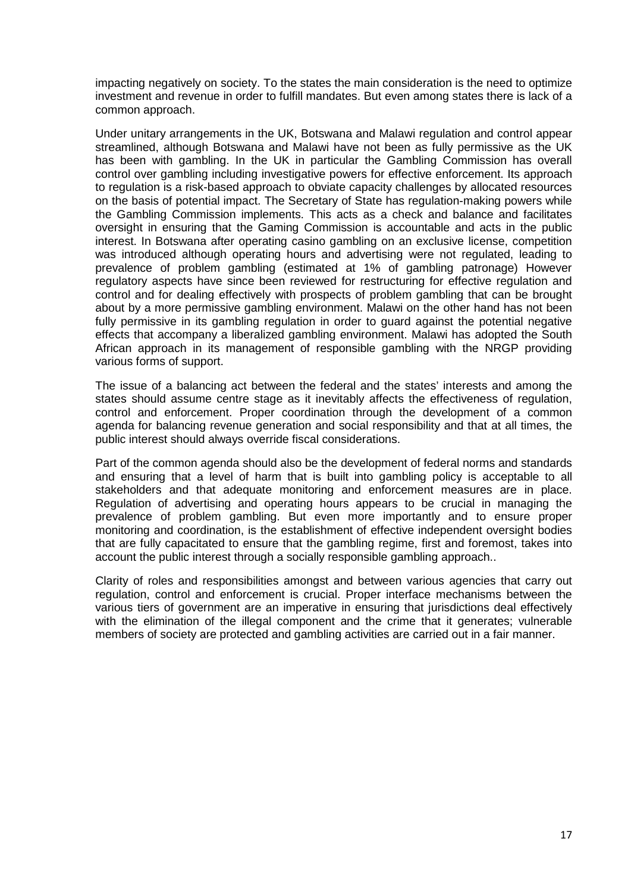impacting negatively on society. To the states the main consideration is the need to optimize investment and revenue in order to fulfill mandates. But even among states there is lack of a common approach.

Under unitary arrangements in the UK, Botswana and Malawi regulation and control appear streamlined, although Botswana and Malawi have not been as fully permissive as the UK has been with gambling. In the UK in particular the Gambling Commission has overall control over gambling including investigative powers for effective enforcement. Its approach to regulation is a risk-based approach to obviate capacity challenges by allocated resources on the basis of potential impact. The Secretary of State has regulation-making powers while the Gambling Commission implements. This acts as a check and balance and facilitates oversight in ensuring that the Gaming Commission is accountable and acts in the public interest. In Botswana after operating casino gambling on an exclusive license, competition was introduced although operating hours and advertising were not regulated, leading to prevalence of problem gambling (estimated at 1% of gambling patronage) However regulatory aspects have since been reviewed for restructuring for effective regulation and control and for dealing effectively with prospects of problem gambling that can be brought about by a more permissive gambling environment. Malawi on the other hand has not been fully permissive in its gambling regulation in order to guard against the potential negative effects that accompany a liberalized gambling environment. Malawi has adopted the South African approach in its management of responsible gambling with the NRGP providing various forms of support.

The issue of a balancing act between the federal and the states' interests and among the states should assume centre stage as it inevitably affects the effectiveness of regulation, control and enforcement. Proper coordination through the development of a common agenda for balancing revenue generation and social responsibility and that at all times, the public interest should always override fiscal considerations.

Part of the common agenda should also be the development of federal norms and standards and ensuring that a level of harm that is built into gambling policy is acceptable to all stakeholders and that adequate monitoring and enforcement measures are in place. Regulation of advertising and operating hours appears to be crucial in managing the prevalence of problem gambling. But even more importantly and to ensure proper monitoring and coordination, is the establishment of effective independent oversight bodies that are fully capacitated to ensure that the gambling regime, first and foremost, takes into account the public interest through a socially responsible gambling approach..

Clarity of roles and responsibilities amongst and between various agencies that carry out regulation, control and enforcement is crucial. Proper interface mechanisms between the various tiers of government are an imperative in ensuring that jurisdictions deal effectively with the elimination of the illegal component and the crime that it generates; vulnerable members of society are protected and gambling activities are carried out in a fair manner.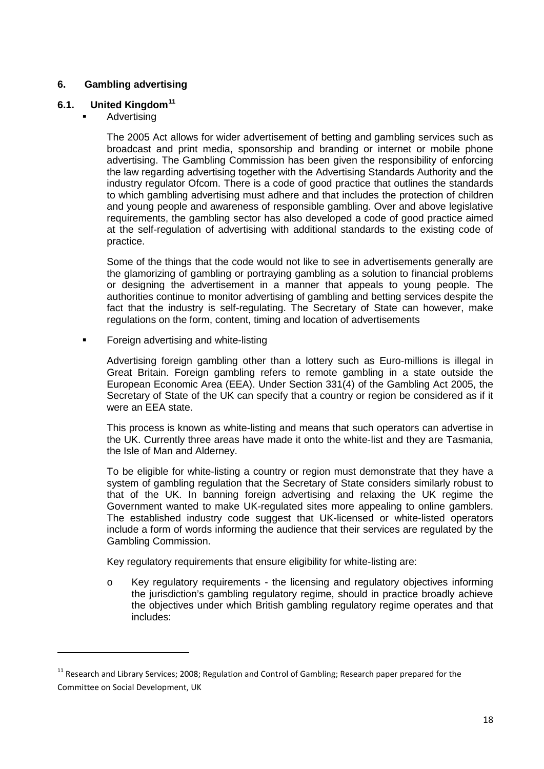## 6. Gambling advertising

### 6.1. United Kingdom[11]

- Advertising

  The 2005 Act allows for wider advertisement of betting and gambling services such as broadcast and print media, sponsorship and branding or internet or mobile phone advertising. The Gambling Commission has been given the responsibility of enforcing the law regarding advertising together with the Advertising Standards Authority and the industry regulator Ofcom. There is a code of good practice that outlines the standards to which gambling advertising must adhere and that includes the protection of children and young people and awareness of responsible gambling. Over and above legislative requirements, the gambling sector has also developed a code of good practice aimed at the self-regulation of advertising with additional standards to the existing code of practice.

  Some of the things that the code would not like to see in advertisements generally are the glamorizing of gambling or portraying gambling as a solution to financial problems or designing the advertisement in a manner that appeals to young people. The authorities continue to monitor advertising of gambling and betting services despite the fact that the industry is self-regulating. The Secretary of State can however, make regulations on the form, content, timing and location of advertisements

- Foreign advertising and white-listing

  Advertising foreign gambling other than a lottery such as Euro-millions is illegal in Great Britain. Foreign gambling refers to remote gambling in a state outside the European Economic Area (EEA). Under Section 331(4) of the Gambling Act 2005, the Secretary of State of the UK can specify that a country or region be considered as if it were an EEA state.

  This process is known as white-listing and means that such operators can advertise in the UK. Currently three areas have made it onto the white-list and they are Tasmania, the Isle of Man and Alderney.

  To be eligible for white-listing a country or region must demonstrate that they have a system of gambling regulation that the Secretary of State considers similarly robust to that of the UK. In banning foreign advertising and relaxing the UK regime the Government wanted to make UK-regulated sites more appealing to online gamblers. The established industry code suggest that UK-licensed or white-listed operators include a form of words informing the audience that their services are regulated by the Gambling Commission.

  Key regulatory requirements that ensure eligibility for white-listing are:

  - Key regulatory requirements - the licensing and regulatory objectives informing the jurisdiction's gambling regulatory regime, should in practice broadly achieve the objectives under which British gambling regulatory regime operates and that includes:

---

[11] Research and Library Services; 2008; Regulation and Control of Gambling; Research paper prepared for the Committee on Social Development, UK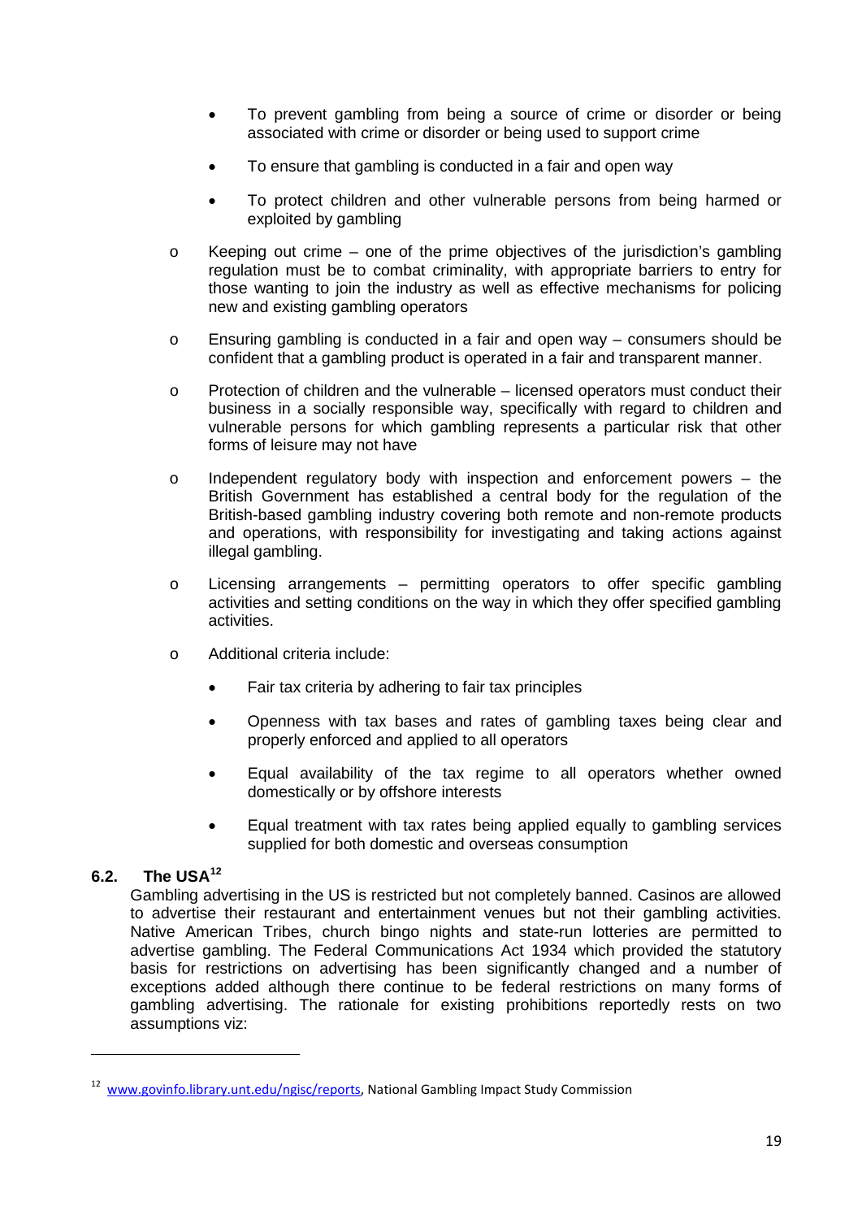- To prevent gambling from being a source of crime or disorder or being associated with crime or disorder or being used to support crime
- To ensure that gambling is conducted in a fair and open way
- To protect children and other vulnerable persons from being harmed or exploited by gambling

- Keeping out crime – one of the prime objectives of the jurisdiction's gambling regulation must be to combat criminality, with appropriate barriers to entry for those wanting to join the industry as well as effective mechanisms for policing new and existing gambling operators
- Ensuring gambling is conducted in a fair and open way – consumers should be confident that a gambling product is operated in a fair and transparent manner.
- Protection of children and the vulnerable – licensed operators must conduct their business in a socially responsible way, specifically with regard to children and vulnerable persons for which gambling represents a particular risk that other forms of leisure may not have
- Independent regulatory body with inspection and enforcement powers – the British Government has established a central body for the regulation of the British-based gambling industry covering both remote and non-remote products and operations, with responsibility for investigating and taking actions against illegal gambling.
- Licensing arrangements – permitting operators to offer specific gambling activities and setting conditions on the way in which they offer specified gambling activities.
- Additional criteria include:
  - Fair tax criteria by adhering to fair tax principles
  - Openness with tax bases and rates of gambling taxes being clear and properly enforced and applied to all operators
  - Equal availability of the tax regime to all operators whether owned domestically or by offshore interests
  - Equal treatment with tax rates being applied equally to gambling services supplied for both domestic and overseas consumption

### 6.2. The USA[12]

Gambling advertising in the US is restricted but not completely banned. Casinos are allowed to advertise their restaurant and entertainment venues but not their gambling activities. Native American Tribes, church bingo nights and state-run lotteries are permitted to advertise gambling. The Federal Communications Act 1934 which provided the statutory basis for restrictions on advertising has been significantly changed and a number of exceptions added although there continue to be federal restrictions on many forms of gambling advertising. The rationale for existing prohibitions reportedly rests on two assumptions viz:

---

[12] www.govinfo.library.unt.edu/ngisc/reports, National Gambling Impact Study Commission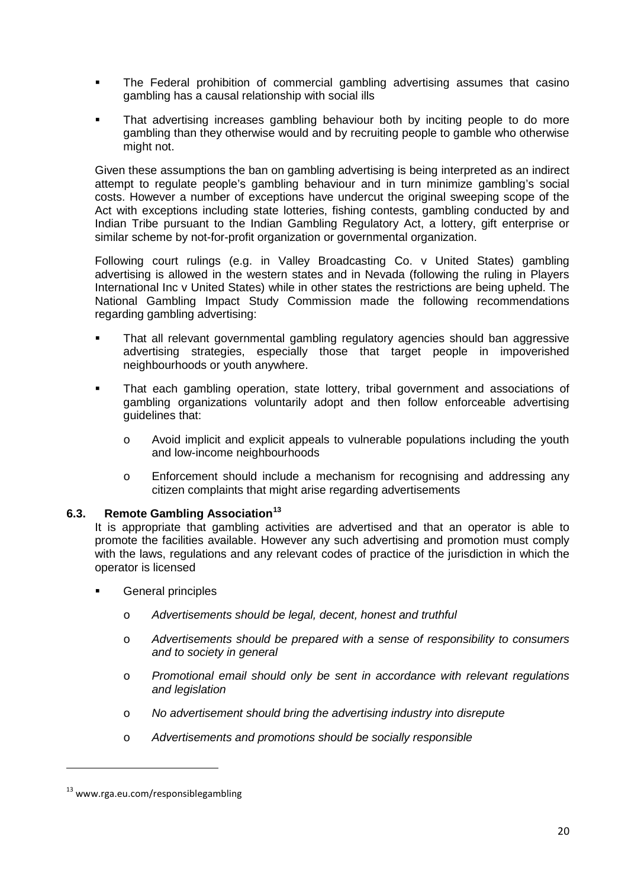- The Federal prohibition of commercial gambling advertising assumes that casino gambling has a causal relationship with social ills
- That advertising increases gambling behaviour both by inciting people to do more gambling than they otherwise would and by recruiting people to gamble who otherwise might not.

Given these assumptions the ban on gambling advertising is being interpreted as an indirect attempt to regulate people's gambling behaviour and in turn minimize gambling's social costs. However a number of exceptions have undercut the original sweeping scope of the Act with exceptions including state lotteries, fishing contests, gambling conducted by and Indian Tribe pursuant to the Indian Gambling Regulatory Act, a lottery, gift enterprise or similar scheme by not-for-profit organization or governmental organization.

Following court rulings (e.g. in Valley Broadcasting Co. v United States) gambling advertising is allowed in the western states and in Nevada (following the ruling in Players International Inc v United States) while in other states the restrictions are being upheld. The National Gambling Impact Study Commission made the following recommendations regarding gambling advertising:

- That all relevant governmental gambling regulatory agencies should ban aggressive advertising strategies, especially those that target people in impoverished neighbourhoods or youth anywhere.
- That each gambling operation, state lottery, tribal government and associations of gambling organizations voluntarily adopt and then follow enforceable advertising guidelines that:
  - Avoid implicit and explicit appeals to vulnerable populations including the youth and low-income neighbourhoods
  - Enforcement should include a mechanism for recognising and addressing any citizen complaints that might arise regarding advertisements

### 6.3. Remote Gambling Association[13]

It is appropriate that gambling activities are advertised and that an operator is able to promote the facilities available. However any such advertising and promotion must comply with the laws, regulations and any relevant codes of practice of the jurisdiction in which the operator is licensed

- General principles
  - *Advertisements should be legal, decent, honest and truthful*
  - *Advertisements should be prepared with a sense of responsibility to consumers and to society in general*
  - *Promotional email should only be sent in accordance with relevant regulations and legislation*
  - *No advertisement should bring the advertising industry into disrepute*
  - *Advertisements and promotions should be socially responsible*

[13] www.rga.eu.com/responsiblegambling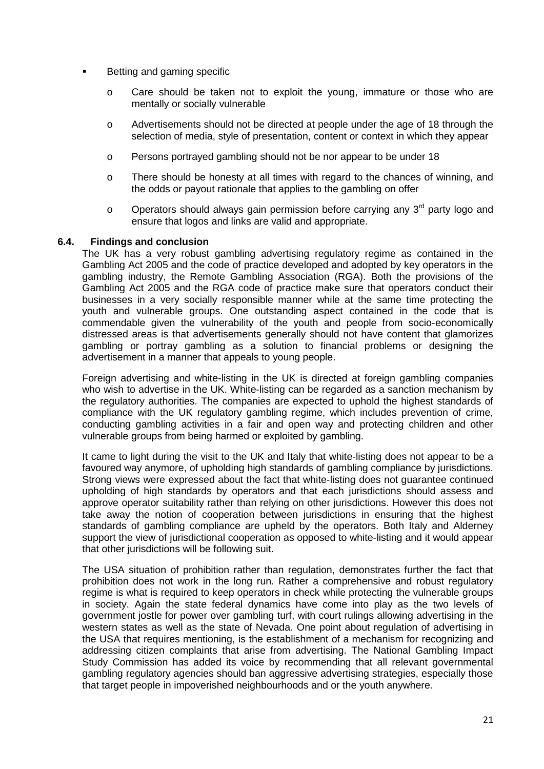- Betting and gaming specific
  - Care should be taken not to exploit the young, immature or those who are mentally or socially vulnerable
  - Advertisements should not be directed at people under the age of 18 through the selection of media, style of presentation, content or context in which they appear
  - Persons portrayed gambling should not be nor appear to be under 18
  - There should be honesty at all times with regard to the chances of winning, and the odds or payout rationale that applies to the gambling on offer
  - Operators should always gain permission before carrying any 3rd party logo and ensure that logos and links are valid and appropriate.

### 6.4. Findings and conclusion

The UK has a very robust gambling advertising regulatory regime as contained in the Gambling Act 2005 and the code of practice developed and adopted by key operators in the gambling industry, the Remote Gambling Association (RGA). Both the provisions of the Gambling Act 2005 and the RGA code of practice make sure that operators conduct their businesses in a very socially responsible manner while at the same time protecting the youth and vulnerable groups. One outstanding aspect contained in the code that is commendable given the vulnerability of the youth and people from socio-economically distressed areas is that advertisements generally should not have content that glamorizes gambling or portray gambling as a solution to financial problems or designing the advertisement in a manner that appeals to young people.

Foreign advertising and white-listing in the UK is directed at foreign gambling companies who wish to advertise in the UK. White-listing can be regarded as a sanction mechanism by the regulatory authorities. The companies are expected to uphold the highest standards of compliance with the UK regulatory gambling regime, which includes prevention of crime, conducting gambling activities in a fair and open way and protecting children and other vulnerable groups from being harmed or exploited by gambling.

It came to light during the visit to the UK and Italy that white-listing does not appear to be a favoured way anymore, of upholding high standards of gambling compliance by jurisdictions. Strong views were expressed about the fact that white-listing does not guarantee continued upholding of high standards by operators and that each jurisdictions should assess and approve operator suitability rather than relying on other jurisdictions. However this does not take away the notion of cooperation between jurisdictions in ensuring that the highest standards of gambling compliance are upheld by the operators. Both Italy and Alderney support the view of jurisdictional cooperation as opposed to white-listing and it would appear that other jurisdictions will be following suit.

The USA situation of prohibition rather than regulation, demonstrates further the fact that prohibition does not work in the long run. Rather a comprehensive and robust regulatory regime is what is required to keep operators in check while protecting the vulnerable groups in society. Again the state federal dynamics have come into play as the two levels of government jostle for power over gambling turf, with court rulings allowing advertising in the western states as well as the state of Nevada. One point about regulation of advertising in the USA that requires mentioning, is the establishment of a mechanism for recognizing and addressing citizen complaints that arise from advertising. The National Gambling Impact Study Commission has added its voice by recommending that all relevant governmental gambling regulatory agencies should ban aggressive advertising strategies, especially those that target people in impoverished neighbourhoods and or the youth anywhere.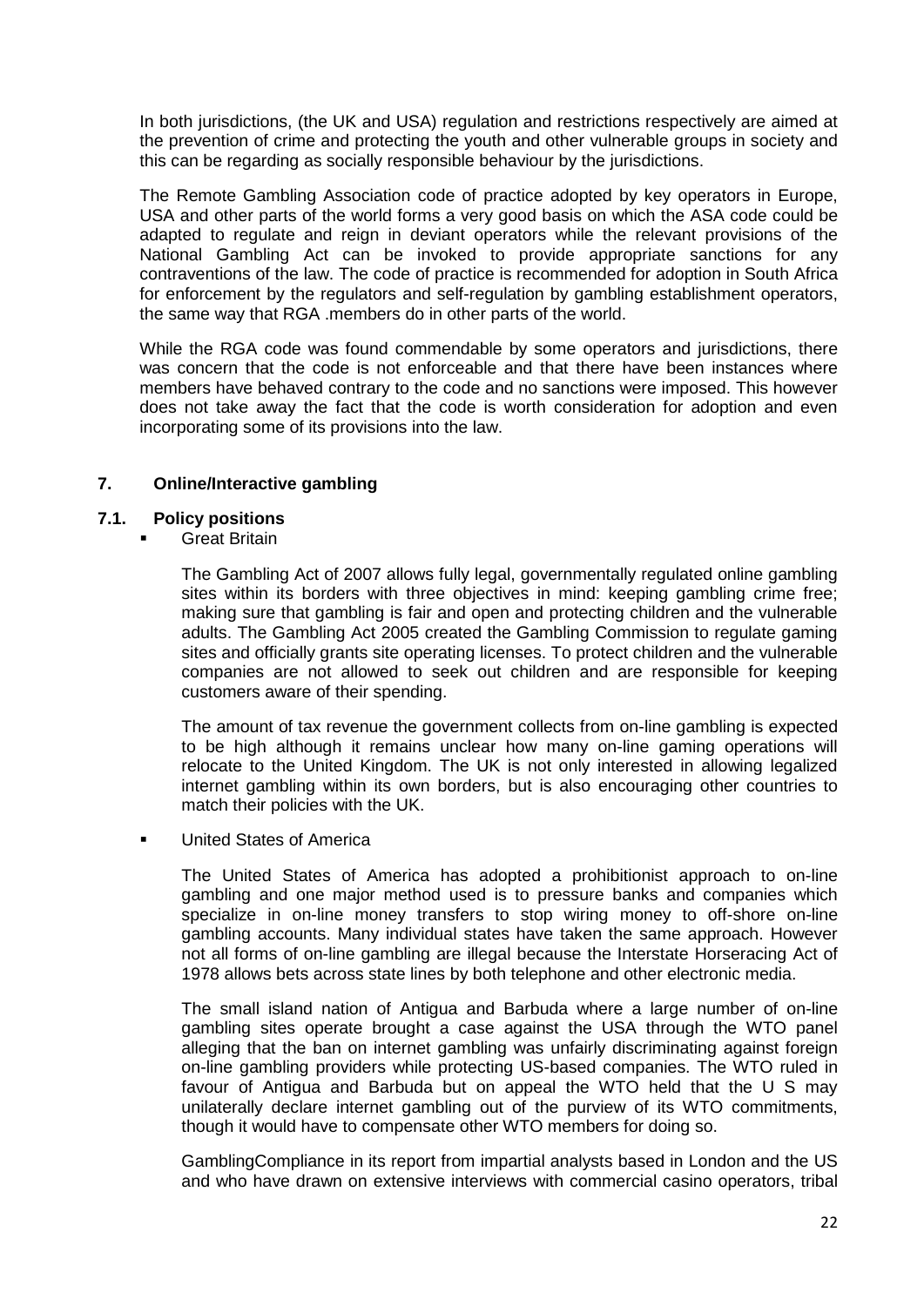In both jurisdictions, (the UK and USA) regulation and restrictions respectively are aimed at the prevention of crime and protecting the youth and other vulnerable groups in society and this can be regarding as socially responsible behaviour by the jurisdictions.

The Remote Gambling Association code of practice adopted by key operators in Europe, USA and other parts of the world forms a very good basis on which the ASA code could be adapted to regulate and reign in deviant operators while the relevant provisions of the National Gambling Act can be invoked to provide appropriate sanctions for any contraventions of the law. The code of practice is recommended for adoption in South Africa for enforcement by the regulators and self-regulation by gambling establishment operators, the same way that RGA .members do in other parts of the world.

While the RGA code was found commendable by some operators and jurisdictions, there was concern that the code is not enforceable and that there have been instances where members have behaved contrary to the code and no sanctions were imposed. This however does not take away the fact that the code is worth consideration for adoption and even incorporating some of its provisions into the law.

## 7. Online/Interactive gambling

### 7.1. Policy positions

- Great Britain

  The Gambling Act of 2007 allows fully legal, governmentally regulated online gambling sites within its borders with three objectives in mind: keeping gambling crime free; making sure that gambling is fair and open and protecting children and the vulnerable adults. The Gambling Act 2005 created the Gambling Commission to regulate gaming sites and officially grants site operating licenses. To protect children and the vulnerable companies are not allowed to seek out children and are responsible for keeping customers aware of their spending.

  The amount of tax revenue the government collects from on-line gambling is expected to be high although it remains unclear how many on-line gaming operations will relocate to the United Kingdom. The UK is not only interested in allowing legalized internet gambling within its own borders, but is also encouraging other countries to match their policies with the UK.

- United States of America

  The United States of America has adopted a prohibitionist approach to on-line gambling and one major method used is to pressure banks and companies which specialize in on-line money transfers to stop wiring money to off-shore on-line gambling accounts. Many individual states have taken the same approach. However not all forms of on-line gambling are illegal because the Interstate Horseracing Act of 1978 allows bets across state lines by both telephone and other electronic media.

  The small island nation of Antigua and Barbuda where a large number of on-line gambling sites operate brought a case against the USA through the WTO panel alleging that the ban on internet gambling was unfairly discriminating against foreign on-line gambling providers while protecting US-based companies. The WTO ruled in favour of Antigua and Barbuda but on appeal the WTO held that the U S may unilaterally declare internet gambling out of the purview of its WTO commitments, though it would have to compensate other WTO members for doing so.

  GamblingCompliance in its report from impartial analysts based in London and the US and who have drawn on extensive interviews with commercial casino operators, tribal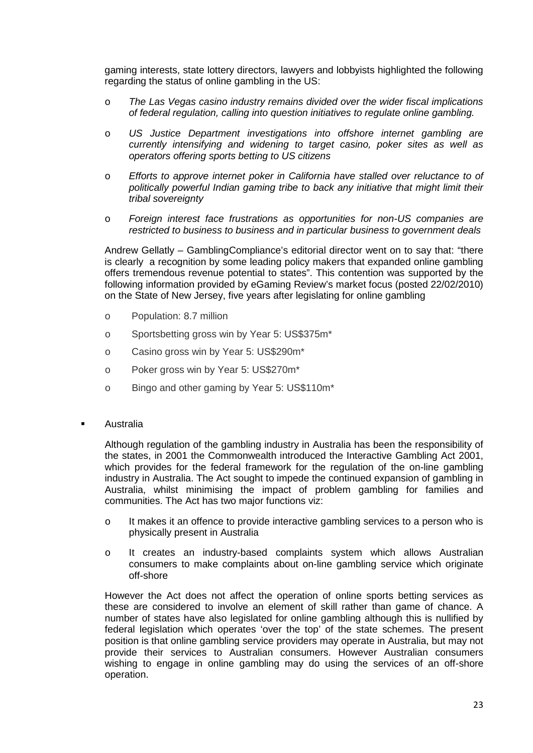gaming interests, state lottery directors, lawyers and lobbyists highlighted the following regarding the status of online gambling in the US:

- *The Las Vegas casino industry remains divided over the wider fiscal implications of federal regulation, calling into question initiatives to regulate online gambling.*
- *US Justice Department investigations into offshore internet gambling are currently intensifying and widening to target casino, poker sites as well as operators offering sports betting to US citizens*
- *Efforts to approve internet poker in California have stalled over reluctance to of politically powerful Indian gaming tribe to back any initiative that might limit their tribal sovereignty*
- *Foreign interest face frustrations as opportunities for non-US companies are restricted to business to business and in particular business to government deals*

Andrew Gellatly – GamblingCompliance's editorial director went on to say that: "there is clearly a recognition by some leading policy makers that expanded online gambling offers tremendous revenue potential to states". This contention was supported by the following information provided by eGaming Review's market focus (posted 22/02/2010) on the State of New Jersey, five years after legislating for online gambling

- Population: 8.7 million
- Sportsbetting gross win by Year 5: US$375m*
- Casino gross win by Year 5: US$290m*
- Poker gross win by Year 5: US$270m*
- Bingo and other gaming by Year 5: US$110m*

- Australia

  Although regulation of the gambling industry in Australia has been the responsibility of the states, in 2001 the Commonwealth introduced the Interactive Gambling Act 2001, which provides for the federal framework for the regulation of the on-line gambling industry in Australia. The Act sought to impede the continued expansion of gambling in Australia, whilst minimising the impact of problem gambling for families and communities. The Act has two major functions viz:

  - It makes it an offence to provide interactive gambling services to a person who is physically present in Australia
  - It creates an industry-based complaints system which allows Australian consumers to make complaints about on-line gambling service which originate off-shore

  However the Act does not affect the operation of online sports betting services as these are considered to involve an element of skill rather than game of chance. A number of states have also legislated for online gambling although this is nullified by federal legislation which operates 'over the top' of the state schemes. The present position is that online gambling service providers may operate in Australia, but may not provide their services to Australian consumers. However Australian consumers wishing to engage in online gambling may do using the services of an off-shore operation.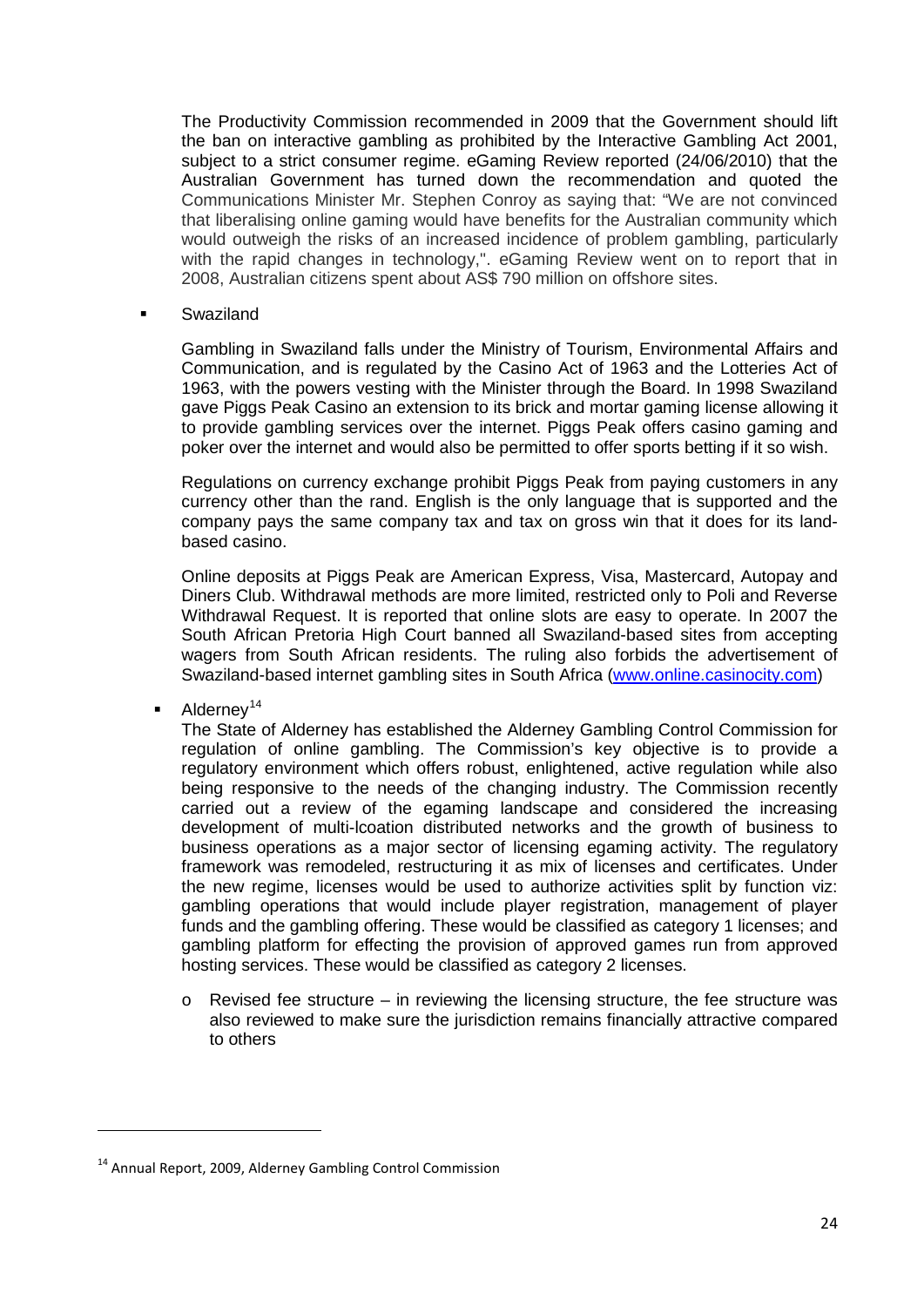The Productivity Commission recommended in 2009 that the Government should lift the ban on interactive gambling as prohibited by the Interactive Gambling Act 2001, subject to a strict consumer regime. eGaming Review reported (24/06/2010) that the Australian Government has turned down the recommendation and quoted the Communications Minister Mr. Stephen Conroy as saying that: "We are not convinced that liberalising online gaming would have benefits for the Australian community which would outweigh the risks of an increased incidence of problem gambling, particularly with the rapid changes in technology,". eGaming Review went on to report that in 2008, Australian citizens spent about AS$ 790 million on offshore sites.

- Swaziland

  Gambling in Swaziland falls under the Ministry of Tourism, Environmental Affairs and Communication, and is regulated by the Casino Act of 1963 and the Lotteries Act of 1963, with the powers vesting with the Minister through the Board. In 1998 Swaziland gave Piggs Peak Casino an extension to its brick and mortar gaming license allowing it to provide gambling services over the internet. Piggs Peak offers casino gaming and poker over the internet and would also be permitted to offer sports betting if it so wish.

  Regulations on currency exchange prohibit Piggs Peak from paying customers in any currency other than the rand. English is the only language that is supported and the company pays the same company tax and tax on gross win that it does for its land-based casino.

  Online deposits at Piggs Peak are American Express, Visa, Mastercard, Autopay and Diners Club. Withdrawal methods are more limited, restricted only to Poli and Reverse Withdrawal Request. It is reported that online slots are easy to operate. In 2007 the South African Pretoria High Court banned all Swaziland-based sites from accepting wagers from South African residents. The ruling also forbids the advertisement of Swaziland-based internet gambling sites in South Africa (www.online.casinocity.com)

- Alderney[14]

  The State of Alderney has established the Alderney Gambling Control Commission for regulation of online gambling. The Commission's key objective is to provide a regulatory environment which offers robust, enlightened, active regulation while also being responsive to the needs of the changing industry. The Commission recently carried out a review of the egaming landscape and considered the increasing development of multi-lcoation distributed networks and the growth of business to business operations as a major sector of licensing egaming activity. The regulatory framework was remodeled, restructuring it as mix of licenses and certificates. Under the new regime, licenses would be used to authorize activities split by function viz: gambling operations that would include player registration, management of player funds and the gambling offering. These would be classified as category 1 licenses; and gambling platform for effecting the provision of approved games run from approved hosting services. These would be classified as category 2 licenses.

  - Revised fee structure – in reviewing the licensing structure, the fee structure was also reviewed to make sure the jurisdiction remains financially attractive compared to others

---

[14] Annual Report, 2009, Alderney Gambling Control Commission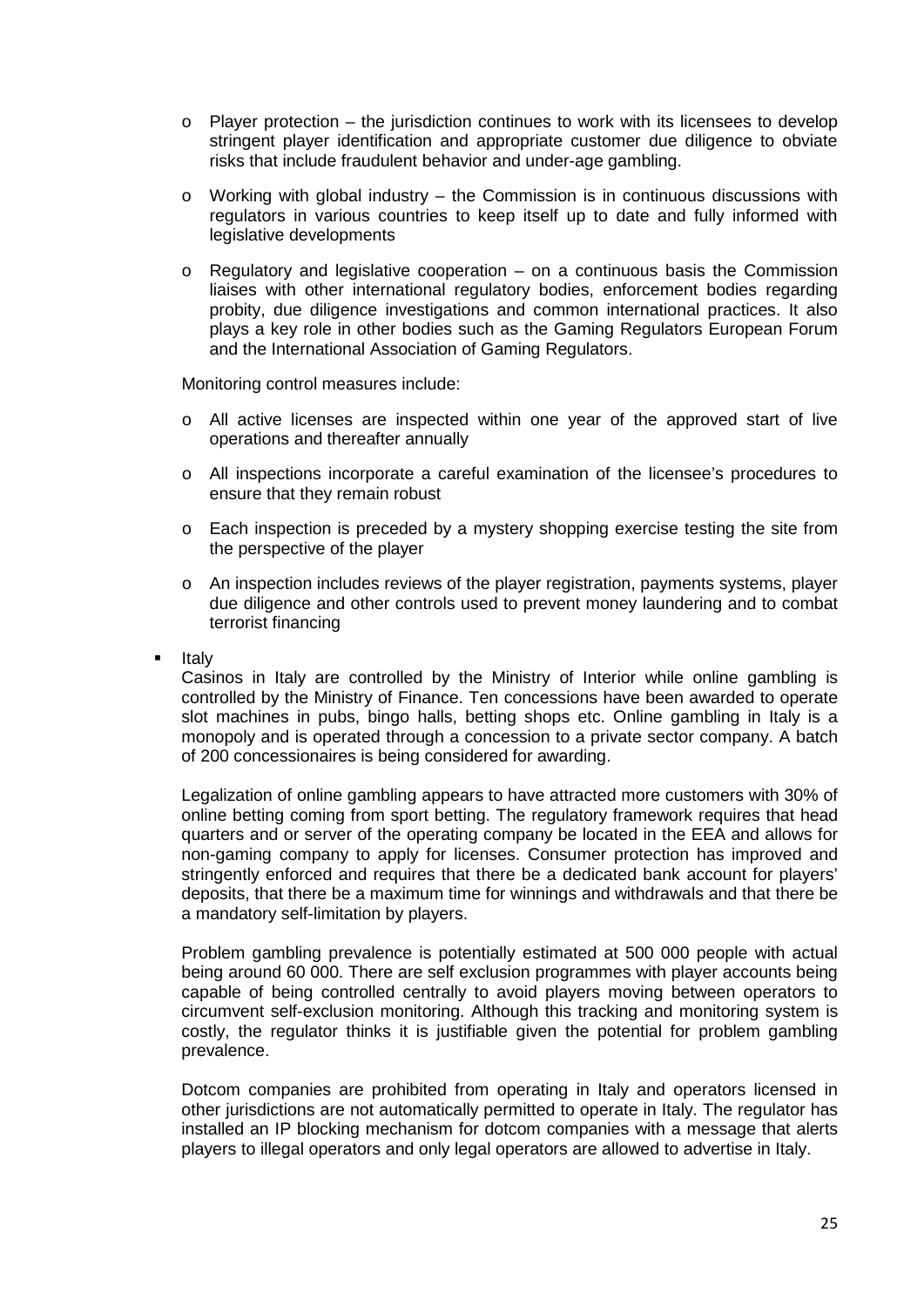- Player protection – the jurisdiction continues to work with its licensees to develop stringent player identification and appropriate customer due diligence to obviate risks that include fraudulent behavior and under-age gambling.
- Working with global industry – the Commission is in continuous discussions with regulators in various countries to keep itself up to date and fully informed with legislative developments
- Regulatory and legislative cooperation – on a continuous basis the Commission liaises with other international regulatory bodies, enforcement bodies regarding probity, due diligence investigations and common international practices. It also plays a key role in other bodies such as the Gaming Regulators European Forum and the International Association of Gaming Regulators.

Monitoring control measures include:

- All active licenses are inspected within one year of the approved start of live operations and thereafter annually
- All inspections incorporate a careful examination of the licensee's procedures to ensure that they remain robust
- Each inspection is preceded by a mystery shopping exercise testing the site from the perspective of the player
- An inspection includes reviews of the player registration, payments systems, player due diligence and other controls used to prevent money laundering and to combat terrorist financing

- Italy

  Casinos in Italy are controlled by the Ministry of Interior while online gambling is controlled by the Ministry of Finance. Ten concessions have been awarded to operate slot machines in pubs, bingo halls, betting shops etc. Online gambling in Italy is a monopoly and is operated through a concession to a private sector company. A batch of 200 concessionaires is being considered for awarding.

  Legalization of online gambling appears to have attracted more customers with 30% of online betting coming from sport betting. The regulatory framework requires that head quarters and or server of the operating company be located in the EEA and allows for non-gaming company to apply for licenses. Consumer protection has improved and stringently enforced and requires that there be a dedicated bank account for players' deposits, that there be a maximum time for winnings and withdrawals and that there be a mandatory self-limitation by players.

  Problem gambling prevalence is potentially estimated at 500 000 people with actual being around 60 000. There are self exclusion programmes with player accounts being capable of being controlled centrally to avoid players moving between operators to circumvent self-exclusion monitoring. Although this tracking and monitoring system is costly, the regulator thinks it is justifiable given the potential for problem gambling prevalence.

  Dotcom companies are prohibited from operating in Italy and operators licensed in other jurisdictions are not automatically permitted to operate in Italy. The regulator has installed an IP blocking mechanism for dotcom companies with a message that alerts players to illegal operators and only legal operators are allowed to advertise in Italy.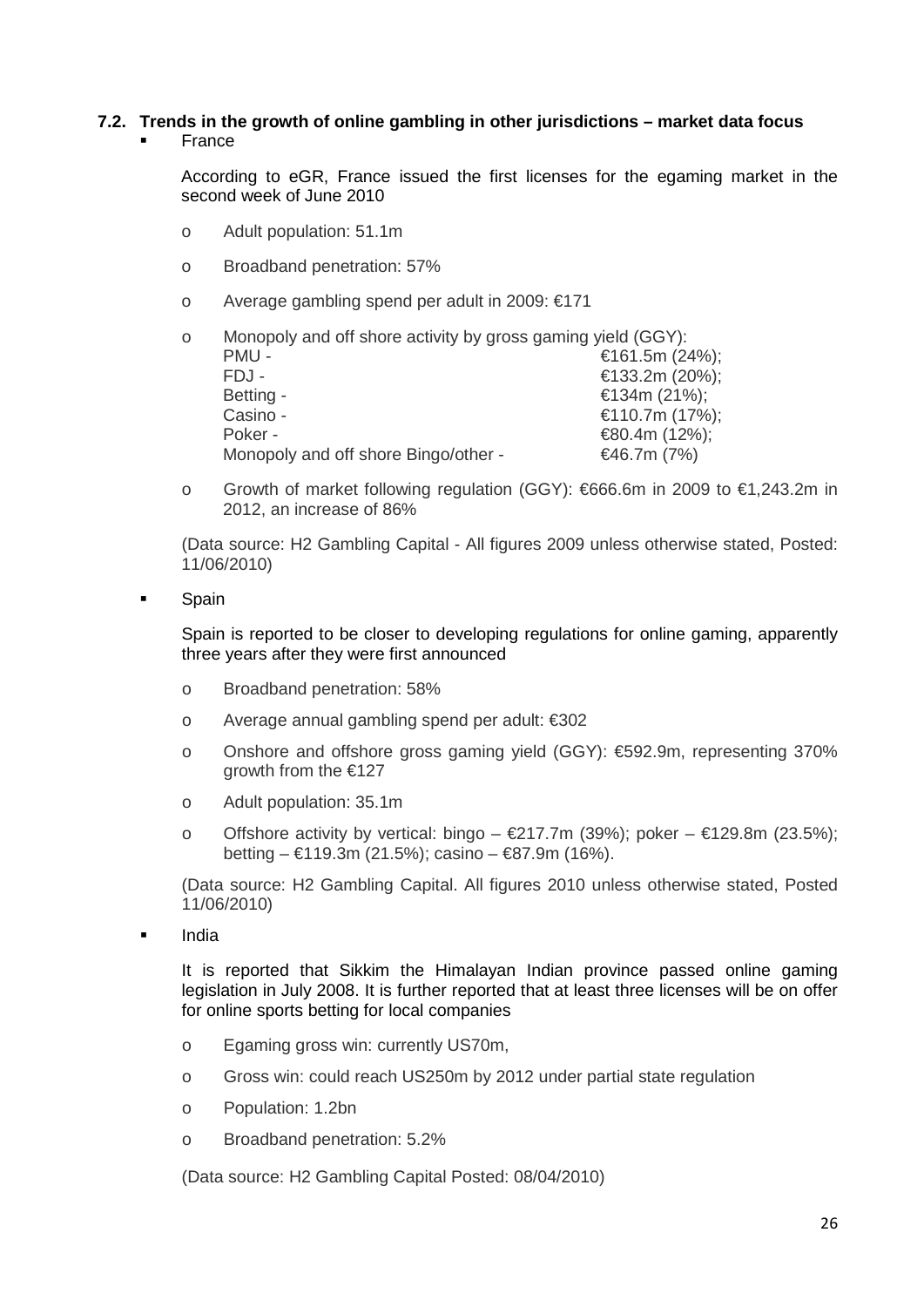### 7.2. Trends in the growth of online gambling in other jurisdictions – market data focus

- France

  According to eGR, France issued the first licenses for the egaming market in the second week of June 2010

  - Adult population: 51.1m
  - Broadband penetration: 57%
  - Average gambling spend per adult in 2009: €171
  - Monopoly and off shore activity by gross gaming yield (GGY):

    | | |
    |---|---|
    | PMU - | €161.5m (24%); |
    | FDJ - | €133.2m (20%); |
    | Betting - | €134m (21%); |
    | Casino - | €110.7m (17%); |
    | Poker - | €80.4m (12%); |
    | Monopoly and off shore Bingo/other - | €46.7m (7%) |

  - Growth of market following regulation (GGY): €666.6m in 2009 to €1,243.2m in 2012, an increase of 86%

  (Data source: H2 Gambling Capital - All figures 2009 unless otherwise stated, Posted: 11/06/2010)

- Spain

  Spain is reported to be closer to developing regulations for online gaming, apparently three years after they were first announced

  - Broadband penetration: 58%
  - Average annual gambling spend per adult: €302
  - Onshore and offshore gross gaming yield (GGY): €592.9m, representing 370% growth from the €127
  - Adult population: 35.1m
  - Offshore activity by vertical: bingo – €217.7m (39%); poker – €129.8m (23.5%); betting – €119.3m (21.5%); casino – €87.9m (16%).

  (Data source: H2 Gambling Capital. All figures 2010 unless otherwise stated, Posted 11/06/2010)

- India

  It is reported that Sikkim the Himalayan Indian province passed online gaming legislation in July 2008. It is further reported that at least three licenses will be on offer for online sports betting for local companies

  - Egaming gross win: currently US70m,
  - Gross win: could reach US250m by 2012 under partial state regulation
  - Population: 1.2bn
  - Broadband penetration: 5.2%

  (Data source: H2 Gambling Capital Posted: 08/04/2010)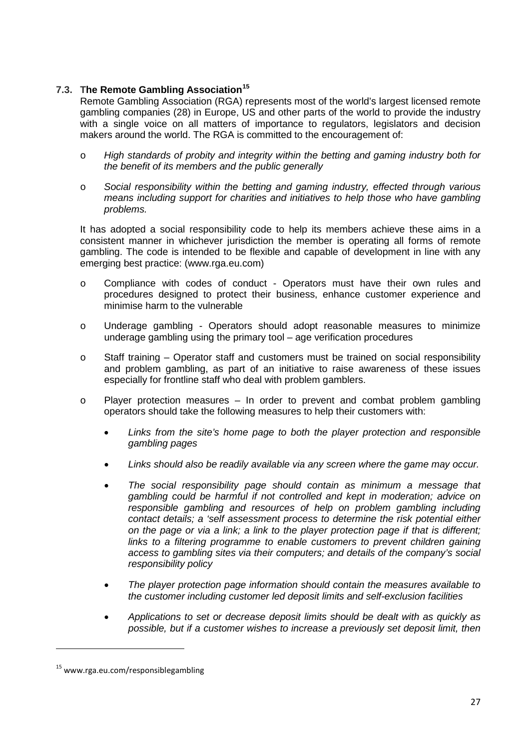### 7.3. The Remote Gambling Association[15]

Remote Gambling Association (RGA) represents most of the world's largest licensed remote gambling companies (28) in Europe, US and other parts of the world to provide the industry with a single voice on all matters of importance to regulators, legislators and decision makers around the world. The RGA is committed to the encouragement of:

- *High standards of probity and integrity within the betting and gaming industry both for the benefit of its members and the public generally*
- *Social responsibility within the betting and gaming industry, effected through various means including support for charities and initiatives to help those who have gambling problems.*

It has adopted a social responsibility code to help its members achieve these aims in a consistent manner in whichever jurisdiction the member is operating all forms of remote gambling. The code is intended to be flexible and capable of development in line with any emerging best practice: (www.rga.eu.com)

- Compliance with codes of conduct - Operators must have their own rules and procedures designed to protect their business, enhance customer experience and minimise harm to the vulnerable
- Underage gambling - Operators should adopt reasonable measures to minimize underage gambling using the primary tool – age verification procedures
- Staff training – Operator staff and customers must be trained on social responsibility and problem gambling, as part of an initiative to raise awareness of these issues especially for frontline staff who deal with problem gamblers.
- Player protection measures – In order to prevent and combat problem gambling operators should take the following measures to help their customers with:
  - *Links from the site's home page to both the player protection and responsible gambling pages*
  - *Links should also be readily available via any screen where the game may occur.*
  - *The social responsibility page should contain as minimum a message that gambling could be harmful if not controlled and kept in moderation; advice on responsible gambling and resources of help on problem gambling including contact details; a 'self assessment process to determine the risk potential either on the page or via a link; a link to the player protection page if that is different; links to a filtering programme to enable customers to prevent children gaining access to gambling sites via their computers; and details of the company's social responsibility policy*
  - *The player protection page information should contain the measures available to the customer including customer led deposit limits and self-exclusion facilities*
  - *Applications to set or decrease deposit limits should be dealt with as quickly as possible, but if a customer wishes to increase a previously set deposit limit, then*

[15] www.rga.eu.com/responsiblegambling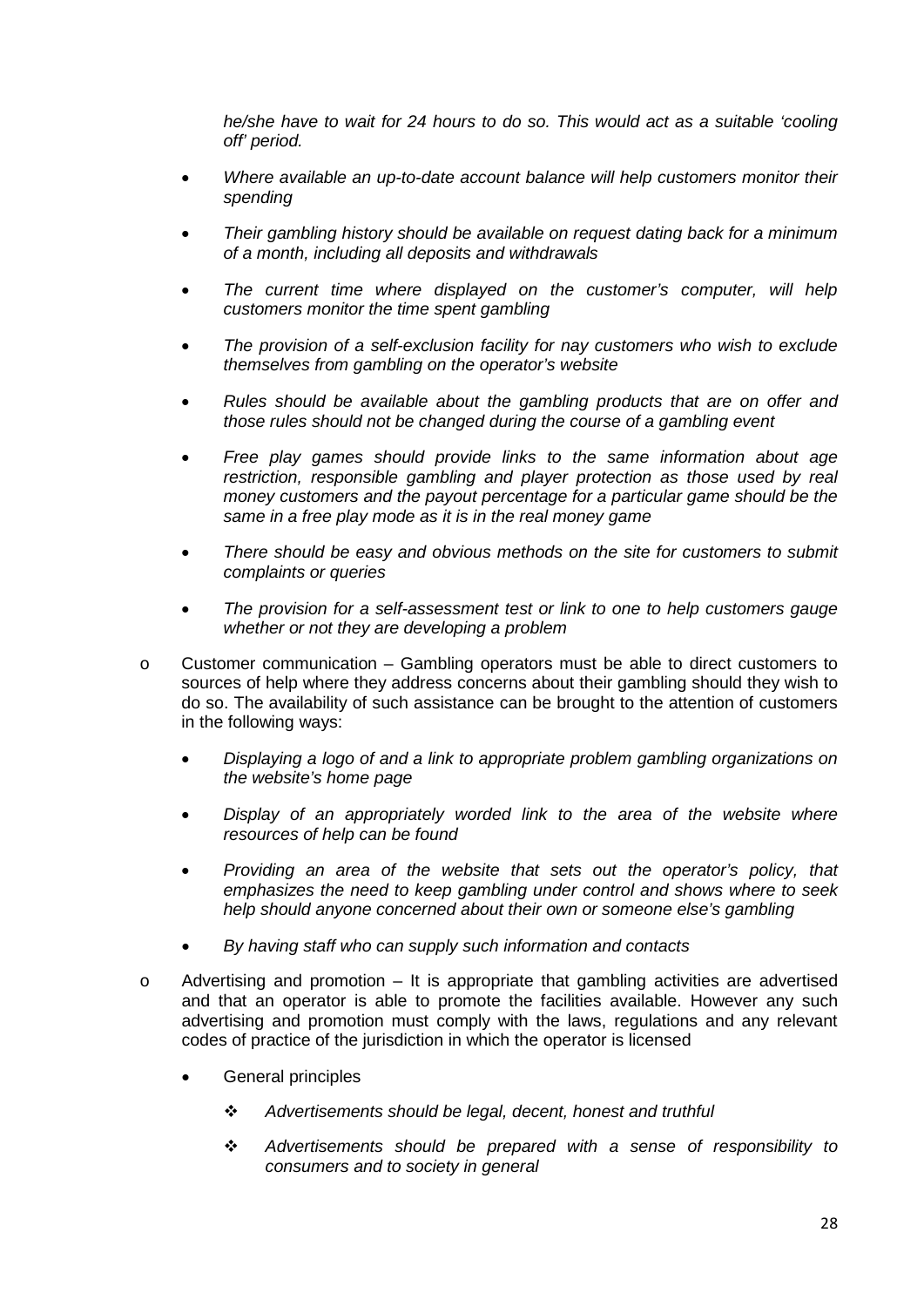*he/she have to wait for 24 hours to do so. This would act as a suitable 'cooling off' period.*

- *Where available an up-to-date account balance will help customers monitor their spending*
- *Their gambling history should be available on request dating back for a minimum of a month, including all deposits and withdrawals*
- *The current time where displayed on the customer's computer, will help customers monitor the time spent gambling*
- *The provision of a self-exclusion facility for nay customers who wish to exclude themselves from gambling on the operator's website*
- *Rules should be available about the gambling products that are on offer and those rules should not be changed during the course of a gambling event*
- *Free play games should provide links to the same information about age restriction, responsible gambling and player protection as those used by real money customers and the payout percentage for a particular game should be the same in a free play mode as it is in the real money game*
- *There should be easy and obvious methods on the site for customers to submit complaints or queries*
- *The provision for a self-assessment test or link to one to help customers gauge whether or not they are developing a problem*

- Customer communication – Gambling operators must be able to direct customers to sources of help where they address concerns about their gambling should they wish to do so. The availability of such assistance can be brought to the attention of customers in the following ways:
  - *Displaying a logo of and a link to appropriate problem gambling organizations on the website's home page*
  - *Display of an appropriately worded link to the area of the website where resources of help can be found*
  - *Providing an area of the website that sets out the operator's policy, that emphasizes the need to keep gambling under control and shows where to seek help should anyone concerned about their own or someone else's gambling*
  - *By having staff who can supply such information and contacts*

- Advertising and promotion – It is appropriate that gambling activities are advertised and that an operator is able to promote the facilities available. However any such advertising and promotion must comply with the laws, regulations and any relevant codes of practice of the jurisdiction in which the operator is licensed
  - General principles
    - *Advertisements should be legal, decent, honest and truthful*
    - *Advertisements should be prepared with a sense of responsibility to consumers and to society in general*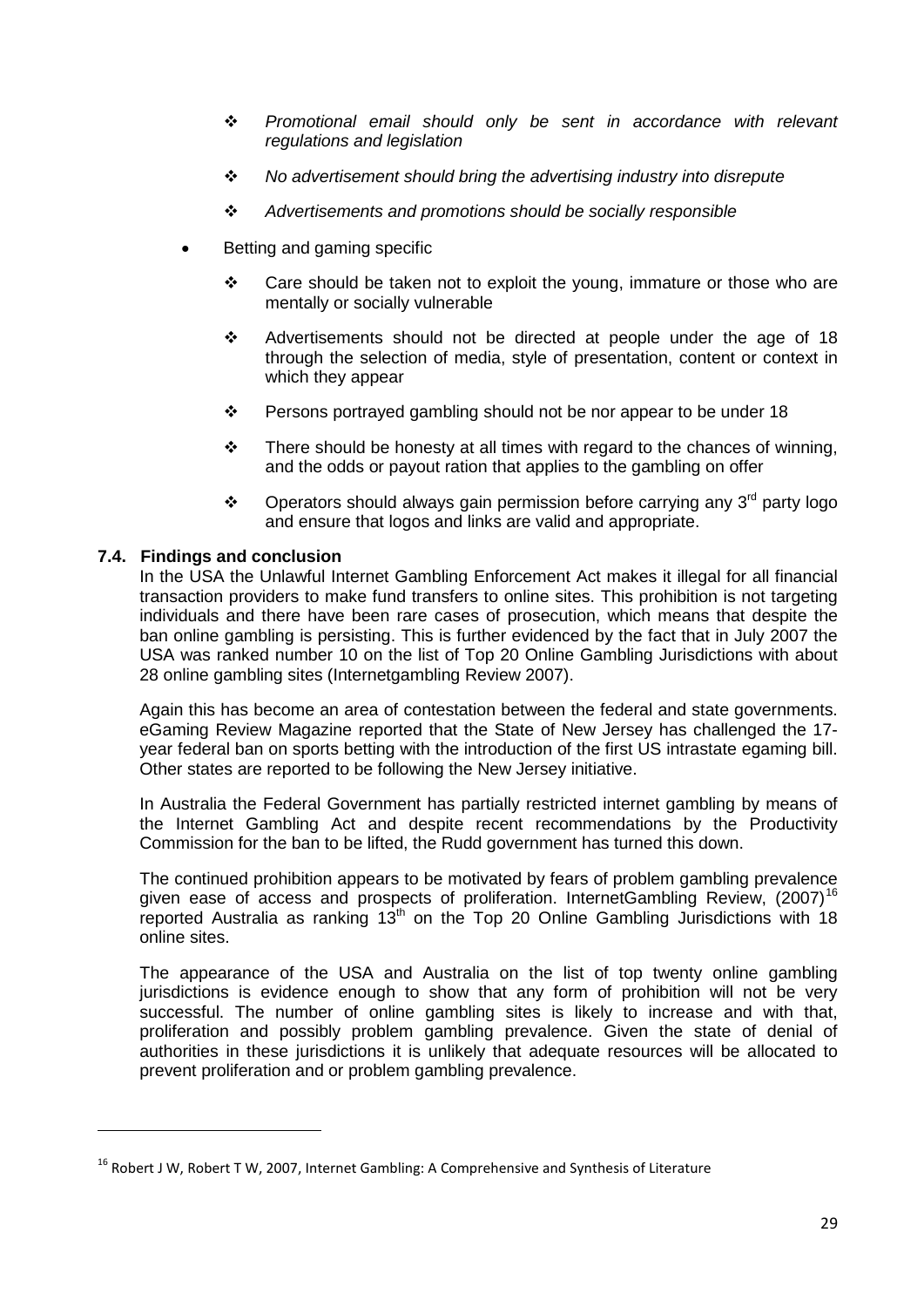- *Promotional email should only be sent in accordance with relevant regulations and legislation*
- *No advertisement should bring the advertising industry into disrepute*
- *Advertisements and promotions should be socially responsible*

- Betting and gaming specific
  - Care should be taken not to exploit the young, immature or those who are mentally or socially vulnerable
  - Advertisements should not be directed at people under the age of 18 through the selection of media, style of presentation, content or context in which they appear
  - Persons portrayed gambling should not be nor appear to be under 18
  - There should be honesty at all times with regard to the chances of winning, and the odds or payout ration that applies to the gambling on offer
  - Operators should always gain permission before carrying any 3rd party logo and ensure that logos and links are valid and appropriate.

### 7.4. Findings and conclusion

In the USA the Unlawful Internet Gambling Enforcement Act makes it illegal for all financial transaction providers to make fund transfers to online sites. This prohibition is not targeting individuals and there have been rare cases of prosecution, which means that despite the ban online gambling is persisting. This is further evidenced by the fact that in July 2007 the USA was ranked number 10 on the list of Top 20 Online Gambling Jurisdictions with about 28 online gambling sites (Internetgambling Review 2007).

Again this has become an area of contestation between the federal and state governments. eGaming Review Magazine reported that the State of New Jersey has challenged the 17-year federal ban on sports betting with the introduction of the first US intrastate egaming bill. Other states are reported to be following the New Jersey initiative.

In Australia the Federal Government has partially restricted internet gambling by means of the Internet Gambling Act and despite recent recommendations by the Productivity Commission for the ban to be lifted, the Rudd government has turned this down.

The continued prohibition appears to be motivated by fears of problem gambling prevalence given ease of access and prospects of proliferation. InternetGambling Review, (2007)[16] reported Australia as ranking 13th on the Top 20 Online Gambling Jurisdictions with 18 online sites.

The appearance of the USA and Australia on the list of top twenty online gambling jurisdictions is evidence enough to show that any form of prohibition will not be very successful. The number of online gambling sites is likely to increase and with that, proliferation and possibly problem gambling prevalence. Given the state of denial of authorities in these jurisdictions it is unlikely that adequate resources will be allocated to prevent proliferation and or problem gambling prevalence.

[16] Robert J W, Robert T W, 2007, Internet Gambling: A Comprehensive and Synthesis of Literature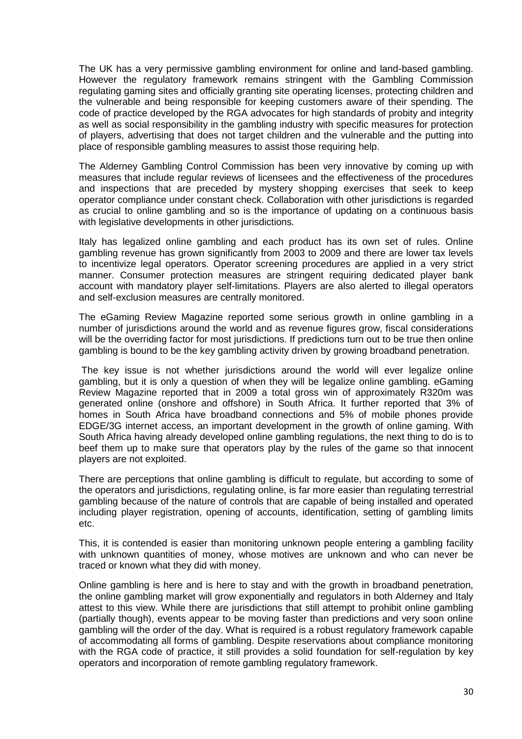The UK has a very permissive gambling environment for online and land-based gambling. However the regulatory framework remains stringent with the Gambling Commission regulating gaming sites and officially granting site operating licenses, protecting children and the vulnerable and being responsible for keeping customers aware of their spending. The code of practice developed by the RGA advocates for high standards of probity and integrity as well as social responsibility in the gambling industry with specific measures for protection of players, advertising that does not target children and the vulnerable and the putting into place of responsible gambling measures to assist those requiring help.

The Alderney Gambling Control Commission has been very innovative by coming up with measures that include regular reviews of licensees and the effectiveness of the procedures and inspections that are preceded by mystery shopping exercises that seek to keep operator compliance under constant check. Collaboration with other jurisdictions is regarded as crucial to online gambling and so is the importance of updating on a continuous basis with legislative developments in other jurisdictions.

Italy has legalized online gambling and each product has its own set of rules. Online gambling revenue has grown significantly from 2003 to 2009 and there are lower tax levels to incentivize legal operators. Operator screening procedures are applied in a very strict manner. Consumer protection measures are stringent requiring dedicated player bank account with mandatory player self-limitations. Players are also alerted to illegal operators and self-exclusion measures are centrally monitored.

The eGaming Review Magazine reported some serious growth in online gambling in a number of jurisdictions around the world and as revenue figures grow, fiscal considerations will be the overriding factor for most jurisdictions. If predictions turn out to be true then online gambling is bound to be the key gambling activity driven by growing broadband penetration.

The key issue is not whether jurisdictions around the world will ever legalize online gambling, but it is only a question of when they will be legalize online gambling. eGaming Review Magazine reported that in 2009 a total gross win of approximately R320m was generated online (onshore and offshore) in South Africa. It further reported that 3% of homes in South Africa have broadband connections and 5% of mobile phones provide EDGE/3G internet access, an important development in the growth of online gaming. With South Africa having already developed online gambling regulations, the next thing to do is to beef them up to make sure that operators play by the rules of the game so that innocent players are not exploited.

There are perceptions that online gambling is difficult to regulate, but according to some of the operators and jurisdictions, regulating online, is far more easier than regulating terrestrial gambling because of the nature of controls that are capable of being installed and operated including player registration, opening of accounts, identification, setting of gambling limits etc.

This, it is contended is easier than monitoring unknown people entering a gambling facility with unknown quantities of money, whose motives are unknown and who can never be traced or known what they did with money.

Online gambling is here and is here to stay and with the growth in broadband penetration, the online gambling market will grow exponentially and regulators in both Alderney and Italy attest to this view. While there are jurisdictions that still attempt to prohibit online gambling (partially though), events appear to be moving faster than predictions and very soon online gambling will the order of the day. What is required is a robust regulatory framework capable of accommodating all forms of gambling. Despite reservations about compliance monitoring with the RGA code of practice, it still provides a solid foundation for self-regulation by key operators and incorporation of remote gambling regulatory framework.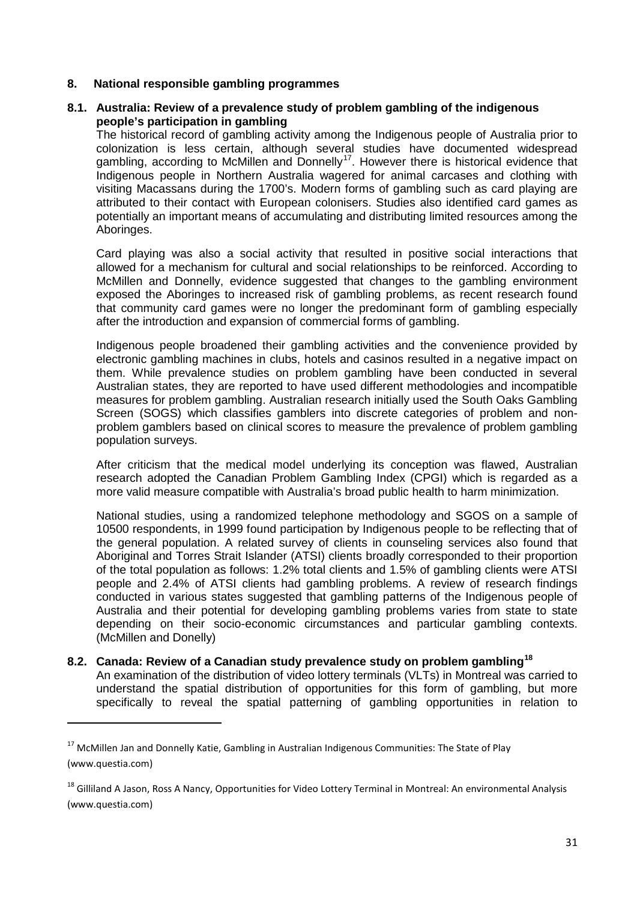## 8. National responsible gambling programmes

### 8.1. Australia: Review of a prevalence study of problem gambling of the indigenous people's participation in gambling

The historical record of gambling activity among the Indigenous people of Australia prior to colonization is less certain, although several studies have documented widespread gambling, according to McMillen and Donnelly[17]. However there is historical evidence that Indigenous people in Northern Australia wagered for animal carcases and clothing with visiting Macassans during the 1700's. Modern forms of gambling such as card playing are attributed to their contact with European colonisers. Studies also identified card games as potentially an important means of accumulating and distributing limited resources among the Aboringes.

Card playing was also a social activity that resulted in positive social interactions that allowed for a mechanism for cultural and social relationships to be reinforced. According to McMillen and Donnelly, evidence suggested that changes to the gambling environment exposed the Aboringes to increased risk of gambling problems, as recent research found that community card games were no longer the predominant form of gambling especially after the introduction and expansion of commercial forms of gambling.

Indigenous people broadened their gambling activities and the convenience provided by electronic gambling machines in clubs, hotels and casinos resulted in a negative impact on them. While prevalence studies on problem gambling have been conducted in several Australian states, they are reported to have used different methodologies and incompatible measures for problem gambling. Australian research initially used the South Oaks Gambling Screen (SOGS) which classifies gamblers into discrete categories of problem and non-problem gamblers based on clinical scores to measure the prevalence of problem gambling population surveys.

After criticism that the medical model underlying its conception was flawed, Australian research adopted the Canadian Problem Gambling Index (CPGI) which is regarded as a more valid measure compatible with Australia's broad public health to harm minimization.

National studies, using a randomized telephone methodology and SGOS on a sample of 10500 respondents, in 1999 found participation by Indigenous people to be reflecting that of the general population. A related survey of clients in counseling services also found that Aboriginal and Torres Strait Islander (ATSI) clients broadly corresponded to their proportion of the total population as follows: 1.2% total clients and 1.5% of gambling clients were ATSI people and 2.4% of ATSI clients had gambling problems. A review of research findings conducted in various states suggested that gambling patterns of the Indigenous people of Australia and their potential for developing gambling problems varies from state to state depending on their socio-economic circumstances and particular gambling contexts. (McMillen and Donelly)

### 8.2. Canada: Review of a Canadian study prevalence study on problem gambling[18]

An examination of the distribution of video lottery terminals (VLTs) in Montreal was carried to understand the spatial distribution of opportunities for this form of gambling, but more specifically to reveal the spatial patterning of gambling opportunities in relation to

---

[17] McMillen Jan and Donnelly Katie, Gambling in Australian Indigenous Communities: The State of Play (www.questia.com)

[18] Gilliland A Jason, Ross A Nancy, Opportunities for Video Lottery Terminal in Montreal: An environmental Analysis (www.questia.com)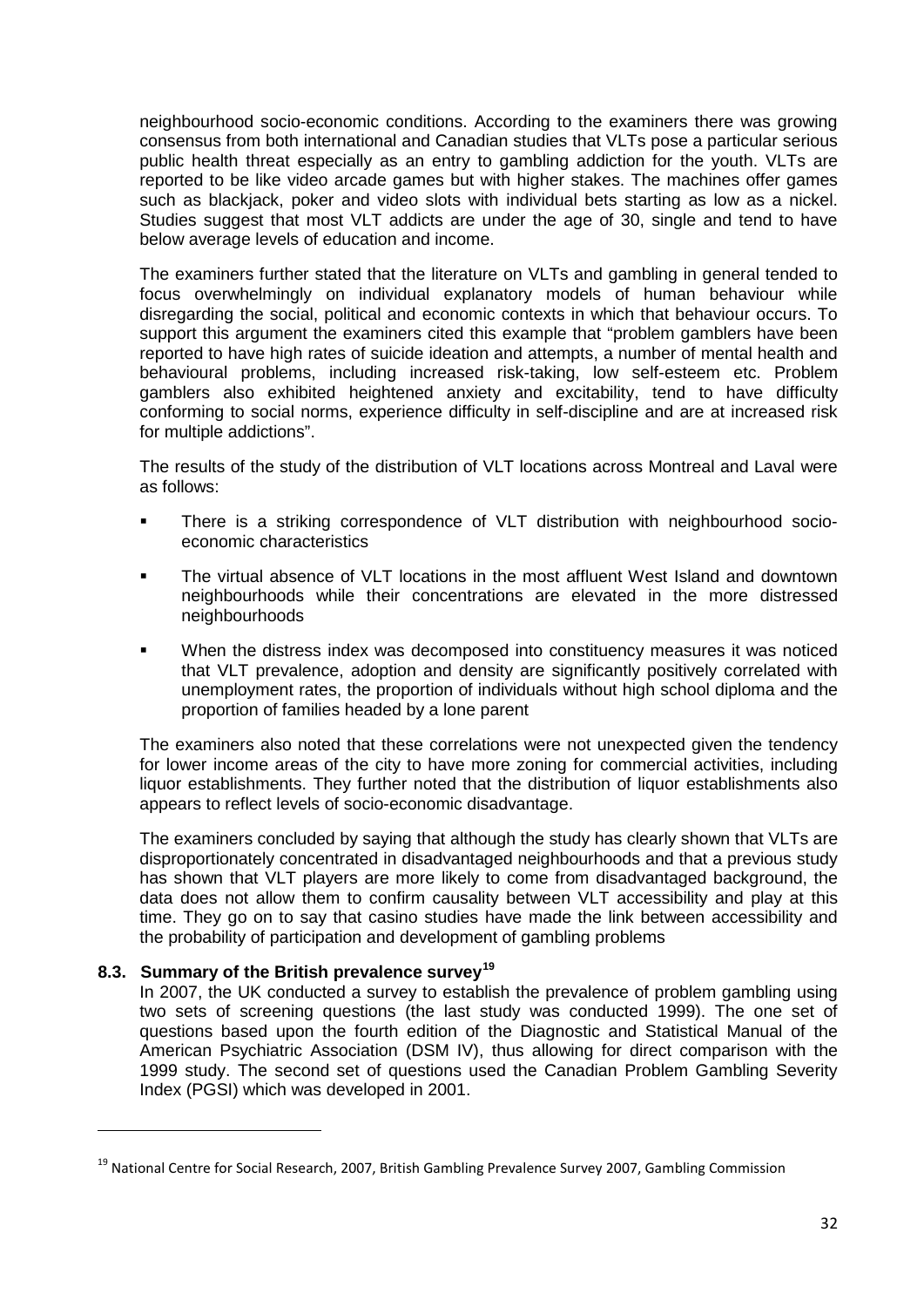neighbourhood socio-economic conditions. According to the examiners there was growing consensus from both international and Canadian studies that VLTs pose a particular serious public health threat especially as an entry to gambling addiction for the youth. VLTs are reported to be like video arcade games but with higher stakes. The machines offer games such as blackjack, poker and video slots with individual bets starting as low as a nickel. Studies suggest that most VLT addicts are under the age of 30, single and tend to have below average levels of education and income.

The examiners further stated that the literature on VLTs and gambling in general tended to focus overwhelmingly on individual explanatory models of human behaviour while disregarding the social, political and economic contexts in which that behaviour occurs. To support this argument the examiners cited this example that "problem gamblers have been reported to have high rates of suicide ideation and attempts, a number of mental health and behavioural problems, including increased risk-taking, low self-esteem etc. Problem gamblers also exhibited heightened anxiety and excitability, tend to have difficulty conforming to social norms, experience difficulty in self-discipline and are at increased risk for multiple addictions".

The results of the study of the distribution of VLT locations across Montreal and Laval were as follows:

- There is a striking correspondence of VLT distribution with neighbourhood socio-economic characteristics
- The virtual absence of VLT locations in the most affluent West Island and downtown neighbourhoods while their concentrations are elevated in the more distressed neighbourhoods
- When the distress index was decomposed into constituency measures it was noticed that VLT prevalence, adoption and density are significantly positively correlated with unemployment rates, the proportion of individuals without high school diploma and the proportion of families headed by a lone parent

The examiners also noted that these correlations were not unexpected given the tendency for lower income areas of the city to have more zoning for commercial activities, including liquor establishments. They further noted that the distribution of liquor establishments also appears to reflect levels of socio-economic disadvantage.

The examiners concluded by saying that although the study has clearly shown that VLTs are disproportionately concentrated in disadvantaged neighbourhoods and that a previous study has shown that VLT players are more likely to come from disadvantaged background, the data does not allow them to confirm causality between VLT accessibility and play at this time. They go on to say that casino studies have made the link between accessibility and the probability of participation and development of gambling problems

### 8.3. Summary of the British prevalence survey[19]

In 2007, the UK conducted a survey to establish the prevalence of problem gambling using two sets of screening questions (the last study was conducted 1999). The one set of questions based upon the fourth edition of the Diagnostic and Statistical Manual of the American Psychiatric Association (DSM IV), thus allowing for direct comparison with the 1999 study. The second set of questions used the Canadian Problem Gambling Severity Index (PGSI) which was developed in 2001.

[19] National Centre for Social Research, 2007, British Gambling Prevalence Survey 2007, Gambling Commission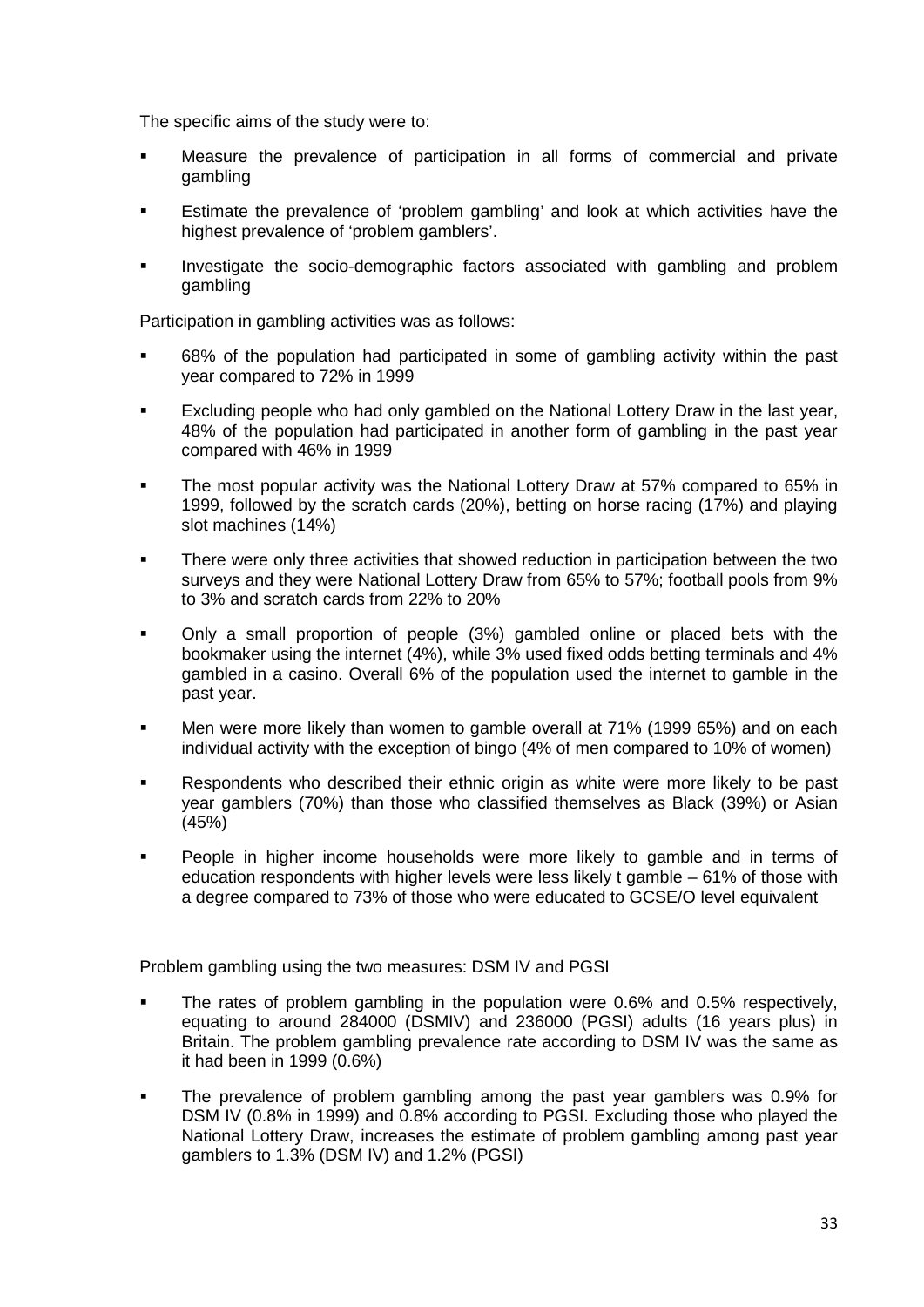The specific aims of the study were to:

- Measure the prevalence of participation in all forms of commercial and private gambling
- Estimate the prevalence of 'problem gambling' and look at which activities have the highest prevalence of 'problem gamblers'.
- Investigate the socio-demographic factors associated with gambling and problem gambling

Participation in gambling activities was as follows:

- 68% of the population had participated in some of gambling activity within the past year compared to 72% in 1999
- Excluding people who had only gambled on the National Lottery Draw in the last year, 48% of the population had participated in another form of gambling in the past year compared with 46% in 1999
- The most popular activity was the National Lottery Draw at 57% compared to 65% in 1999, followed by the scratch cards (20%), betting on horse racing (17%) and playing slot machines (14%)
- There were only three activities that showed reduction in participation between the two surveys and they were National Lottery Draw from 65% to 57%; football pools from 9% to 3% and scratch cards from 22% to 20%
- Only a small proportion of people (3%) gambled online or placed bets with the bookmaker using the internet (4%), while 3% used fixed odds betting terminals and 4% gambled in a casino. Overall 6% of the population used the internet to gamble in the past year.
- Men were more likely than women to gamble overall at 71% (1999 65%) and on each individual activity with the exception of bingo (4% of men compared to 10% of women)
- Respondents who described their ethnic origin as white were more likely to be past year gamblers (70%) than those who classified themselves as Black (39%) or Asian (45%)
- People in higher income households were more likely to gamble and in terms of education respondents with higher levels were less likely t gamble – 61% of those with a degree compared to 73% of those who were educated to GCSE/O level equivalent

Problem gambling using the two measures: DSM IV and PGSI

- The rates of problem gambling in the population were 0.6% and 0.5% respectively, equating to around 284000 (DSMIV) and 236000 (PGSI) adults (16 years plus) in Britain. The problem gambling prevalence rate according to DSM IV was the same as it had been in 1999 (0.6%)
- The prevalence of problem gambling among the past year gamblers was 0.9% for DSM IV (0.8% in 1999) and 0.8% according to PGSI. Excluding those who played the National Lottery Draw, increases the estimate of problem gambling among past year gamblers to 1.3% (DSM IV) and 1.2% (PGSI)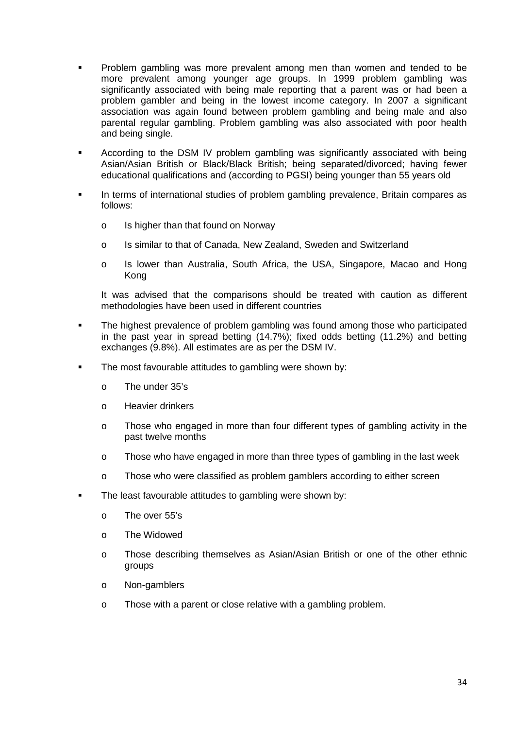- Problem gambling was more prevalent among men than women and tended to be more prevalent among younger age groups. In 1999 problem gambling was significantly associated with being male reporting that a parent was or had been a problem gambler and being in the lowest income category. In 2007 a significant association was again found between problem gambling and being male and also parental regular gambling. Problem gambling was also associated with poor health and being single.

- According to the DSM IV problem gambling was significantly associated with being Asian/Asian British or Black/Black British; being separated/divorced; having fewer educational qualifications and (according to PGSI) being younger than 55 years old

- In terms of international studies of problem gambling prevalence, Britain compares as follows:

  - Is higher than that found on Norway
  - Is similar to that of Canada, New Zealand, Sweden and Switzerland
  - Is lower than Australia, South Africa, the USA, Singapore, Macao and Hong Kong

  It was advised that the comparisons should be treated with caution as different methodologies have been used in different countries

- The highest prevalence of problem gambling was found among those who participated in the past year in spread betting (14.7%); fixed odds betting (11.2%) and betting exchanges (9.8%). All estimates are as per the DSM IV.

- The most favourable attitudes to gambling were shown by:

  - The under 35's
  - Heavier drinkers
  - Those who engaged in more than four different types of gambling activity in the past twelve months
  - Those who have engaged in more than three types of gambling in the last week
  - Those who were classified as problem gamblers according to either screen

- The least favourable attitudes to gambling were shown by:

  - The over 55's
  - The Widowed
  - Those describing themselves as Asian/Asian British or one of the other ethnic groups
  - Non-gamblers
  - Those with a parent or close relative with a gambling problem.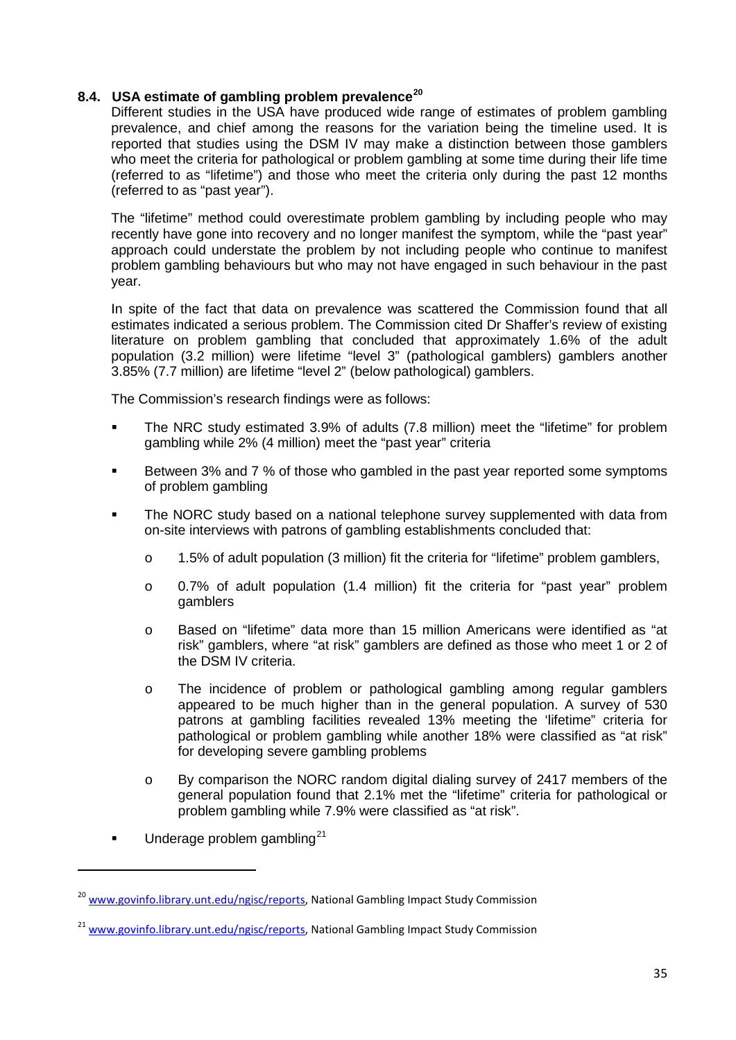### 8.4. USA estimate of gambling problem prevalence[20]

Different studies in the USA have produced wide range of estimates of problem gambling prevalence, and chief among the reasons for the variation being the timeline used. It is reported that studies using the DSM IV may make a distinction between those gamblers who meet the criteria for pathological or problem gambling at some time during their life time (referred to as "lifetime") and those who meet the criteria only during the past 12 months (referred to as "past year").

The "lifetime" method could overestimate problem gambling by including people who may recently have gone into recovery and no longer manifest the symptom, while the "past year" approach could understate the problem by not including people who continue to manifest problem gambling behaviours but who may not have engaged in such behaviour in the past year.

In spite of the fact that data on prevalence was scattered the Commission found that all estimates indicated a serious problem. The Commission cited Dr Shaffer's review of existing literature on problem gambling that concluded that approximately 1.6% of the adult population (3.2 million) were lifetime "level 3" (pathological gamblers) gamblers another 3.85% (7.7 million) are lifetime "level 2" (below pathological) gamblers.

The Commission's research findings were as follows:

- The NRC study estimated 3.9% of adults (7.8 million) meet the "lifetime" for problem gambling while 2% (4 million) meet the "past year" criteria
- Between 3% and 7 % of those who gambled in the past year reported some symptoms of problem gambling
- The NORC study based on a national telephone survey supplemented with data from on-site interviews with patrons of gambling establishments concluded that:
  - 1.5% of adult population (3 million) fit the criteria for "lifetime" problem gamblers,
  - 0.7% of adult population (1.4 million) fit the criteria for "past year" problem gamblers
  - Based on "lifetime" data more than 15 million Americans were identified as "at risk" gamblers, where "at risk" gamblers are defined as those who meet 1 or 2 of the DSM IV criteria.
  - The incidence of problem or pathological gambling among regular gamblers appeared to be much higher than in the general population. A survey of 530 patrons at gambling facilities revealed 13% meeting the 'lifetime" criteria for pathological or problem gambling while another 18% were classified as "at risk" for developing severe gambling problems
  - By comparison the NORC random digital dialing survey of 2417 members of the general population found that 2.1% met the "lifetime" criteria for pathological or problem gambling while 7.9% were classified as "at risk".
- Underage problem gambling[21]

---

[20] www.govinfo.library.unt.edu/ngisc/reports, National Gambling Impact Study Commission

[21] www.govinfo.library.unt.edu/ngisc/reports, National Gambling Impact Study Commission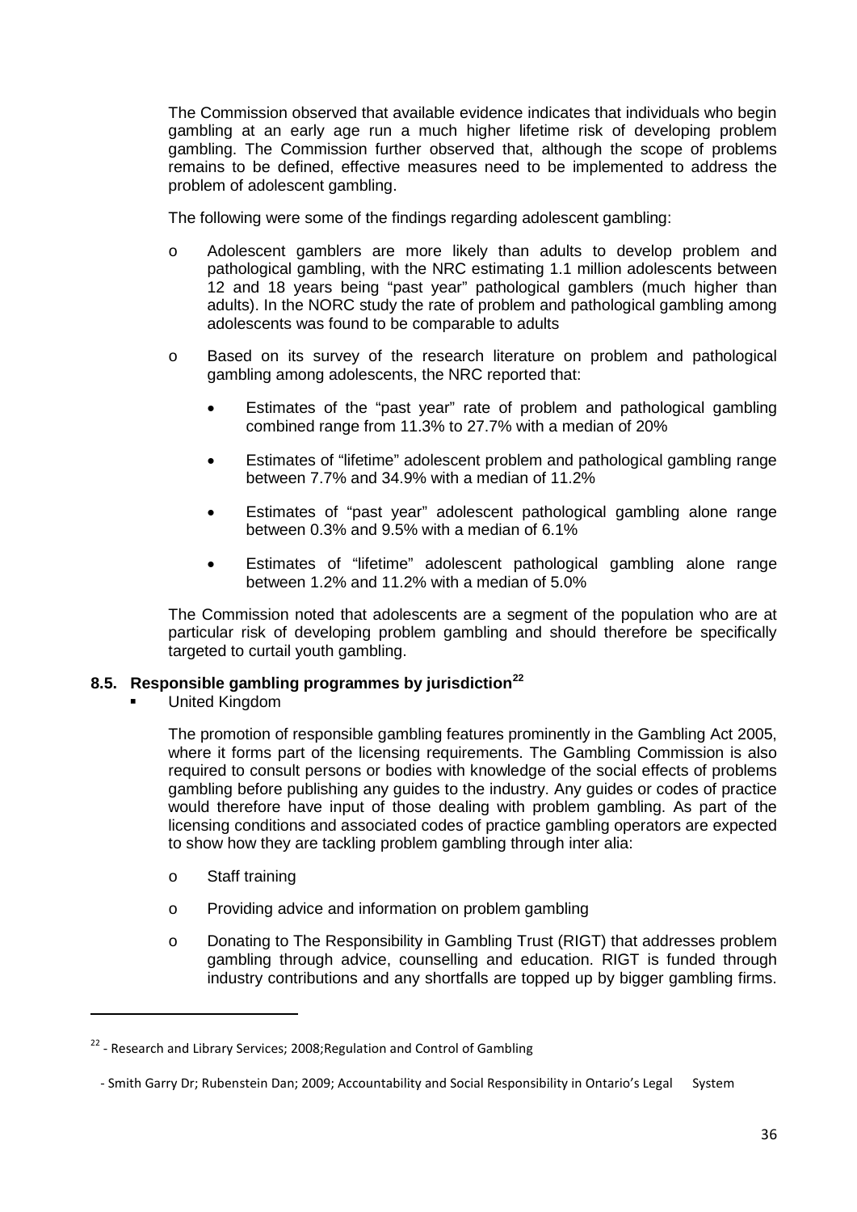The Commission observed that available evidence indicates that individuals who begin gambling at an early age run a much higher lifetime risk of developing problem gambling. The Commission further observed that, although the scope of problems remains to be defined, effective measures need to be implemented to address the problem of adolescent gambling.

The following were some of the findings regarding adolescent gambling:

- Adolescent gamblers are more likely than adults to develop problem and pathological gambling, with the NRC estimating 1.1 million adolescents between 12 and 18 years being "past year" pathological gamblers (much higher than adults). In the NORC study the rate of problem and pathological gambling among adolescents was found to be comparable to adults
- Based on its survey of the research literature on problem and pathological gambling among adolescents, the NRC reported that:
  - Estimates of the "past year" rate of problem and pathological gambling combined range from 11.3% to 27.7% with a median of 20%
  - Estimates of "lifetime" adolescent problem and pathological gambling range between 7.7% and 34.9% with a median of 11.2%
  - Estimates of "past year" adolescent pathological gambling alone range between 0.3% and 9.5% with a median of 6.1%
  - Estimates of "lifetime" adolescent pathological gambling alone range between 1.2% and 11.2% with a median of 5.0%

The Commission noted that adolescents are a segment of the population who are at particular risk of developing problem gambling and should therefore be specifically targeted to curtail youth gambling.

### 8.5. Responsible gambling programmes by jurisdiction[22]

- United Kingdom

  The promotion of responsible gambling features prominently in the Gambling Act 2005, where it forms part of the licensing requirements. The Gambling Commission is also required to consult persons or bodies with knowledge of the social effects of problems gambling before publishing any guides to the industry. Any guides or codes of practice would therefore have input of those dealing with problem gambling. As part of the licensing conditions and associated codes of practice gambling operators are expected to show how they are tackling problem gambling through inter alia:

  - Staff training
  - Providing advice and information on problem gambling
  - Donating to The Responsibility in Gambling Trust (RIGT) that addresses problem gambling through advice, counselling and education. RIGT is funded through industry contributions and any shortfalls are topped up by bigger gambling firms.

---

[22] - Research and Library Services; 2008;Regulation and Control of Gambling

- Smith Garry Dr; Rubenstein Dan; 2009; Accountability and Social Responsibility in Ontario's Legal System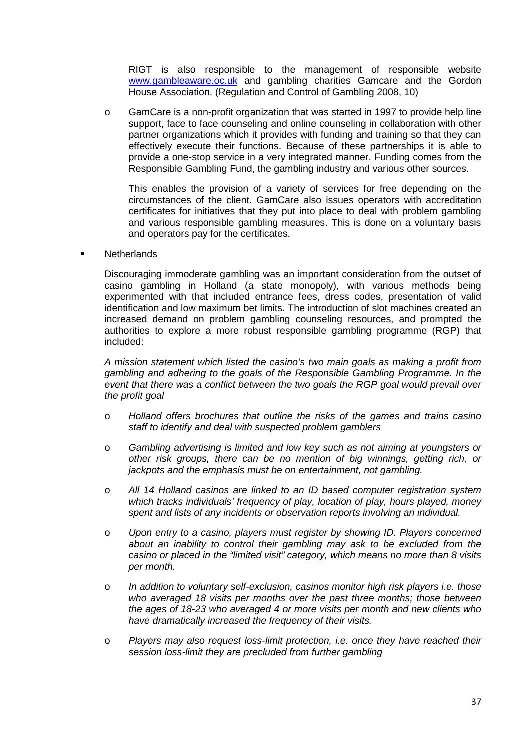RIGT is also responsible to the management of responsible website www.gambleaware.oc.uk and gambling charities Gamcare and the Gordon House Association. (Regulation and Control of Gambling 2008, 10)

- GamCare is a non-profit organization that was started in 1997 to provide help line support, face to face counseling and online counseling in collaboration with other partner organizations which it provides with funding and training so that they can effectively execute their functions. Because of these partnerships it is able to provide a one-stop service in a very integrated manner. Funding comes from the Responsible Gambling Fund, the gambling industry and various other sources.

  This enables the provision of a variety of services for free depending on the circumstances of the client. GamCare also issues operators with accreditation certificates for initiatives that they put into place to deal with problem gambling and various responsible gambling measures. This is done on a voluntary basis and operators pay for the certificates.

- Netherlands

  Discouraging immoderate gambling was an important consideration from the outset of casino gambling in Holland (a state monopoly), with various methods being experimented with that included entrance fees, dress codes, presentation of valid identification and low maximum bet limits. The introduction of slot machines created an increased demand on problem gambling counseling resources, and prompted the authorities to explore a more robust responsible gambling programme (RGP) that included:

  *A mission statement which listed the casino's two main goals as making a profit from gambling and adhering to the goals of the Responsible Gambling Programme. In the event that there was a conflict between the two goals the RGP goal would prevail over the profit goal*

  - *Holland offers brochures that outline the risks of the games and trains casino staff to identify and deal with suspected problem gamblers*
  - *Gambling advertising is limited and low key such as not aiming at youngsters or other risk groups, there can be no mention of big winnings, getting rich, or jackpots and the emphasis must be on entertainment, not gambling.*
  - *All 14 Holland casinos are linked to an ID based computer registration system which tracks individuals' frequency of play, location of play, hours played, money spent and lists of any incidents or observation reports involving an individual.*
  - *Upon entry to a casino, players must register by showing ID. Players concerned about an inability to control their gambling may ask to be excluded from the casino or placed in the "limited visit" category, which means no more than 8 visits per month.*
  - *In addition to voluntary self-exclusion, casinos monitor high risk players i.e. those who averaged 18 visits per months over the past three months; those between the ages of 18-23 who averaged 4 or more visits per month and new clients who have dramatically increased the frequency of their visits.*
  - *Players may also request loss-limit protection, i.e. once they have reached their session loss-limit they are precluded from further gambling*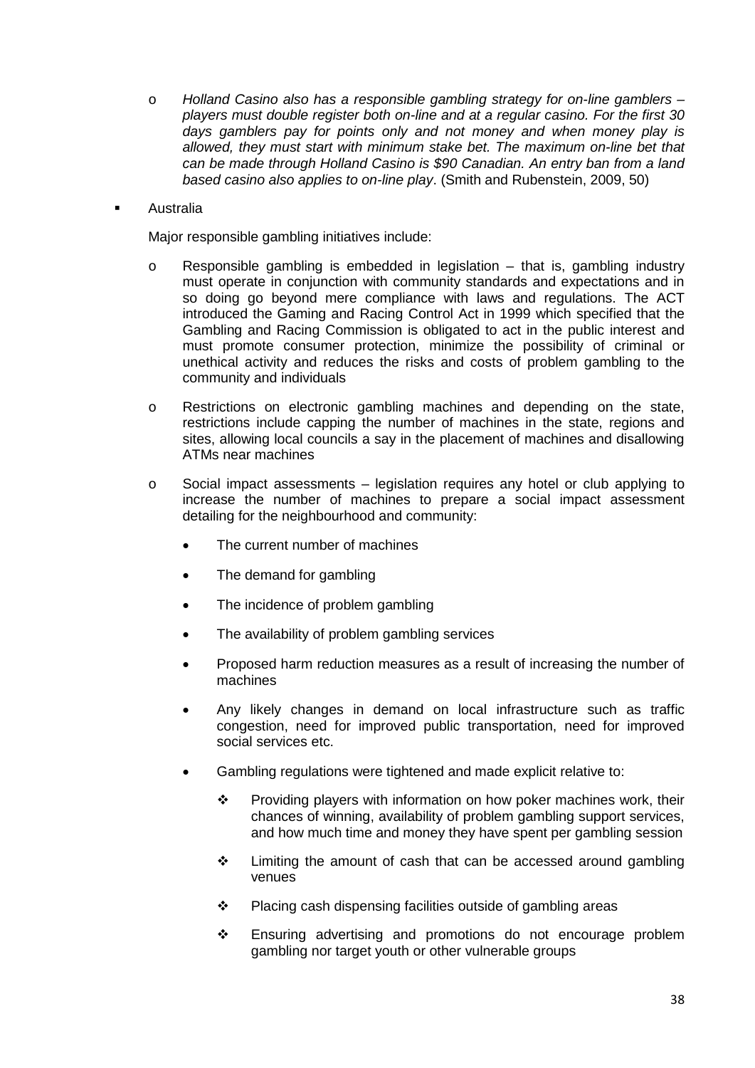- *Holland Casino also has a responsible gambling strategy for on-line gamblers – players must double register both on-line and at a regular casino. For the first 30 days gamblers pay for points only and not money and when money play is allowed, they must start with minimum stake bet. The maximum on-line bet that can be made through Holland Casino is $90 Canadian. An entry ban from a land based casino also applies to on-line play*. (Smith and Rubenstein, 2009, 50)

- Australia

  Major responsible gambling initiatives include:

  - Responsible gambling is embedded in legislation – that is, gambling industry must operate in conjunction with community standards and expectations and in so doing go beyond mere compliance with laws and regulations. The ACT introduced the Gaming and Racing Control Act in 1999 which specified that the Gambling and Racing Commission is obligated to act in the public interest and must promote consumer protection, minimize the possibility of criminal or unethical activity and reduces the risks and costs of problem gambling to the community and individuals

  - Restrictions on electronic gambling machines and depending on the state, restrictions include capping the number of machines in the state, regions and sites, allowing local councils a say in the placement of machines and disallowing ATMs near machines

  - Social impact assessments – legislation requires any hotel or club applying to increase the number of machines to prepare a social impact assessment detailing for the neighbourhood and community:

    - The current number of machines
    - The demand for gambling
    - The incidence of problem gambling
    - The availability of problem gambling services
    - Proposed harm reduction measures as a result of increasing the number of machines
    - Any likely changes in demand on local infrastructure such as traffic congestion, need for improved public transportation, need for improved social services etc.
    - Gambling regulations were tightened and made explicit relative to:
      - Providing players with information on how poker machines work, their chances of winning, availability of problem gambling support services, and how much time and money they have spent per gambling session
      - Limiting the amount of cash that can be accessed around gambling venues
      - Placing cash dispensing facilities outside of gambling areas
      - Ensuring advertising and promotions do not encourage problem gambling nor target youth or other vulnerable groups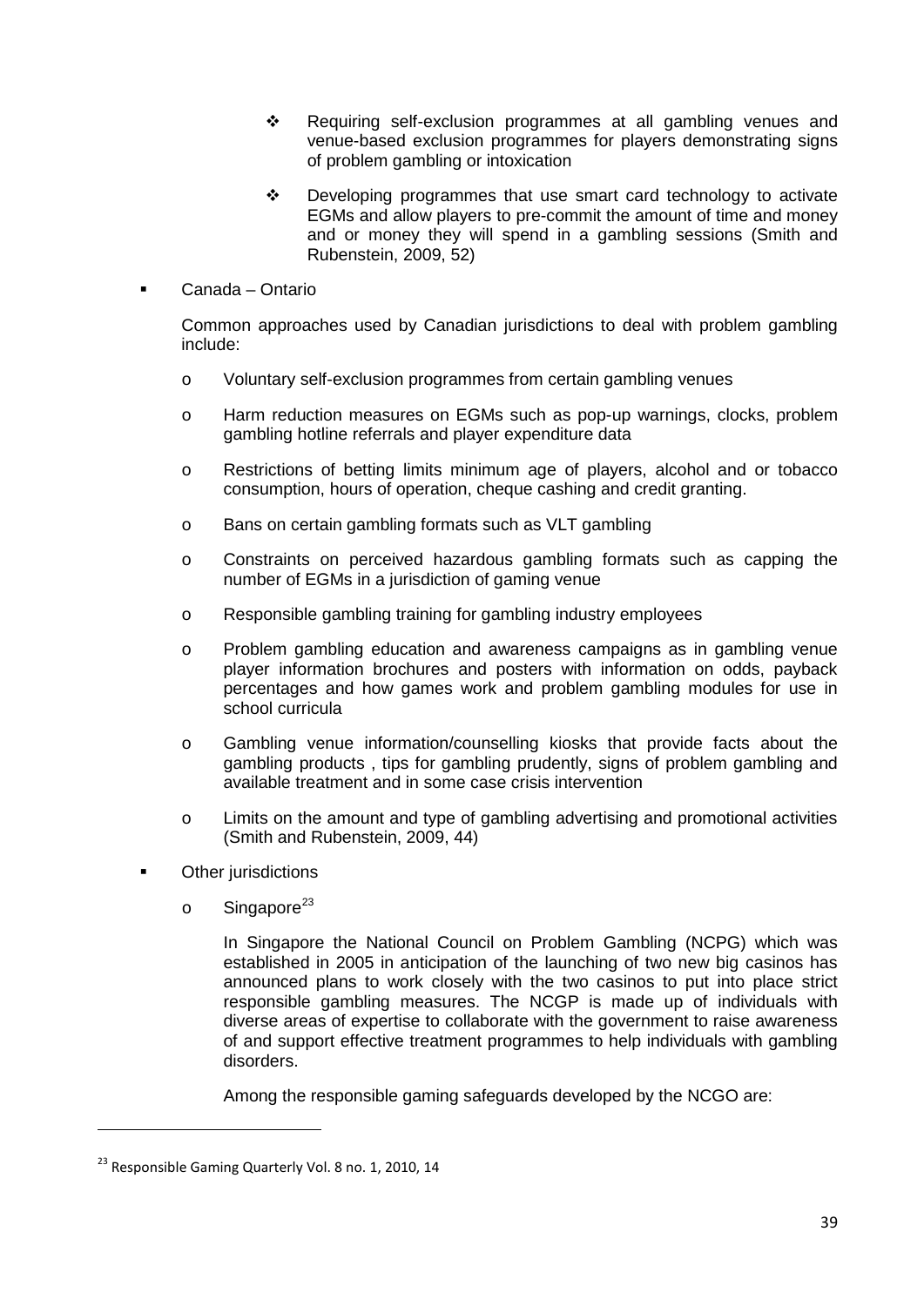- Requiring self-exclusion programmes at all gambling venues and venue-based exclusion programmes for players demonstrating signs of problem gambling or intoxication

- Developing programmes that use smart card technology to activate EGMs and allow players to pre-commit the amount of time and money and or money they will spend in a gambling sessions (Smith and Rubenstein, 2009, 52)

- Canada – Ontario

  Common approaches used by Canadian jurisdictions to deal with problem gambling include:

  - Voluntary self-exclusion programmes from certain gambling venues
  - Harm reduction measures on EGMs such as pop-up warnings, clocks, problem gambling hotline referrals and player expenditure data
  - Restrictions of betting limits minimum age of players, alcohol and or tobacco consumption, hours of operation, cheque cashing and credit granting.
  - Bans on certain gambling formats such as VLT gambling
  - Constraints on perceived hazardous gambling formats such as capping the number of EGMs in a jurisdiction of gaming venue
  - Responsible gambling training for gambling industry employees
  - Problem gambling education and awareness campaigns as in gambling venue player information brochures and posters with information on odds, payback percentages and how games work and problem gambling modules for use in school curricula
  - Gambling venue information/counselling kiosks that provide facts about the gambling products , tips for gambling prudently, signs of problem gambling and available treatment and in some case crisis intervention
  - Limits on the amount and type of gambling advertising and promotional activities (Smith and Rubenstein, 2009, 44)

- Other jurisdictions

  - Singapore[23]

    In Singapore the National Council on Problem Gambling (NCPG) which was established in 2005 in anticipation of the launching of two new big casinos has announced plans to work closely with the two casinos to put into place strict responsible gambling measures. The NCGP is made up of individuals with diverse areas of expertise to collaborate with the government to raise awareness of and support effective treatment programmes to help individuals with gambling disorders.

    Among the responsible gaming safeguards developed by the NCGO are:

---

[23] Responsible Gaming Quarterly Vol. 8 no. 1, 2010, 14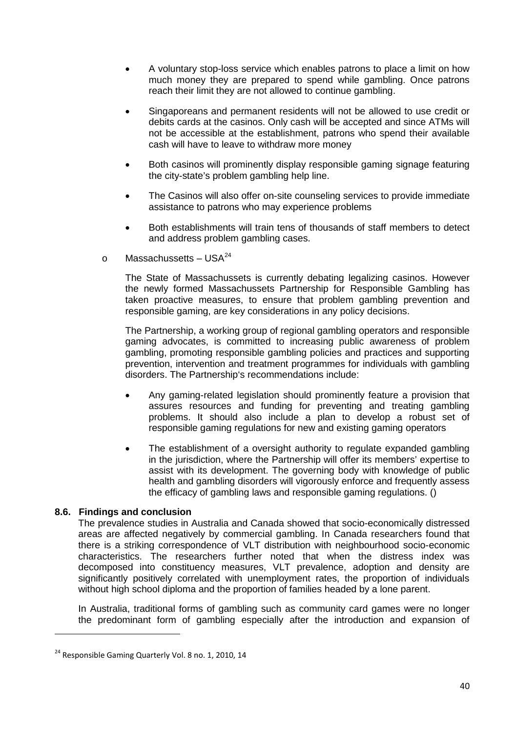- A voluntary stop-loss service which enables patrons to place a limit on how much money they are prepared to spend while gambling. Once patrons reach their limit they are not allowed to continue gambling.
- Singaporeans and permanent residents will not be allowed to use credit or debits cards at the casinos. Only cash will be accepted and since ATMs will not be accessible at the establishment, patrons who spend their available cash will have to leave to withdraw more money
- Both casinos will prominently display responsible gaming signage featuring the city-state's problem gambling help line.
- The Casinos will also offer on-site counseling services to provide immediate assistance to patrons who may experience problems
- Both establishments will train tens of thousands of staff members to detect and address problem gambling cases.

o Massachussetts – USA[24]

The State of Massachussets is currently debating legalizing casinos. However the newly formed Massachussets Partnership for Responsible Gambling has taken proactive measures, to ensure that problem gambling prevention and responsible gaming, are key considerations in any policy decisions.

The Partnership, a working group of regional gambling operators and responsible gaming advocates, is committed to increasing public awareness of problem gambling, promoting responsible gambling policies and practices and supporting prevention, intervention and treatment programmes for individuals with gambling disorders. The Partnership's recommendations include:

- Any gaming-related legislation should prominently feature a provision that assures resources and funding for preventing and treating gambling problems. It should also include a plan to develop a robust set of responsible gaming regulations for new and existing gaming operators
- The establishment of a oversight authority to regulate expanded gambling in the jurisdiction, where the Partnership will offer its members' expertise to assist with its development. The governing body with knowledge of public health and gambling disorders will vigorously enforce and frequently assess the efficacy of gambling laws and responsible gaming regulations. ()

### 8.6. Findings and conclusion

The prevalence studies in Australia and Canada showed that socio-economically distressed areas are affected negatively by commercial gambling. In Canada researchers found that there is a striking correspondence of VLT distribution with neighbourhood socio-economic characteristics. The researchers further noted that when the distress index was decomposed into constituency measures, VLT prevalence, adoption and density are significantly positively correlated with unemployment rates, the proportion of individuals without high school diploma and the proportion of families headed by a lone parent.

In Australia, traditional forms of gambling such as community card games were no longer the predominant form of gambling especially after the introduction and expansion of

[24] Responsible Gaming Quarterly Vol. 8 no. 1, 2010, 14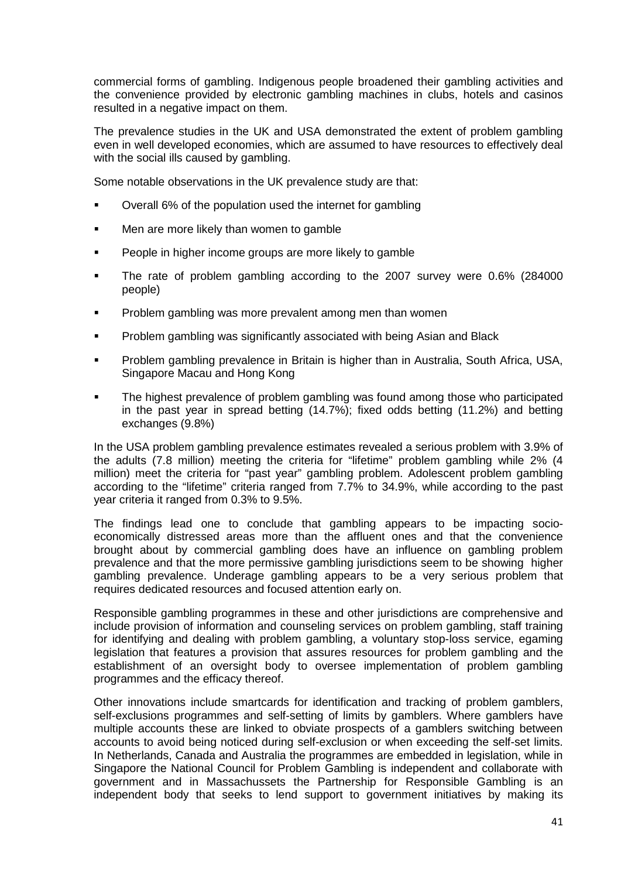commercial forms of gambling. Indigenous people broadened their gambling activities and the convenience provided by electronic gambling machines in clubs, hotels and casinos resulted in a negative impact on them.

The prevalence studies in the UK and USA demonstrated the extent of problem gambling even in well developed economies, which are assumed to have resources to effectively deal with the social ills caused by gambling.

Some notable observations in the UK prevalence study are that:

- Overall 6% of the population used the internet for gambling
- Men are more likely than women to gamble
- People in higher income groups are more likely to gamble
- The rate of problem gambling according to the 2007 survey were 0.6% (284000 people)
- Problem gambling was more prevalent among men than women
- Problem gambling was significantly associated with being Asian and Black
- Problem gambling prevalence in Britain is higher than in Australia, South Africa, USA, Singapore Macau and Hong Kong
- The highest prevalence of problem gambling was found among those who participated in the past year in spread betting (14.7%); fixed odds betting (11.2%) and betting exchanges (9.8%)

In the USA problem gambling prevalence estimates revealed a serious problem with 3.9% of the adults (7.8 million) meeting the criteria for "lifetime" problem gambling while 2% (4 million) meet the criteria for "past year" gambling problem. Adolescent problem gambling according to the "lifetime" criteria ranged from 7.7% to 34.9%, while according to the past year criteria it ranged from 0.3% to 9.5%.

The findings lead one to conclude that gambling appears to be impacting socio-economically distressed areas more than the affluent ones and that the convenience brought about by commercial gambling does have an influence on gambling problem prevalence and that the more permissive gambling jurisdictions seem to be showing higher gambling prevalence. Underage gambling appears to be a very serious problem that requires dedicated resources and focused attention early on.

Responsible gambling programmes in these and other jurisdictions are comprehensive and include provision of information and counseling services on problem gambling, staff training for identifying and dealing with problem gambling, a voluntary stop-loss service, egaming legislation that features a provision that assures resources for problem gambling and the establishment of an oversight body to oversee implementation of problem gambling programmes and the efficacy thereof.

Other innovations include smartcards for identification and tracking of problem gamblers, self-exclusions programmes and self-setting of limits by gamblers. Where gamblers have multiple accounts these are linked to obviate prospects of a gamblers switching between accounts to avoid being noticed during self-exclusion or when exceeding the self-set limits. In Netherlands, Canada and Australia the programmes are embedded in legislation, while in Singapore the National Council for Problem Gambling is independent and collaborate with government and in Massachussets the Partnership for Responsible Gambling is an independent body that seeks to lend support to government initiatives by making its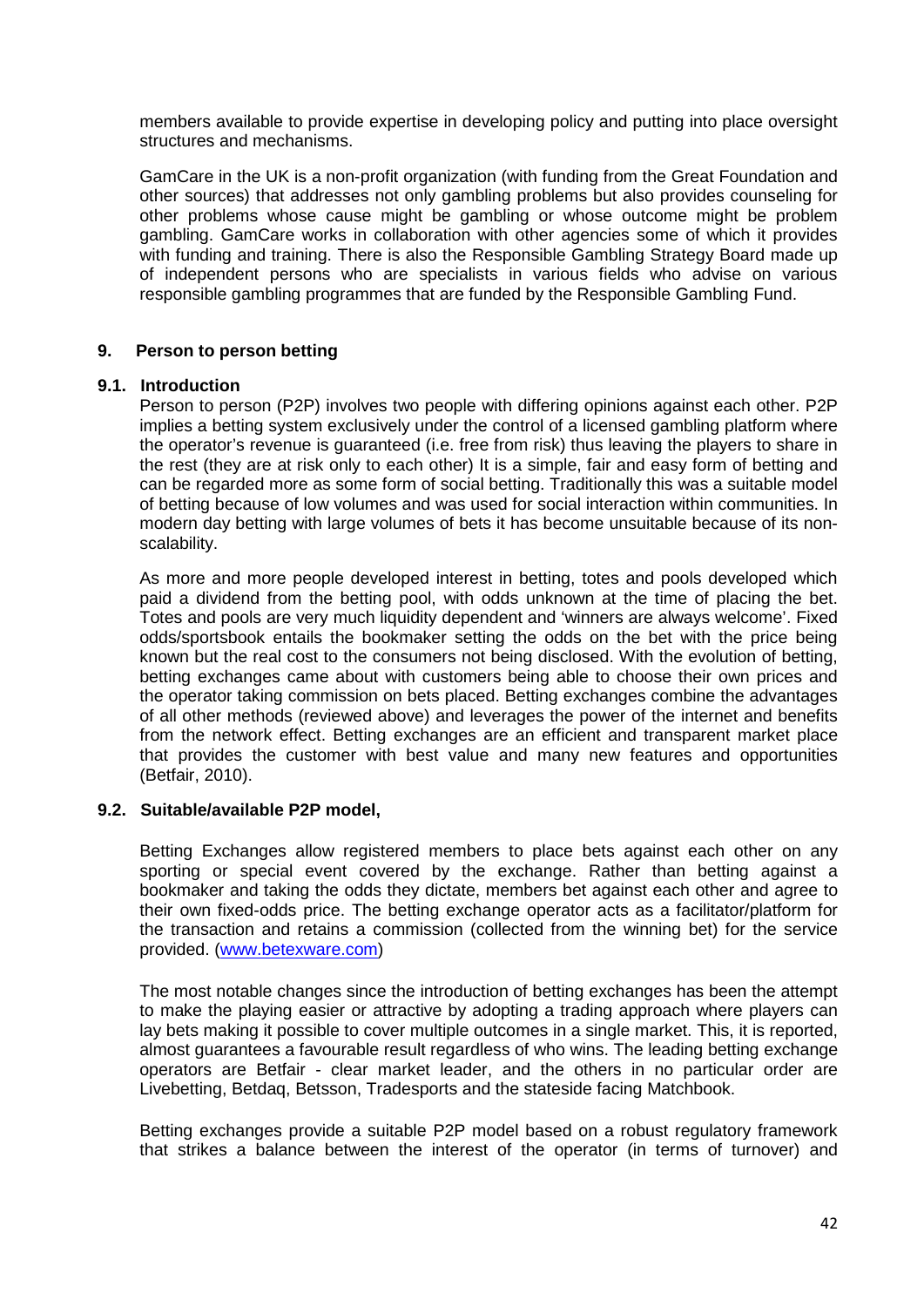members available to provide expertise in developing policy and putting into place oversight structures and mechanisms.

GamCare in the UK is a non-profit organization (with funding from the Great Foundation and other sources) that addresses not only gambling problems but also provides counseling for other problems whose cause might be gambling or whose outcome might be problem gambling. GamCare works in collaboration with other agencies some of which it provides with funding and training. There is also the Responsible Gambling Strategy Board made up of independent persons who are specialists in various fields who advise on various responsible gambling programmes that are funded by the Responsible Gambling Fund.

## 9. Person to person betting

### 9.1. Introduction

Person to person (P2P) involves two people with differing opinions against each other. P2P implies a betting system exclusively under the control of a licensed gambling platform where the operator's revenue is guaranteed (i.e. free from risk) thus leaving the players to share in the rest (they are at risk only to each other) It is a simple, fair and easy form of betting and can be regarded more as some form of social betting. Traditionally this was a suitable model of betting because of low volumes and was used for social interaction within communities. In modern day betting with large volumes of bets it has become unsuitable because of its non-scalability.

As more and more people developed interest in betting, totes and pools developed which paid a dividend from the betting pool, with odds unknown at the time of placing the bet. Totes and pools are very much liquidity dependent and 'winners are always welcome'. Fixed odds/sportsbook entails the bookmaker setting the odds on the bet with the price being known but the real cost to the consumers not being disclosed. With the evolution of betting, betting exchanges came about with customers being able to choose their own prices and the operator taking commission on bets placed. Betting exchanges combine the advantages of all other methods (reviewed above) and leverages the power of the internet and benefits from the network effect. Betting exchanges are an efficient and transparent market place that provides the customer with best value and many new features and opportunities (Betfair, 2010).

### 9.2. Suitable/available P2P model,

Betting Exchanges allow registered members to place bets against each other on any sporting or special event covered by the exchange. Rather than betting against a bookmaker and taking the odds they dictate, members bet against each other and agree to their own fixed-odds price. The betting exchange operator acts as a facilitator/platform for the transaction and retains a commission (collected from the winning bet) for the service provided. (www.betexware.com)

The most notable changes since the introduction of betting exchanges has been the attempt to make the playing easier or attractive by adopting a trading approach where players can lay bets making it possible to cover multiple outcomes in a single market. This, it is reported, almost guarantees a favourable result regardless of who wins. The leading betting exchange operators are Betfair - clear market leader, and the others in no particular order are Livebetting, Betdaq, Betsson, Tradesports and the stateside facing Matchbook.

Betting exchanges provide a suitable P2P model based on a robust regulatory framework that strikes a balance between the interest of the operator (in terms of turnover) and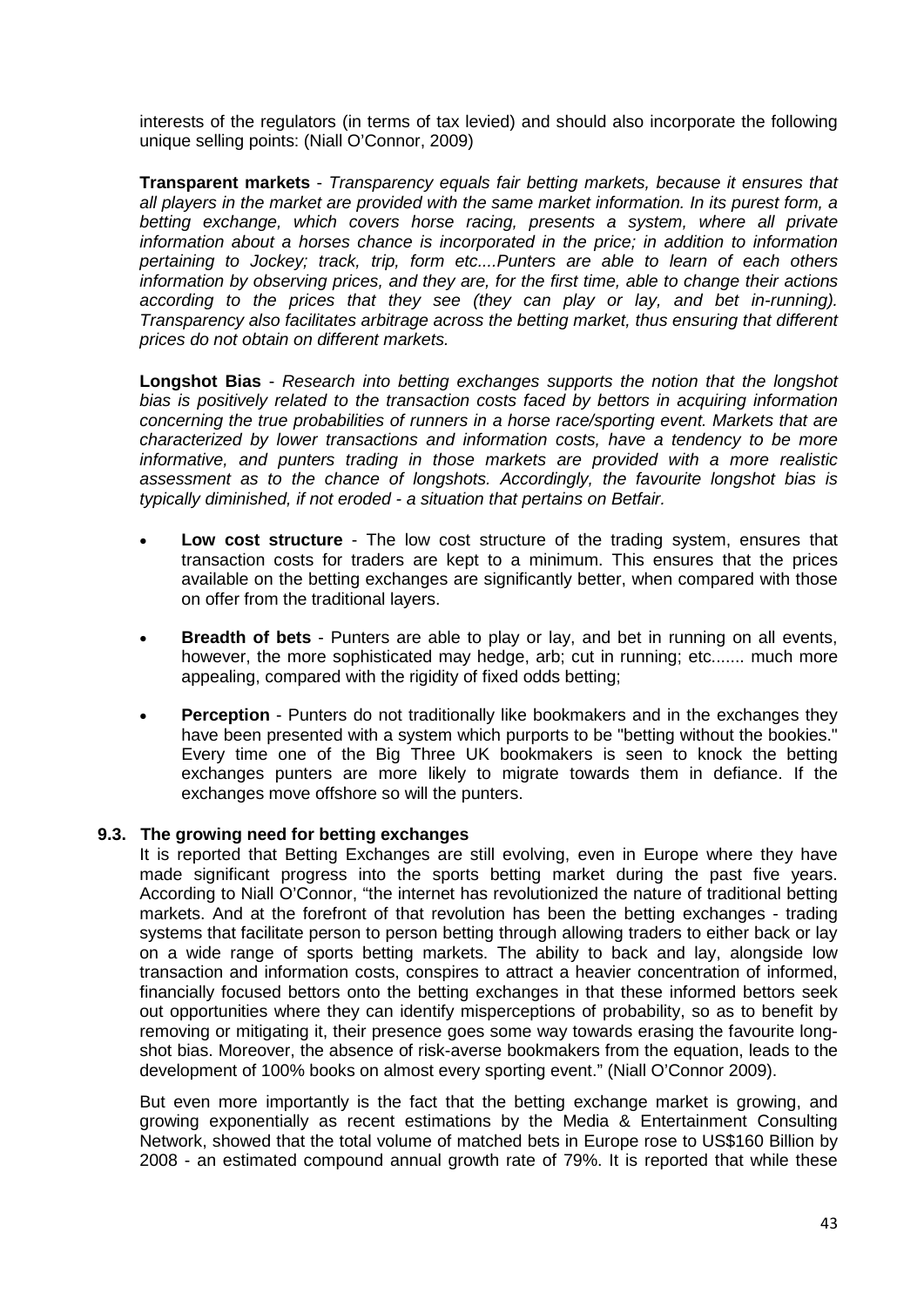interests of the regulators (in terms of tax levied) and should also incorporate the following unique selling points: (Niall O'Connor, 2009)

**Transparent markets** - *Transparency equals fair betting markets, because it ensures that all players in the market are provided with the same market information. In its purest form, a betting exchange, which covers horse racing, presents a system, where all private information about a horses chance is incorporated in the price; in addition to information pertaining to Jockey; track, trip, form etc....Punters are able to learn of each others information by observing prices, and they are, for the first time, able to change their actions according to the prices that they see (they can play or lay, and bet in-running). Transparency also facilitates arbitrage across the betting market, thus ensuring that different prices do not obtain on different markets.*

**Longshot Bias** - *Research into betting exchanges supports the notion that the longshot bias is positively related to the transaction costs faced by bettors in acquiring information concerning the true probabilities of runners in a horse race/sporting event. Markets that are characterized by lower transactions and information costs, have a tendency to be more informative, and punters trading in those markets are provided with a more realistic assessment as to the chance of longshots. Accordingly, the favourite longshot bias is typically diminished, if not eroded - a situation that pertains on Betfair.*

- **Low cost structure** - The low cost structure of the trading system, ensures that transaction costs for traders are kept to a minimum. This ensures that the prices available on the betting exchanges are significantly better, when compared with those on offer from the traditional layers.
- **Breadth of bets** - Punters are able to play or lay, and bet in running on all events, however, the more sophisticated may hedge, arb; cut in running; etc....... much more appealing, compared with the rigidity of fixed odds betting;
- **Perception** - Punters do not traditionally like bookmakers and in the exchanges they have been presented with a system which purports to be "betting without the bookies." Every time one of the Big Three UK bookmakers is seen to knock the betting exchanges punters are more likely to migrate towards them in defiance. If the exchanges move offshore so will the punters.

### 9.3. The growing need for betting exchanges

It is reported that Betting Exchanges are still evolving, even in Europe where they have made significant progress into the sports betting market during the past five years. According to Niall O'Connor, "the internet has revolutionized the nature of traditional betting markets. And at the forefront of that revolution has been the betting exchanges - trading systems that facilitate person to person betting through allowing traders to either back or lay on a wide range of sports betting markets. The ability to back and lay, alongside low transaction and information costs, conspires to attract a heavier concentration of informed, financially focused bettors onto the betting exchanges in that these informed bettors seek out opportunities where they can identify misperceptions of probability, so as to benefit by removing or mitigating it, their presence goes some way towards erasing the favourite long-shot bias. Moreover, the absence of risk-averse bookmakers from the equation, leads to the development of 100% books on almost every sporting event." (Niall O'Connor 2009).

But even more importantly is the fact that the betting exchange market is growing, and growing exponentially as recent estimations by the Media & Entertainment Consulting Network, showed that the total volume of matched bets in Europe rose to US$160 Billion by 2008 - an estimated compound annual growth rate of 79%. It is reported that while these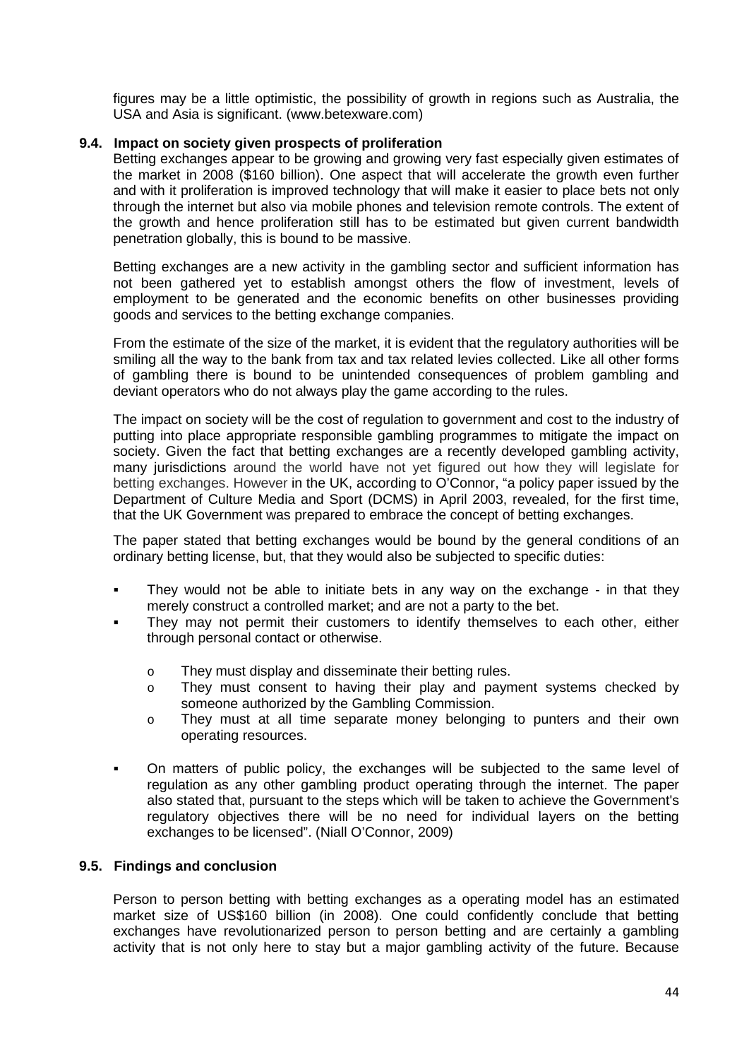figures may be a little optimistic, the possibility of growth in regions such as Australia, the USA and Asia is significant. (www.betexware.com)

### 9.4. Impact on society given prospects of proliferation

Betting exchanges appear to be growing and growing very fast especially given estimates of the market in 2008 ($160 billion). One aspect that will accelerate the growth even further and with it proliferation is improved technology that will make it easier to place bets not only through the internet but also via mobile phones and television remote controls. The extent of the growth and hence proliferation still has to be estimated but given current bandwidth penetration globally, this is bound to be massive.

Betting exchanges are a new activity in the gambling sector and sufficient information has not been gathered yet to establish amongst others the flow of investment, levels of employment to be generated and the economic benefits on other businesses providing goods and services to the betting exchange companies.

From the estimate of the size of the market, it is evident that the regulatory authorities will be smiling all the way to the bank from tax and tax related levies collected. Like all other forms of gambling there is bound to be unintended consequences of problem gambling and deviant operators who do not always play the game according to the rules.

The impact on society will be the cost of regulation to government and cost to the industry of putting into place appropriate responsible gambling programmes to mitigate the impact on society. Given the fact that betting exchanges are a recently developed gambling activity, many jurisdictions around the world have not yet figured out how they will legislate for betting exchanges. However in the UK, according to O'Connor, "a policy paper issued by the Department of Culture Media and Sport (DCMS) in April 2003, revealed, for the first time, that the UK Government was prepared to embrace the concept of betting exchanges.

The paper stated that betting exchanges would be bound by the general conditions of an ordinary betting license, but, that they would also be subjected to specific duties:

- They would not be able to initiate bets in any way on the exchange - in that they merely construct a controlled market; and are not a party to the bet.
- They may not permit their customers to identify themselves to each other, either through personal contact or otherwise.
    - They must display and disseminate their betting rules.
    - They must consent to having their play and payment systems checked by someone authorized by the Gambling Commission.
    - They must at all time separate money belonging to punters and their own operating resources.
- On matters of public policy, the exchanges will be subjected to the same level of regulation as any other gambling product operating through the internet. The paper also stated that, pursuant to the steps which will be taken to achieve the Government's regulatory objectives there will be no need for individual layers on the betting exchanges to be licensed". (Niall O'Connor, 2009)

### 9.5. Findings and conclusion

Person to person betting with betting exchanges as a operating model has an estimated market size of US$160 billion (in 2008). One could confidently conclude that betting exchanges have revolutionarized person to person betting and are certainly a gambling activity that is not only here to stay but a major gambling activity of the future. Because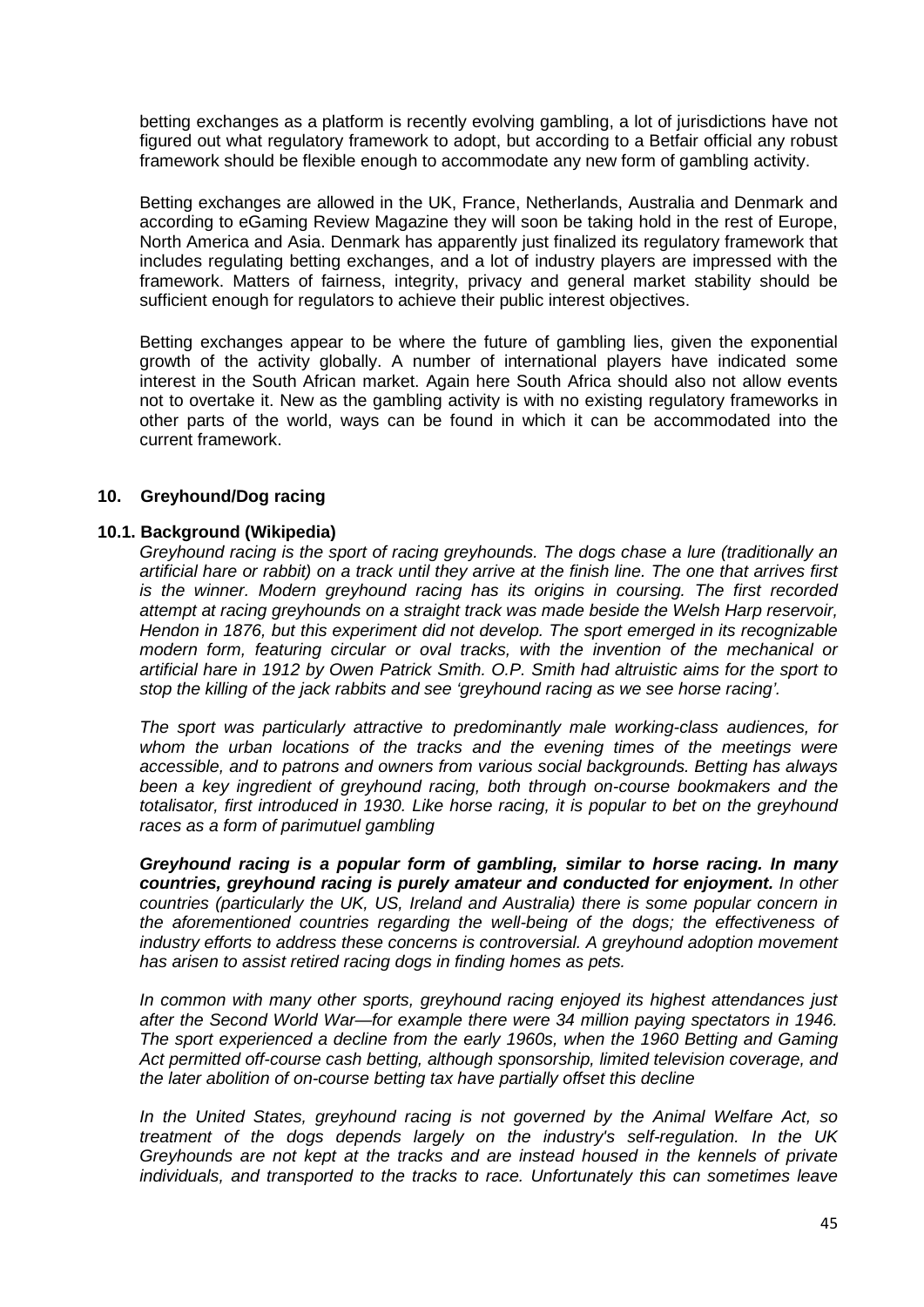betting exchanges as a platform is recently evolving gambling, a lot of jurisdictions have not figured out what regulatory framework to adopt, but according to a Betfair official any robust framework should be flexible enough to accommodate any new form of gambling activity.

Betting exchanges are allowed in the UK, France, Netherlands, Australia and Denmark and according to eGaming Review Magazine they will soon be taking hold in the rest of Europe, North America and Asia. Denmark has apparently just finalized its regulatory framework that includes regulating betting exchanges, and a lot of industry players are impressed with the framework. Matters of fairness, integrity, privacy and general market stability should be sufficient enough for regulators to achieve their public interest objectives.

Betting exchanges appear to be where the future of gambling lies, given the exponential growth of the activity globally. A number of international players have indicated some interest in the South African market. Again here South Africa should also not allow events not to overtake it. New as the gambling activity is with no existing regulatory frameworks in other parts of the world, ways can be found in which it can be accommodated into the current framework.

## 10. Greyhound/Dog racing

### 10.1. Background (Wikipedia)

*Greyhound racing is the sport of racing greyhounds. The dogs chase a lure (traditionally an artificial hare or rabbit) on a track until they arrive at the finish line. The one that arrives first is the winner. Modern greyhound racing has its origins in coursing. The first recorded attempt at racing greyhounds on a straight track was made beside the Welsh Harp reservoir, Hendon in 1876, but this experiment did not develop. The sport emerged in its recognizable modern form, featuring circular or oval tracks, with the invention of the mechanical or artificial hare in 1912 by Owen Patrick Smith. O.P. Smith had altruistic aims for the sport to stop the killing of the jack rabbits and see 'greyhound racing as we see horse racing'.*

*The sport was particularly attractive to predominantly male working-class audiences, for whom the urban locations of the tracks and the evening times of the meetings were accessible, and to patrons and owners from various social backgrounds. Betting has always been a key ingredient of greyhound racing, both through on-course bookmakers and the totalisator, first introduced in 1930. Like horse racing, it is popular to bet on the greyhound races as a form of parimutuel gambling*

***Greyhound racing is a popular form of gambling, similar to horse racing. In many countries, greyhound racing is purely amateur and conducted for enjoyment.*** *In other countries (particularly the UK, US, Ireland and Australia) there is some popular concern in the aforementioned countries regarding the well-being of the dogs; the effectiveness of industry efforts to address these concerns is controversial. A greyhound adoption movement has arisen to assist retired racing dogs in finding homes as pets.*

*In common with many other sports, greyhound racing enjoyed its highest attendances just after the Second World War—for example there were 34 million paying spectators in 1946. The sport experienced a decline from the early 1960s, when the 1960 Betting and Gaming Act permitted off-course cash betting, although sponsorship, limited television coverage, and the later abolition of on-course betting tax have partially offset this decline*

*In the United States, greyhound racing is not governed by the Animal Welfare Act, so treatment of the dogs depends largely on the industry's self-regulation. In the UK Greyhounds are not kept at the tracks and are instead housed in the kennels of private individuals, and transported to the tracks to race. Unfortunately this can sometimes leave*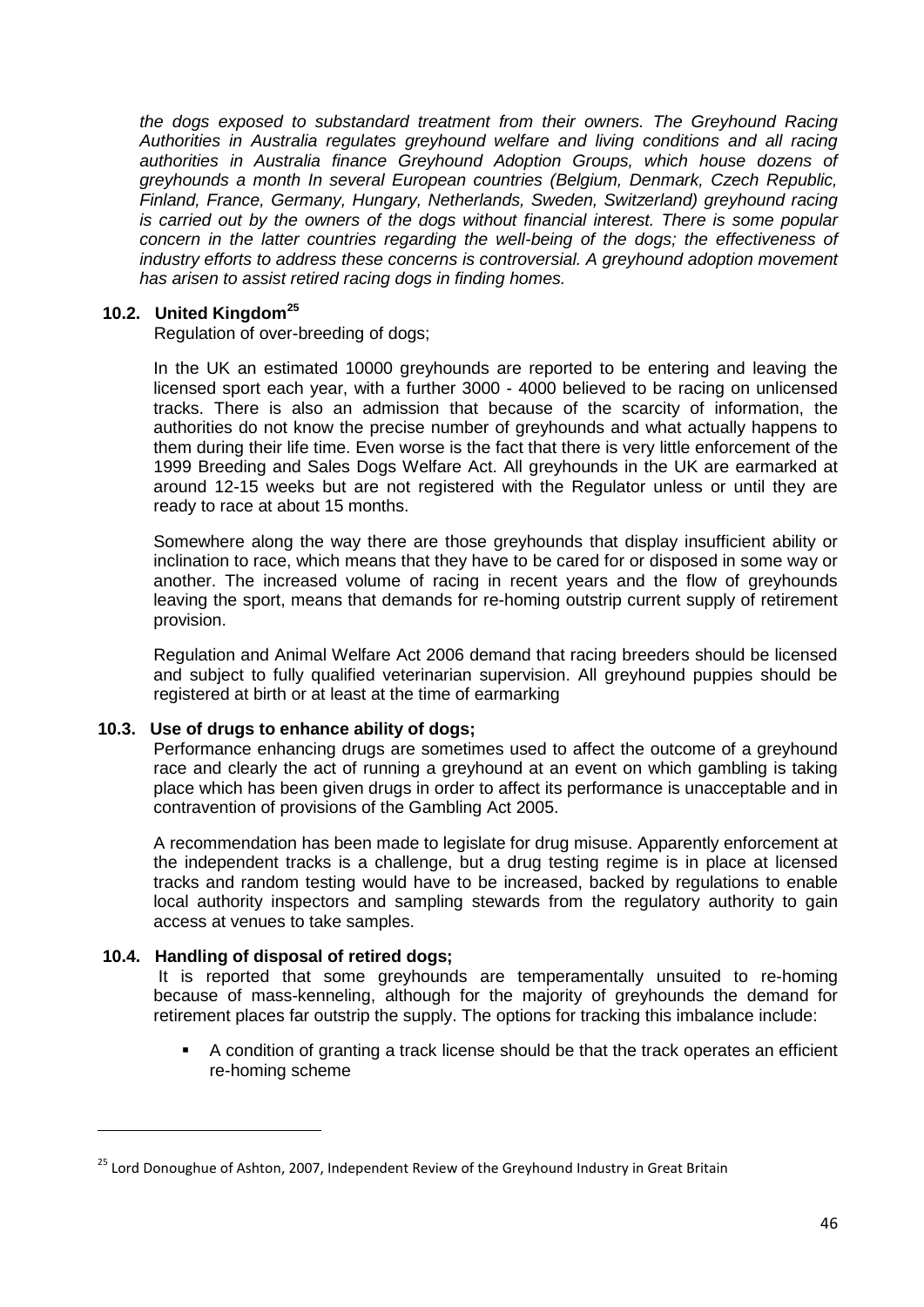*the dogs exposed to substandard treatment from their owners. The Greyhound Racing Authorities in Australia regulates greyhound welfare and living conditions and all racing authorities in Australia finance Greyhound Adoption Groups, which house dozens of greyhounds a month In several European countries (Belgium, Denmark, Czech Republic, Finland, France, Germany, Hungary, Netherlands, Sweden, Switzerland) greyhound racing is carried out by the owners of the dogs without financial interest. There is some popular concern in the latter countries regarding the well-being of the dogs; the effectiveness of industry efforts to address these concerns is controversial. A greyhound adoption movement has arisen to assist retired racing dogs in finding homes.*

### 10.2. United Kingdom[25]

Regulation of over-breeding of dogs;

In the UK an estimated 10000 greyhounds are reported to be entering and leaving the licensed sport each year, with a further 3000 - 4000 believed to be racing on unlicensed tracks. There is also an admission that because of the scarcity of information, the authorities do not know the precise number of greyhounds and what actually happens to them during their life time. Even worse is the fact that there is very little enforcement of the 1999 Breeding and Sales Dogs Welfare Act. All greyhounds in the UK are earmarked at around 12-15 weeks but are not registered with the Regulator unless or until they are ready to race at about 15 months.

Somewhere along the way there are those greyhounds that display insufficient ability or inclination to race, which means that they have to be cared for or disposed in some way or another. The increased volume of racing in recent years and the flow of greyhounds leaving the sport, means that demands for re-homing outstrip current supply of retirement provision.

Regulation and Animal Welfare Act 2006 demand that racing breeders should be licensed and subject to fully qualified veterinarian supervision. All greyhound puppies should be registered at birth or at least at the time of earmarking

### 10.3. Use of drugs to enhance ability of dogs;

Performance enhancing drugs are sometimes used to affect the outcome of a greyhound race and clearly the act of running a greyhound at an event on which gambling is taking place which has been given drugs in order to affect its performance is unacceptable and in contravention of provisions of the Gambling Act 2005.

A recommendation has been made to legislate for drug misuse. Apparently enforcement at the independent tracks is a challenge, but a drug testing regime is in place at licensed tracks and random testing would have to be increased, backed by regulations to enable local authority inspectors and sampling stewards from the regulatory authority to gain access at venues to take samples.

### 10.4. Handling of disposal of retired dogs;

It is reported that some greyhounds are temperamentally unsuited to re-homing because of mass-kenneling, although for the majority of greyhounds the demand for retirement places far outstrip the supply. The options for tracking this imbalance include:

- A condition of granting a track license should be that the track operates an efficient re-homing scheme

---

[25] Lord Donoughue of Ashton, 2007, Independent Review of the Greyhound Industry in Great Britain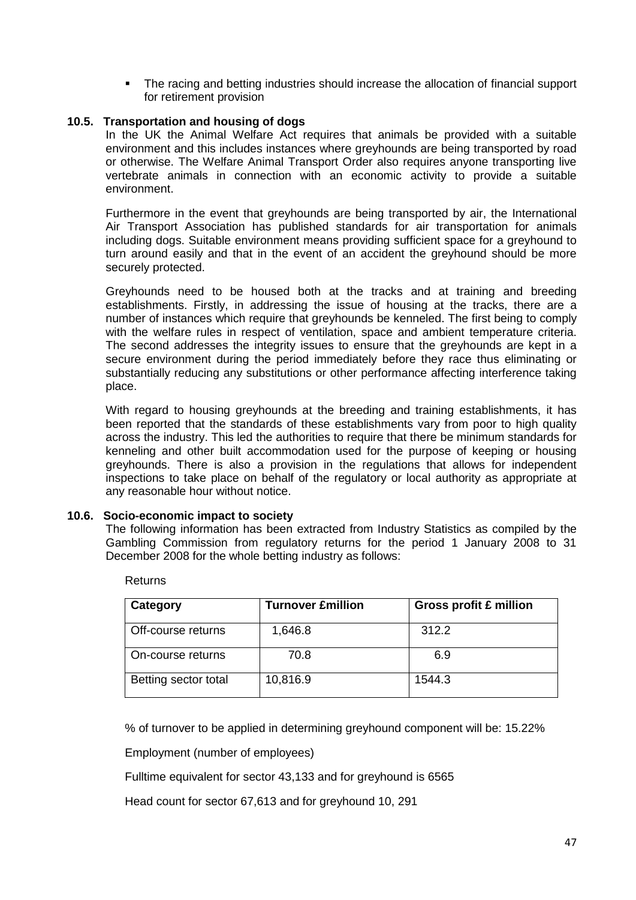- The racing and betting industries should increase the allocation of financial support for retirement provision

### 10.5. Transportation and housing of dogs

In the UK the Animal Welfare Act requires that animals be provided with a suitable environment and this includes instances where greyhounds are being transported by road or otherwise. The Welfare Animal Transport Order also requires anyone transporting live vertebrate animals in connection with an economic activity to provide a suitable environment.

Furthermore in the event that greyhounds are being transported by air, the International Air Transport Association has published standards for air transportation for animals including dogs. Suitable environment means providing sufficient space for a greyhound to turn around easily and that in the event of an accident the greyhound should be more securely protected.

Greyhounds need to be housed both at the tracks and at training and breeding establishments. Firstly, in addressing the issue of housing at the tracks, there are a number of instances which require that greyhounds be kenneled. The first being to comply with the welfare rules in respect of ventilation, space and ambient temperature criteria. The second addresses the integrity issues to ensure that the greyhounds are kept in a secure environment during the period immediately before they race thus eliminating or substantially reducing any substitutions or other performance affecting interference taking place.

With regard to housing greyhounds at the breeding and training establishments, it has been reported that the standards of these establishments vary from poor to high quality across the industry. This led the authorities to require that there be minimum standards for kenneling and other built accommodation used for the purpose of keeping or housing greyhounds. There is also a provision in the regulations that allows for independent inspections to take place on behalf of the regulatory or local authority as appropriate at any reasonable hour without notice.

### 10.6. Socio-economic impact to society

The following information has been extracted from Industry Statistics as compiled by the Gambling Commission from regulatory returns for the period 1 January 2008 to 31 December 2008 for the whole betting industry as follows:

Returns

| Category | Turnover £million | Gross profit £ million |
|---|---|---|
| Off-course returns | 1,646.8 | 312.2 |
| On-course returns | 70.8 | 6.9 |
| Betting sector total | 10,816.9 | 1544.3 |

% of turnover to be applied in determining greyhound component will be: 15.22%

Employment (number of employees)

Fulltime equivalent for sector 43,133 and for greyhound is 6565

Head count for sector 67,613 and for greyhound 10, 291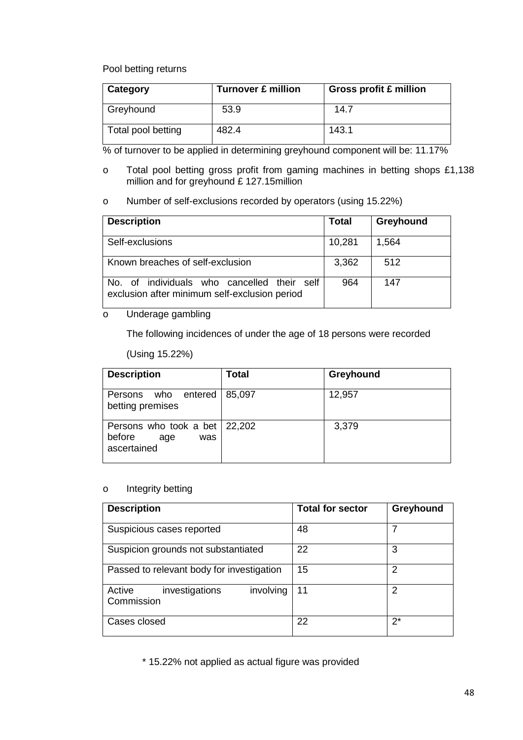Pool betting returns

| Category | Turnover £ million | Gross profit £ million |
|---|---|---|
| Greyhound | 53.9 | 14.7 |
| Total pool betting | 482.4 | 143.1 |

% of turnover to be applied in determining greyhound component will be: 11.17%

- Total pool betting gross profit from gaming machines in betting shops £1,138 million and for greyhound £ 127.15million

- Number of self-exclusions recorded by operators (using 15.22%)

| Description | Total | Greyhound |
|---|---|---|
| Self-exclusions | 10,281 | 1,564 |
| Known breaches of self-exclusion | 3,362 | 512 |
| No. of individuals who cancelled their self exclusion after minimum self-exclusion period | 964 | 147 |

- Underage gambling

  The following incidences of under the age of 18 persons were recorded

  (Using 15.22%)

| Description | Total | Greyhound |
|---|---|---|
| Persons who entered betting premises | 85,097 | 12,957 |
| Persons who took a bet before age was ascertained | 22,202 | 3,379 |

- Integrity betting

| Description | Total for sector | Greyhound |
|---|---|---|
| Suspicious cases reported | 48 | 7 |
| Suspicion grounds not substantiated | 22 | 3 |
| Passed to relevant body for investigation | 15 | 2 |
| Active investigations involving Commission | 11 | 2 |
| Cases closed | 22 | 2* |

\* 15.22% not applied as actual figure was provided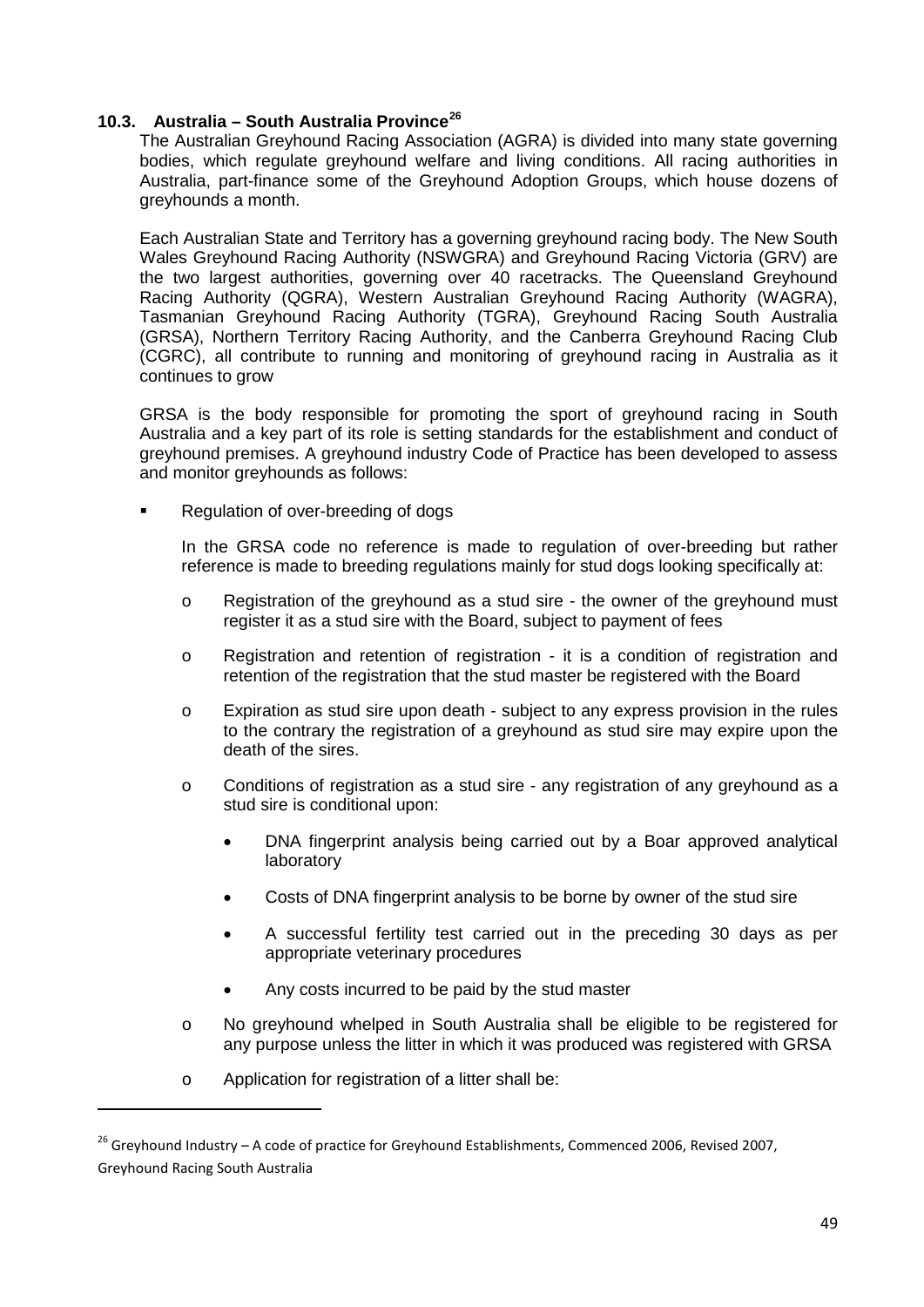### 10.3. Australia – South Australia Province[26]

The Australian Greyhound Racing Association (AGRA) is divided into many state governing bodies, which regulate greyhound welfare and living conditions. All racing authorities in Australia, part-finance some of the Greyhound Adoption Groups, which house dozens of greyhounds a month.

Each Australian State and Territory has a governing greyhound racing body. The New South Wales Greyhound Racing Authority (NSWGRA) and Greyhound Racing Victoria (GRV) are the two largest authorities, governing over 40 racetracks. The Queensland Greyhound Racing Authority (QGRA), Western Australian Greyhound Racing Authority (WAGRA), Tasmanian Greyhound Racing Authority (TGRA), Greyhound Racing South Australia (GRSA), Northern Territory Racing Authority, and the Canberra Greyhound Racing Club (CGRC), all contribute to running and monitoring of greyhound racing in Australia as it continues to grow

GRSA is the body responsible for promoting the sport of greyhound racing in South Australia and a key part of its role is setting standards for the establishment and conduct of greyhound premises. A greyhound industry Code of Practice has been developed to assess and monitor greyhounds as follows:

- Regulation of over-breeding of dogs

  In the GRSA code no reference is made to regulation of over-breeding but rather reference is made to breeding regulations mainly for stud dogs looking specifically at:

  - Registration of the greyhound as a stud sire - the owner of the greyhound must register it as a stud sire with the Board, subject to payment of fees
  - Registration and retention of registration - it is a condition of registration and retention of the registration that the stud master be registered with the Board
  - Expiration as stud sire upon death - subject to any express provision in the rules to the contrary the registration of a greyhound as stud sire may expire upon the death of the sires.
  - Conditions of registration as a stud sire - any registration of any greyhound as a stud sire is conditional upon:
    - DNA fingerprint analysis being carried out by a Boar approved analytical laboratory
    - Costs of DNA fingerprint analysis to be borne by owner of the stud sire
    - A successful fertility test carried out in the preceding 30 days as per appropriate veterinary procedures
    - Any costs incurred to be paid by the stud master
  - No greyhound whelped in South Australia shall be eligible to be registered for any purpose unless the litter in which it was produced was registered with GRSA
  - Application for registration of a litter shall be:

[26] Greyhound Industry – A code of practice for Greyhound Establishments, Commenced 2006, Revised 2007, Greyhound Racing South Australia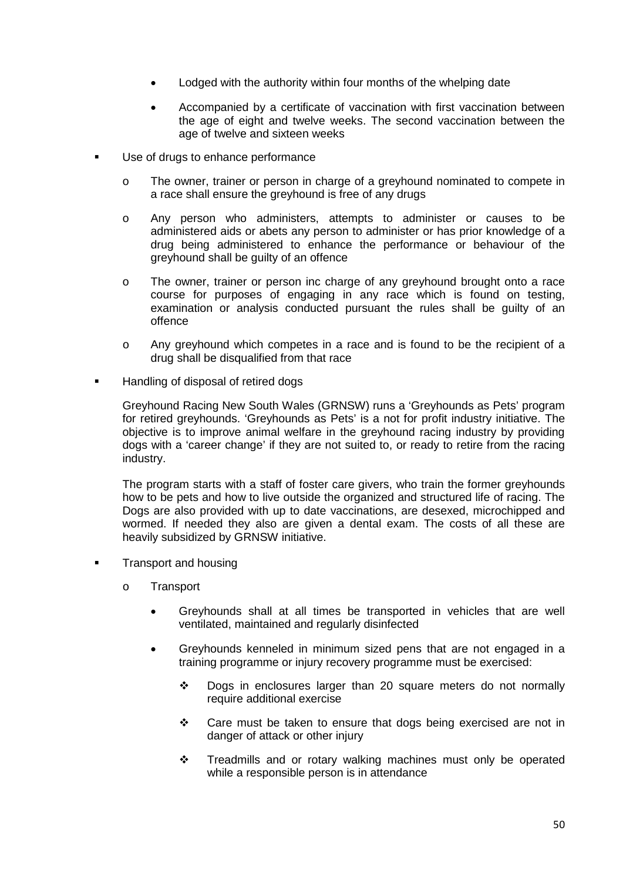- Lodged with the authority within four months of the whelping date
    - Accompanied by a certificate of vaccination with first vaccination between the age of eight and twelve weeks. The second vaccination between the age of twelve and sixteen weeks

- Use of drugs to enhance performance
    - The owner, trainer or person in charge of a greyhound nominated to compete in a race shall ensure the greyhound is free of any drugs
    - Any person who administers, attempts to administer or causes to be administered aids or abets any person to administer or has prior knowledge of a drug being administered to enhance the performance or behaviour of the greyhound shall be guilty of an offence
    - The owner, trainer or person inc charge of any greyhound brought onto a race course for purposes of engaging in any race which is found on testing, examination or analysis conducted pursuant the rules shall be guilty of an offence
    - Any greyhound which competes in a race and is found to be the recipient of a drug shall be disqualified from that race

- Handling of disposal of retired dogs

  Greyhound Racing New South Wales (GRNSW) runs a 'Greyhounds as Pets' program for retired greyhounds. 'Greyhounds as Pets' is a not for profit industry initiative. The objective is to improve animal welfare in the greyhound racing industry by providing dogs with a 'career change' if they are not suited to, or ready to retire from the racing industry.

  The program starts with a staff of foster care givers, who train the former greyhounds how to be pets and how to live outside the organized and structured life of racing. The Dogs are also provided with up to date vaccinations, are desexed, microchipped and wormed. If needed they also are given a dental exam. The costs of all these are heavily subsidized by GRNSW initiative.

- Transport and housing
    - Transport
        - Greyhounds shall at all times be transported in vehicles that are well ventilated, maintained and regularly disinfected
        - Greyhounds kenneled in minimum sized pens that are not engaged in a training programme or injury recovery programme must be exercised:
            - Dogs in enclosures larger than 20 square meters do not normally require additional exercise
            - Care must be taken to ensure that dogs being exercised are not in danger of attack or other injury
            - Treadmills and or rotary walking machines must only be operated while a responsible person is in attendance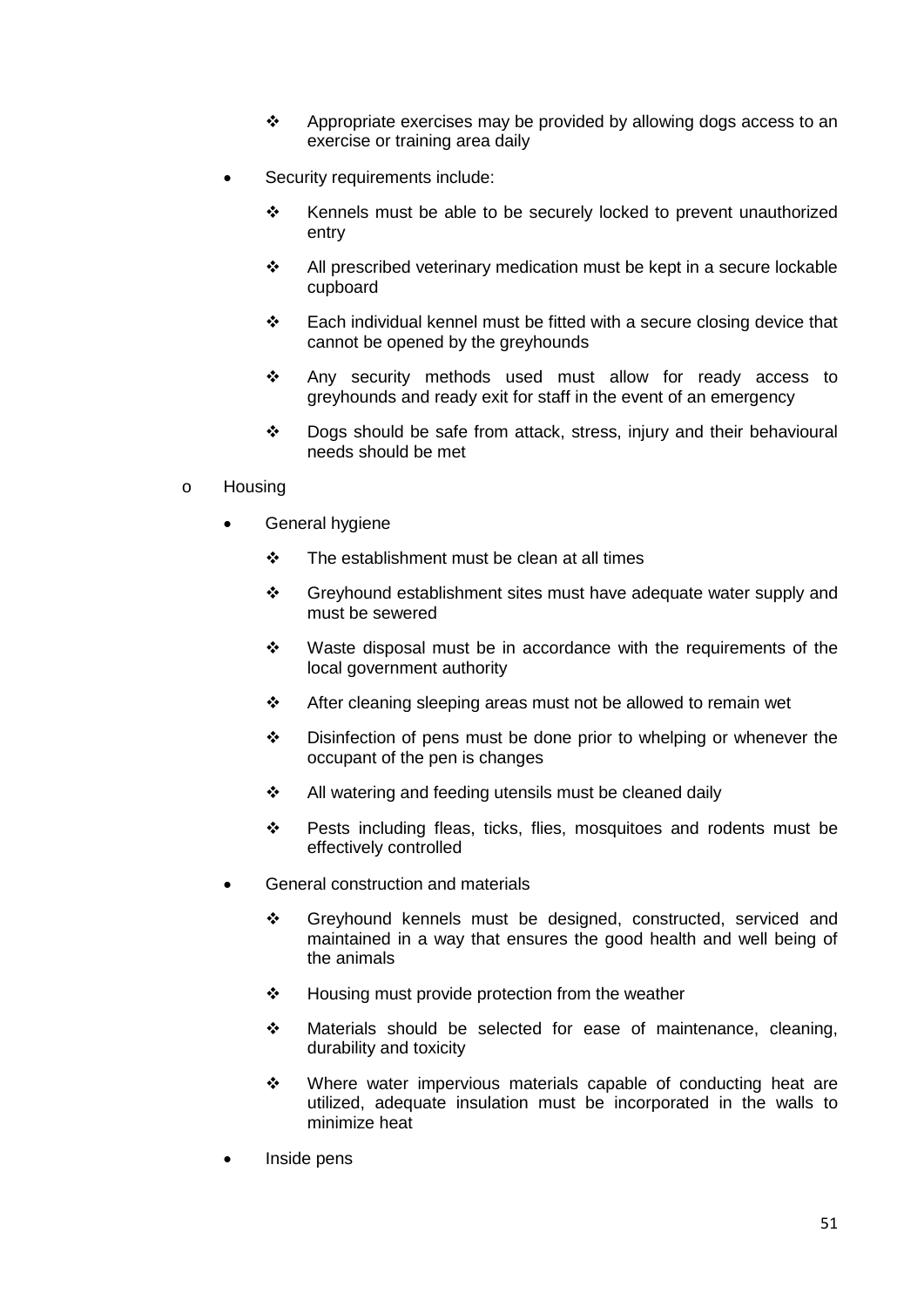- Appropriate exercises may be provided by allowing dogs access to an exercise or training area daily

    - Security requirements include:
        - Kennels must be able to be securely locked to prevent unauthorized entry
        - All prescribed veterinary medication must be kept in a secure lockable cupboard
        - Each individual kennel must be fitted with a secure closing device that cannot be opened by the greyhounds
        - Any security methods used must allow for ready access to greyhounds and ready exit for staff in the event of an emergency
        - Dogs should be safe from attack, stress, injury and their behavioural needs should be met

- Housing
    - General hygiene
        - The establishment must be clean at all times
        - Greyhound establishment sites must have adequate water supply and must be sewered
        - Waste disposal must be in accordance with the requirements of the local government authority
        - After cleaning sleeping areas must not be allowed to remain wet
        - Disinfection of pens must be done prior to whelping or whenever the occupant of the pen is changes
        - All watering and feeding utensils must be cleaned daily
        - Pests including fleas, ticks, flies, mosquitoes and rodents must be effectively controlled
    - General construction and materials
        - Greyhound kennels must be designed, constructed, serviced and maintained in a way that ensures the good health and well being of the animals
        - Housing must provide protection from the weather
        - Materials should be selected for ease of maintenance, cleaning, durability and toxicity
        - Where water impervious materials capable of conducting heat are utilized, adequate insulation must be incorporated in the walls to minimize heat
    - Inside pens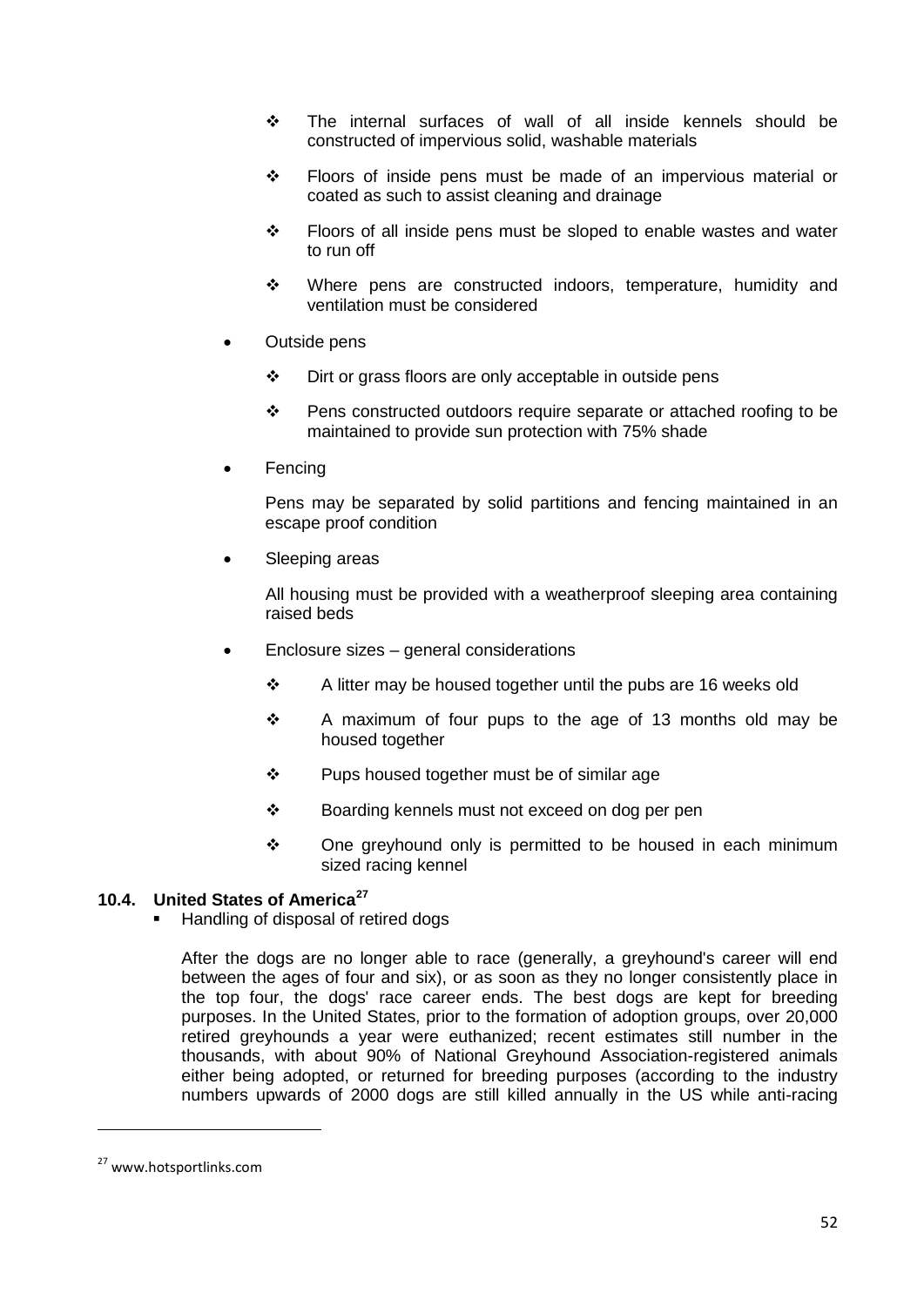- The internal surfaces of wall of all inside kennels should be constructed of impervious solid, washable materials
- Floors of inside pens must be made of an impervious material or coated as such to assist cleaning and drainage
- Floors of all inside pens must be sloped to enable wastes and water to run off
- Where pens are constructed indoors, temperature, humidity and ventilation must be considered

- Outside pens
  - Dirt or grass floors are only acceptable in outside pens
  - Pens constructed outdoors require separate or attached roofing to be maintained to provide sun protection with 75% shade

- Fencing

  Pens may be separated by solid partitions and fencing maintained in an escape proof condition

- Sleeping areas

  All housing must be provided with a weatherproof sleeping area containing raised beds

- Enclosure sizes – general considerations
  - A litter may be housed together until the pubs are 16 weeks old
  - A maximum of four pups to the age of 13 months old may be housed together
  - Pups housed together must be of similar age
  - Boarding kennels must not exceed on dog per pen
  - One greyhound only is permitted to be housed in each minimum sized racing kennel

### 10.4. United States of America[27]

- Handling of disposal of retired dogs

  After the dogs are no longer able to race (generally, a greyhound's career will end between the ages of four and six), or as soon as they no longer consistently place in the top four, the dogs' race career ends. The best dogs are kept for breeding purposes. In the United States, prior to the formation of adoption groups, over 20,000 retired greyhounds a year were euthanized; recent estimates still number in the thousands, with about 90% of National Greyhound Association-registered animals either being adopted, or returned for breeding purposes (according to the industry numbers upwards of 2000 dogs are still killed annually in the US while anti-racing

[27] www.hotsportlinks.com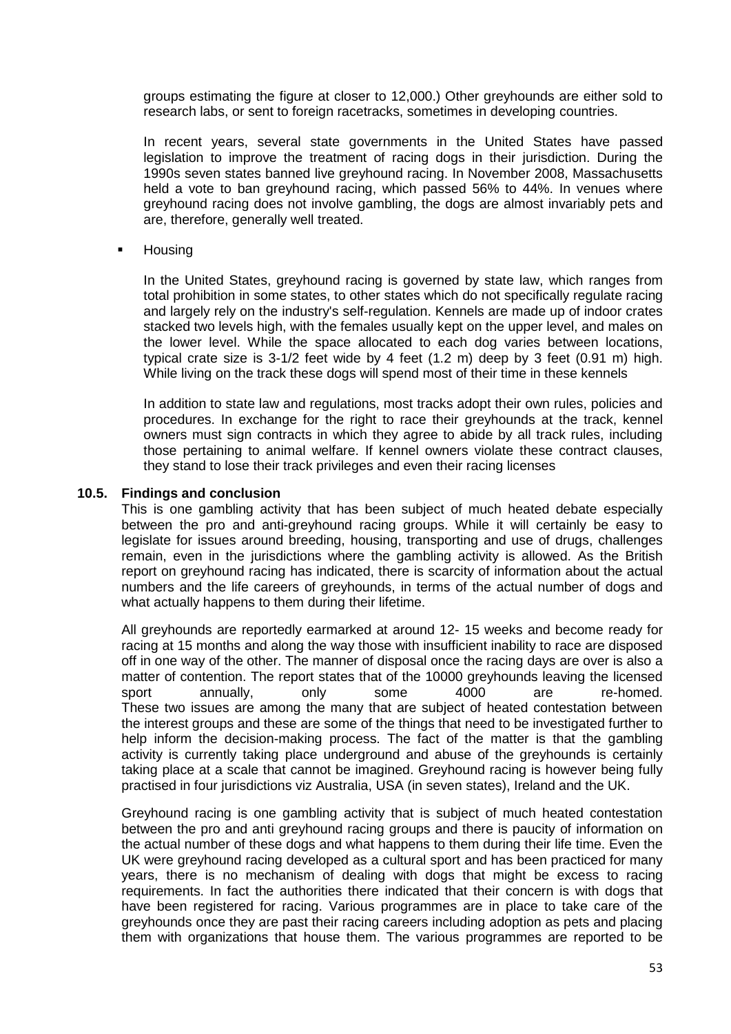groups estimating the figure at closer to 12,000.) Other greyhounds are either sold to research labs, or sent to foreign racetracks, sometimes in developing countries.

In recent years, several state governments in the United States have passed legislation to improve the treatment of racing dogs in their jurisdiction. During the 1990s seven states banned live greyhound racing. In November 2008, Massachusetts held a vote to ban greyhound racing, which passed 56% to 44%. In venues where greyhound racing does not involve gambling, the dogs are almost invariably pets and are, therefore, generally well treated.

- Housing

In the United States, greyhound racing is governed by state law, which ranges from total prohibition in some states, to other states which do not specifically regulate racing and largely rely on the industry's self-regulation. Kennels are made up of indoor crates stacked two levels high, with the females usually kept on the upper level, and males on the lower level. While the space allocated to each dog varies between locations, typical crate size is 3-1/2 feet wide by 4 feet (1.2 m) deep by 3 feet (0.91 m) high. While living on the track these dogs will spend most of their time in these kennels

In addition to state law and regulations, most tracks adopt their own rules, policies and procedures. In exchange for the right to race their greyhounds at the track, kennel owners must sign contracts in which they agree to abide by all track rules, including those pertaining to animal welfare. If kennel owners violate these contract clauses, they stand to lose their track privileges and even their racing licenses

### 10.5. Findings and conclusion

This is one gambling activity that has been subject of much heated debate especially between the pro and anti-greyhound racing groups. While it will certainly be easy to legislate for issues around breeding, housing, transporting and use of drugs, challenges remain, even in the jurisdictions where the gambling activity is allowed. As the British report on greyhound racing has indicated, there is scarcity of information about the actual numbers and the life careers of greyhounds, in terms of the actual number of dogs and what actually happens to them during their lifetime.

All greyhounds are reportedly earmarked at around 12- 15 weeks and become ready for racing at 15 months and along the way those with insufficient inability to race are disposed off in one way of the other. The manner of disposal once the racing days are over is also a matter of contention. The report states that of the 10000 greyhounds leaving the licensed sport annually, only some 4000 are re-homed. These two issues are among the many that are subject of heated contestation between the interest groups and these are some of the things that need to be investigated further to help inform the decision-making process. The fact of the matter is that the gambling activity is currently taking place underground and abuse of the greyhounds is certainly taking place at a scale that cannot be imagined. Greyhound racing is however being fully practised in four jurisdictions viz Australia, USA (in seven states), Ireland and the UK.

Greyhound racing is one gambling activity that is subject of much heated contestation between the pro and anti greyhound racing groups and there is paucity of information on the actual number of these dogs and what happens to them during their life time. Even the UK were greyhound racing developed as a cultural sport and has been practiced for many years, there is no mechanism of dealing with dogs that might be excess to racing requirements. In fact the authorities there indicated that their concern is with dogs that have been registered for racing. Various programmes are in place to take care of the greyhounds once they are past their racing careers including adoption as pets and placing them with organizations that house them. The various programmes are reported to be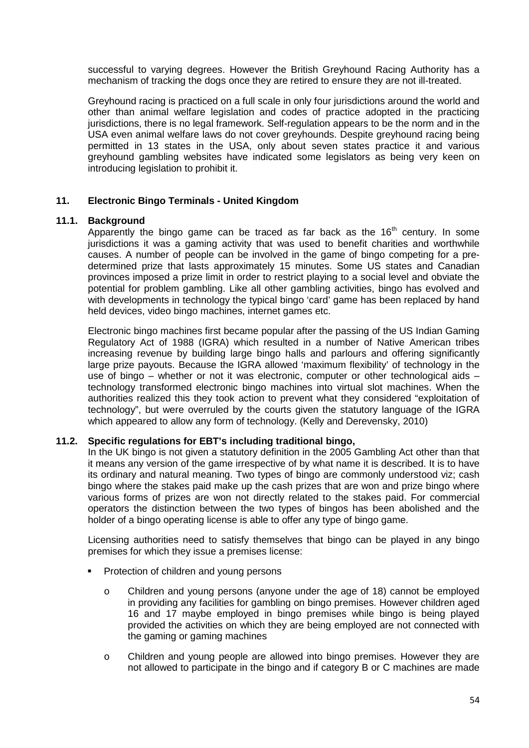successful to varying degrees. However the British Greyhound Racing Authority has a mechanism of tracking the dogs once they are retired to ensure they are not ill-treated.

Greyhound racing is practiced on a full scale in only four jurisdictions around the world and other than animal welfare legislation and codes of practice adopted in the practicing jurisdictions, there is no legal framework. Self-regulation appears to be the norm and in the USA even animal welfare laws do not cover greyhounds. Despite greyhound racing being permitted in 13 states in the USA, only about seven states practice it and various greyhound gambling websites have indicated some legislators as being very keen on introducing legislation to prohibit it.

## 11. Electronic Bingo Terminals - United Kingdom

### 11.1. Background

Apparently the bingo game can be traced as far back as the 16th century. In some jurisdictions it was a gaming activity that was used to benefit charities and worthwhile causes. A number of people can be involved in the game of bingo competing for a pre-determined prize that lasts approximately 15 minutes. Some US states and Canadian provinces imposed a prize limit in order to restrict playing to a social level and obviate the potential for problem gambling. Like all other gambling activities, bingo has evolved and with developments in technology the typical bingo 'card' game has been replaced by hand held devices, video bingo machines, internet games etc.

Electronic bingo machines first became popular after the passing of the US Indian Gaming Regulatory Act of 1988 (IGRA) which resulted in a number of Native American tribes increasing revenue by building large bingo halls and parlours and offering significantly large prize payouts. Because the IGRA allowed 'maximum flexibility' of technology in the use of bingo – whether or not it was electronic, computer or other technological aids – technology transformed electronic bingo machines into virtual slot machines. When the authorities realized this they took action to prevent what they considered "exploitation of technology", but were overruled by the courts given the statutory language of the IGRA which appeared to allow any form of technology. (Kelly and Derevensky, 2010)

### 11.2. Specific regulations for EBT's including traditional bingo,

In the UK bingo is not given a statutory definition in the 2005 Gambling Act other than that it means any version of the game irrespective of by what name it is described. It is to have its ordinary and natural meaning. Two types of bingo are commonly understood viz; cash bingo where the stakes paid make up the cash prizes that are won and prize bingo where various forms of prizes are won not directly related to the stakes paid. For commercial operators the distinction between the two types of bingos has been abolished and the holder of a bingo operating license is able to offer any type of bingo game.

Licensing authorities need to satisfy themselves that bingo can be played in any bingo premises for which they issue a premises license:

- Protection of children and young persons
  - Children and young persons (anyone under the age of 18) cannot be employed in providing any facilities for gambling on bingo premises. However children aged 16 and 17 maybe employed in bingo premises while bingo is being played provided the activities on which they are being employed are not connected with the gaming or gaming machines
  - Children and young people are allowed into bingo premises. However they are not allowed to participate in the bingo and if category B or C machines are made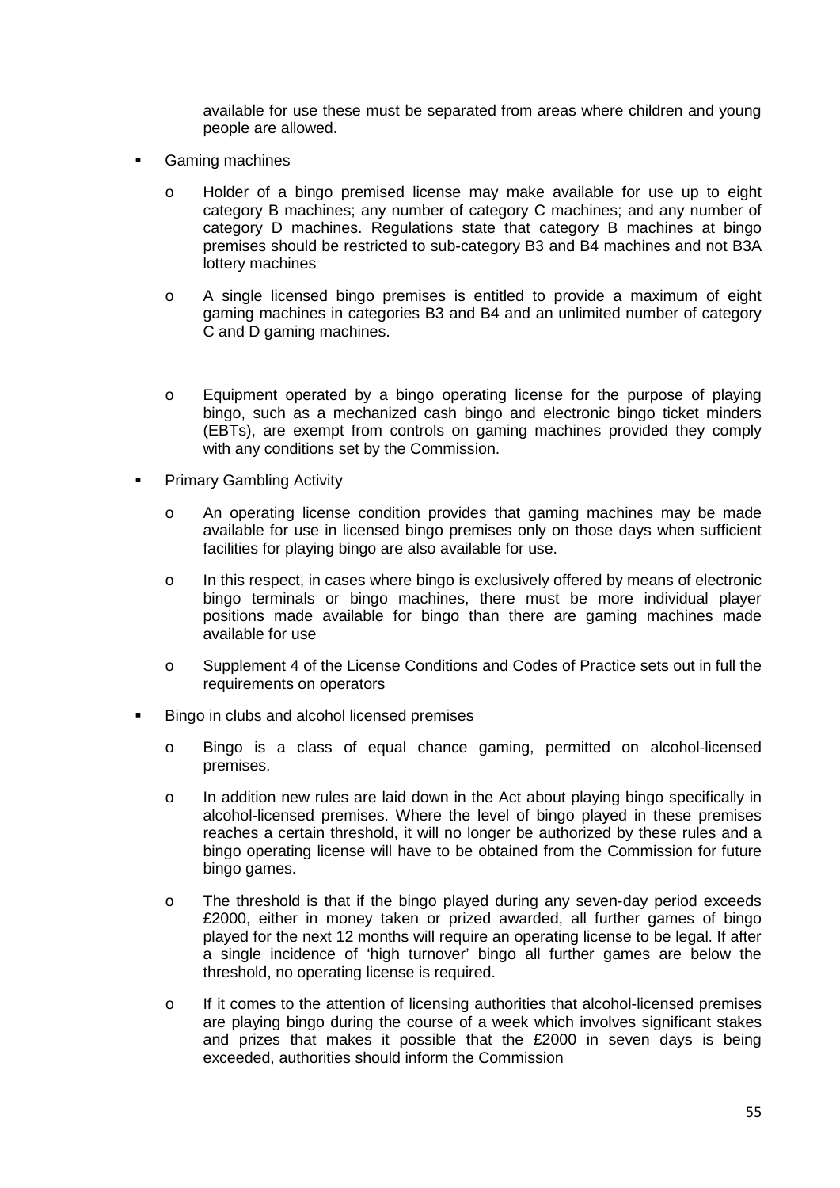available for use these must be separated from areas where children and young people are allowed.

- Gaming machines
  - Holder of a bingo premised license may make available for use up to eight category B machines; any number of category C machines; and any number of category D machines. Regulations state that category B machines at bingo premises should be restricted to sub-category B3 and B4 machines and not B3A lottery machines
  - A single licensed bingo premises is entitled to provide a maximum of eight gaming machines in categories B3 and B4 and an unlimited number of category C and D gaming machines.
  - Equipment operated by a bingo operating license for the purpose of playing bingo, such as a mechanized cash bingo and electronic bingo ticket minders (EBTs), are exempt from controls on gaming machines provided they comply with any conditions set by the Commission.
- Primary Gambling Activity
  - An operating license condition provides that gaming machines may be made available for use in licensed bingo premises only on those days when sufficient facilities for playing bingo are also available for use.
  - In this respect, in cases where bingo is exclusively offered by means of electronic bingo terminals or bingo machines, there must be more individual player positions made available for bingo than there are gaming machines made available for use
  - Supplement 4 of the License Conditions and Codes of Practice sets out in full the requirements on operators
- Bingo in clubs and alcohol licensed premises
  - Bingo is a class of equal chance gaming, permitted on alcohol-licensed premises.
  - In addition new rules are laid down in the Act about playing bingo specifically in alcohol-licensed premises. Where the level of bingo played in these premises reaches a certain threshold, it will no longer be authorized by these rules and a bingo operating license will have to be obtained from the Commission for future bingo games.
  - The threshold is that if the bingo played during any seven-day period exceeds £2000, either in money taken or prized awarded, all further games of bingo played for the next 12 months will require an operating license to be legal. If after a single incidence of 'high turnover' bingo all further games are below the threshold, no operating license is required.
  - If it comes to the attention of licensing authorities that alcohol-licensed premises are playing bingo during the course of a week which involves significant stakes and prizes that makes it possible that the £2000 in seven days is being exceeded, authorities should inform the Commission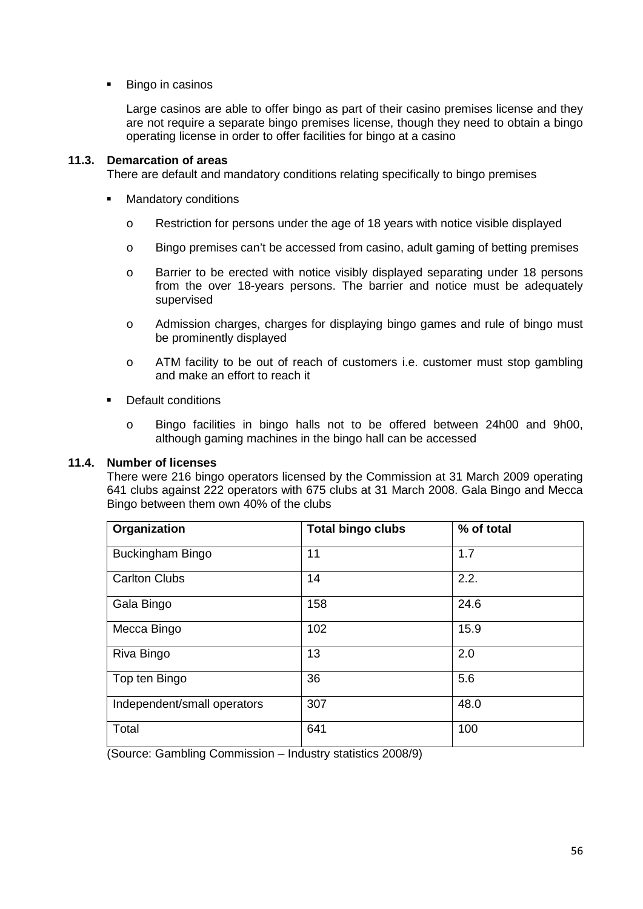- Bingo in casinos

  Large casinos are able to offer bingo as part of their casino premises license and they are not require a separate bingo premises license, though they need to obtain a bingo operating license in order to offer facilities for bingo at a casino

### 11.3. Demarcation of areas

There are default and mandatory conditions relating specifically to bingo premises

- Mandatory conditions
  - Restriction for persons under the age of 18 years with notice visible displayed
  - Bingo premises can't be accessed from casino, adult gaming of betting premises
  - Barrier to be erected with notice visibly displayed separating under 18 persons from the over 18-years persons. The barrier and notice must be adequately supervised
  - Admission charges, charges for displaying bingo games and rule of bingo must be prominently displayed
  - ATM facility to be out of reach of customers i.e. customer must stop gambling and make an effort to reach it
- Default conditions
  - Bingo facilities in bingo halls not to be offered between 24h00 and 9h00, although gaming machines in the bingo hall can be accessed

### 11.4. Number of licenses

There were 216 bingo operators licensed by the Commission at 31 March 2009 operating 641 clubs against 222 operators with 675 clubs at 31 March 2008. Gala Bingo and Mecca Bingo between them own 40% of the clubs

| Organization | Total bingo clubs | % of total |
|---|---|---|
| Buckingham Bingo | 11 | 1.7 |
| Carlton Clubs | 14 | 2.2. |
| Gala Bingo | 158 | 24.6 |
| Mecca Bingo | 102 | 15.9 |
| Riva Bingo | 13 | 2.0 |
| Top ten Bingo | 36 | 5.6 |
| Independent/small operators | 307 | 48.0 |
| Total | 641 | 100 |

(Source: Gambling Commission – Industry statistics 2008/9)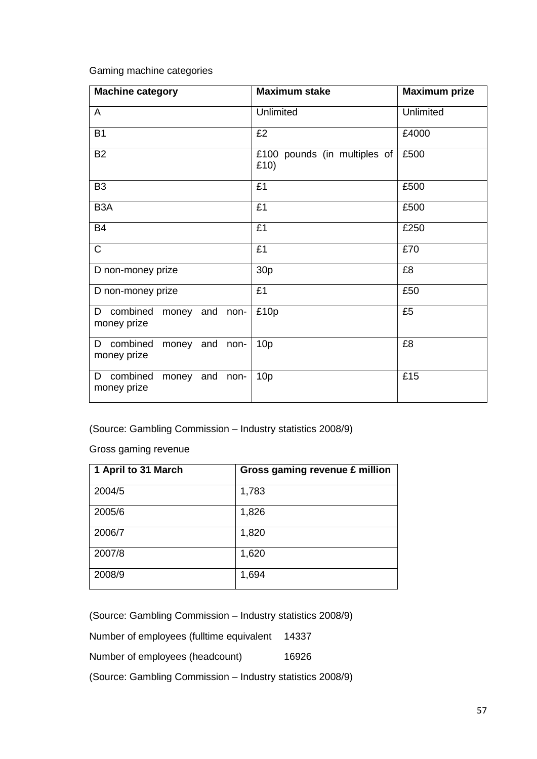Gaming machine categories

| Machine category | Maximum stake | Maximum prize |
|---|---|---|
| A | Unlimited | Unlimited |
| B1 | £2 | £4000 |
| B2 | £100 pounds (in multiples of £10) | £500 |
| B3 | £1 | £500 |
| B3A | £1 | £500 |
| B4 | £1 | £250 |
| C | £1 | £70 |
| D non-money prize | 30p | £8 |
| D non-money prize | £1 | £50 |
| D combined money and non-money prize | £10p | £5 |
| D combined money and non-money prize | 10p | £8 |
| D combined money and non-money prize | 10p | £15 |

(Source: Gambling Commission – Industry statistics 2008/9)

Gross gaming revenue

| 1 April to 31 March | Gross gaming revenue £ million |
|---|---|
| 2004/5 | 1,783 |
| 2005/6 | 1,826 |
| 2006/7 | 1,820 |
| 2007/8 | 1,620 |
| 2008/9 | 1,694 |

(Source: Gambling Commission – Industry statistics 2008/9)

Number of employees (fulltime equivalent 14337

Number of employees (headcount) 16926

(Source: Gambling Commission – Industry statistics 2008/9)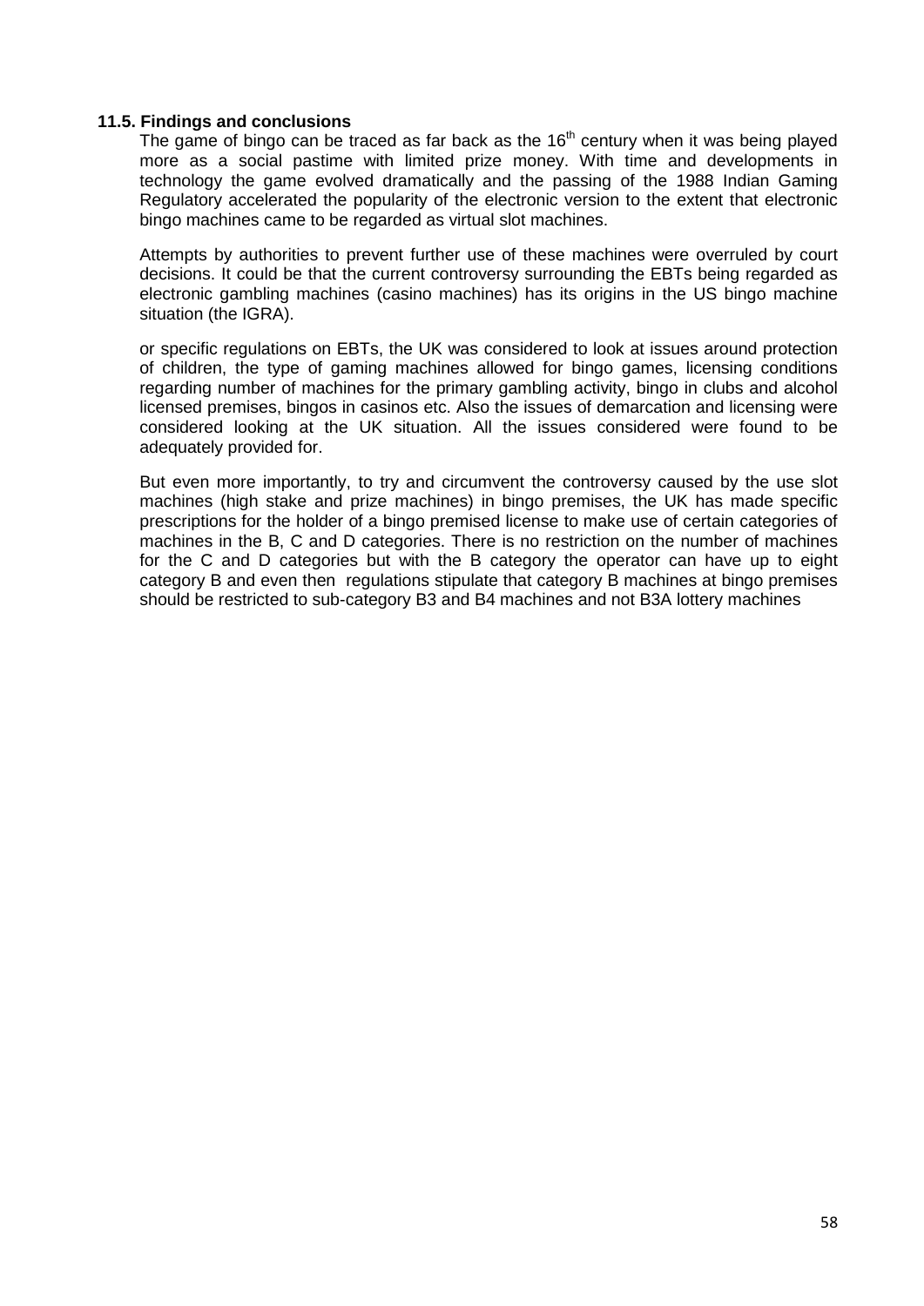### 11.5. Findings and conclusions

The game of bingo can be traced as far back as the 16th century when it was being played more as a social pastime with limited prize money. With time and developments in technology the game evolved dramatically and the passing of the 1988 Indian Gaming Regulatory accelerated the popularity of the electronic version to the extent that electronic bingo machines came to be regarded as virtual slot machines.

Attempts by authorities to prevent further use of these machines were overruled by court decisions. It could be that the current controversy surrounding the EBTs being regarded as electronic gambling machines (casino machines) has its origins in the US bingo machine situation (the IGRA).

or specific regulations on EBTs, the UK was considered to look at issues around protection of children, the type of gaming machines allowed for bingo games, licensing conditions regarding number of machines for the primary gambling activity, bingo in clubs and alcohol licensed premises, bingos in casinos etc. Also the issues of demarcation and licensing were considered looking at the UK situation. All the issues considered were found to be adequately provided for.

But even more importantly, to try and circumvent the controversy caused by the use slot machines (high stake and prize machines) in bingo premises, the UK has made specific prescriptions for the holder of a bingo premised license to make use of certain categories of machines in the B, C and D categories. There is no restriction on the number of machines for the C and D categories but with the B category the operator can have up to eight category B and even then regulations stipulate that category B machines at bingo premises should be restricted to sub-category B3 and B4 machines and not B3A lottery machines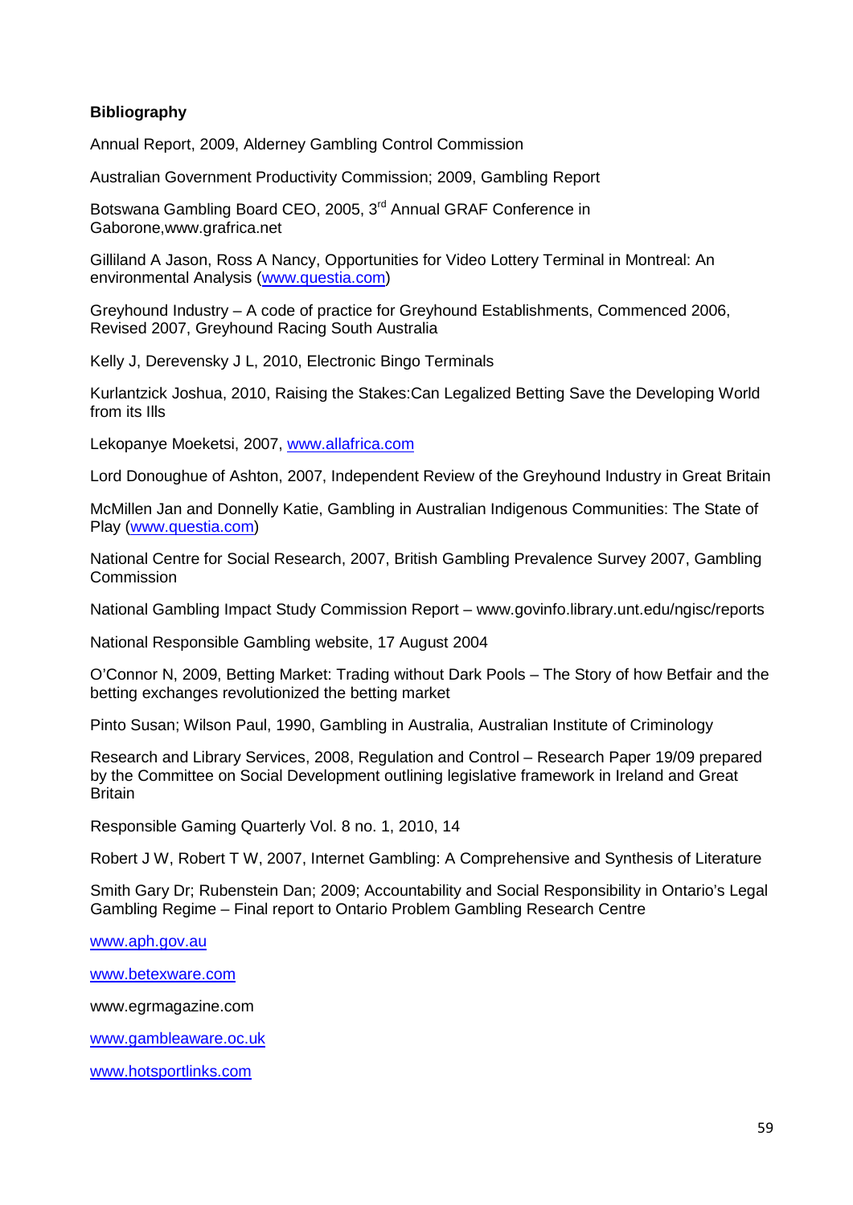**Bibliography**

Annual Report, 2009, Alderney Gambling Control Commission

Australian Government Productivity Commission; 2009, Gambling Report

Botswana Gambling Board CEO, 2005, 3rd Annual GRAF Conference in Gaborone,www.grafrica.net

Gilliland A Jason, Ross A Nancy, Opportunities for Video Lottery Terminal in Montreal: An environmental Analysis (www.questia.com)

Greyhound Industry – A code of practice for Greyhound Establishments, Commenced 2006, Revised 2007, Greyhound Racing South Australia

Kelly J, Derevensky J L, 2010, Electronic Bingo Terminals

Kurlantzick Joshua, 2010, Raising the Stakes:Can Legalized Betting Save the Developing World from its Ills

Lekopanye Moeketsi, 2007, www.allafrica.com

Lord Donoughue of Ashton, 2007, Independent Review of the Greyhound Industry in Great Britain

McMillen Jan and Donnelly Katie, Gambling in Australian Indigenous Communities: The State of Play (www.questia.com)

National Centre for Social Research, 2007, British Gambling Prevalence Survey 2007, Gambling Commission

National Gambling Impact Study Commission Report – www.govinfo.library.unt.edu/ngisc/reports

National Responsible Gambling website, 17 August 2004

O'Connor N, 2009, Betting Market: Trading without Dark Pools – The Story of how Betfair and the betting exchanges revolutionized the betting market

Pinto Susan; Wilson Paul, 1990, Gambling in Australia, Australian Institute of Criminology

Research and Library Services, 2008, Regulation and Control – Research Paper 19/09 prepared by the Committee on Social Development outlining legislative framework in Ireland and Great Britain

Responsible Gaming Quarterly Vol. 8 no. 1, 2010, 14

Robert J W, Robert T W, 2007, Internet Gambling: A Comprehensive and Synthesis of Literature

Smith Gary Dr; Rubenstein Dan; 2009; Accountability and Social Responsibility in Ontario's Legal Gambling Regime – Final report to Ontario Problem Gambling Research Centre

www.aph.gov.au

www.betexware.com

www.egrmagazine.com

www.gambleaware.oc.uk

www.hotsportlinks.com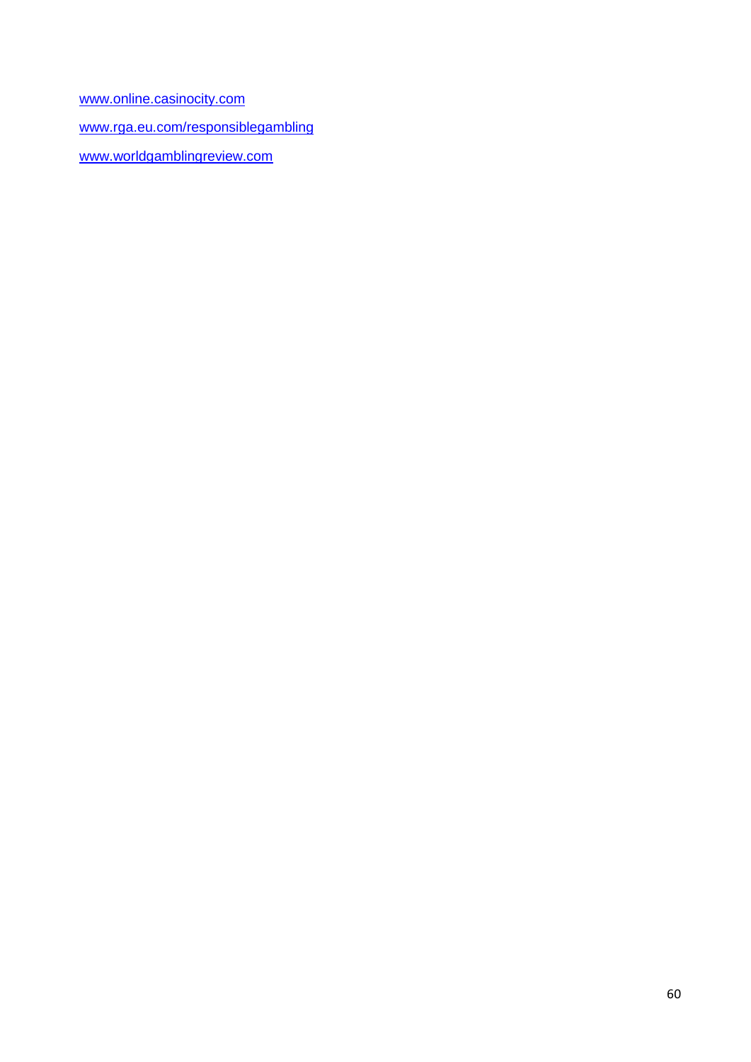www.online.casinocity.com

www.rga.eu.com/responsiblegambling

www.worldgamblingreview.com